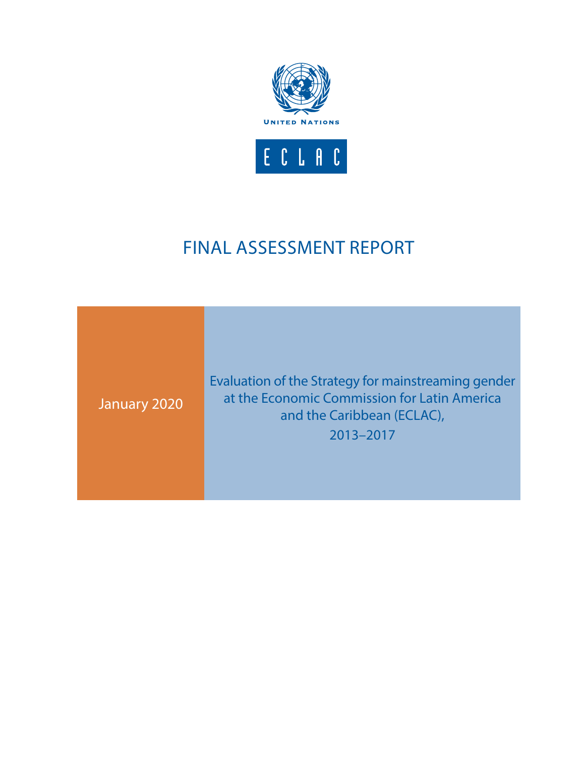UNITED NATIONS

ECLAC

# FINAL ASSESSMENT REPORT

January 2020

Evaluation of the Strategy for mainstreaming gender at the Economic Commission for Latin America and the Caribbean (ECLAC), 2013–2017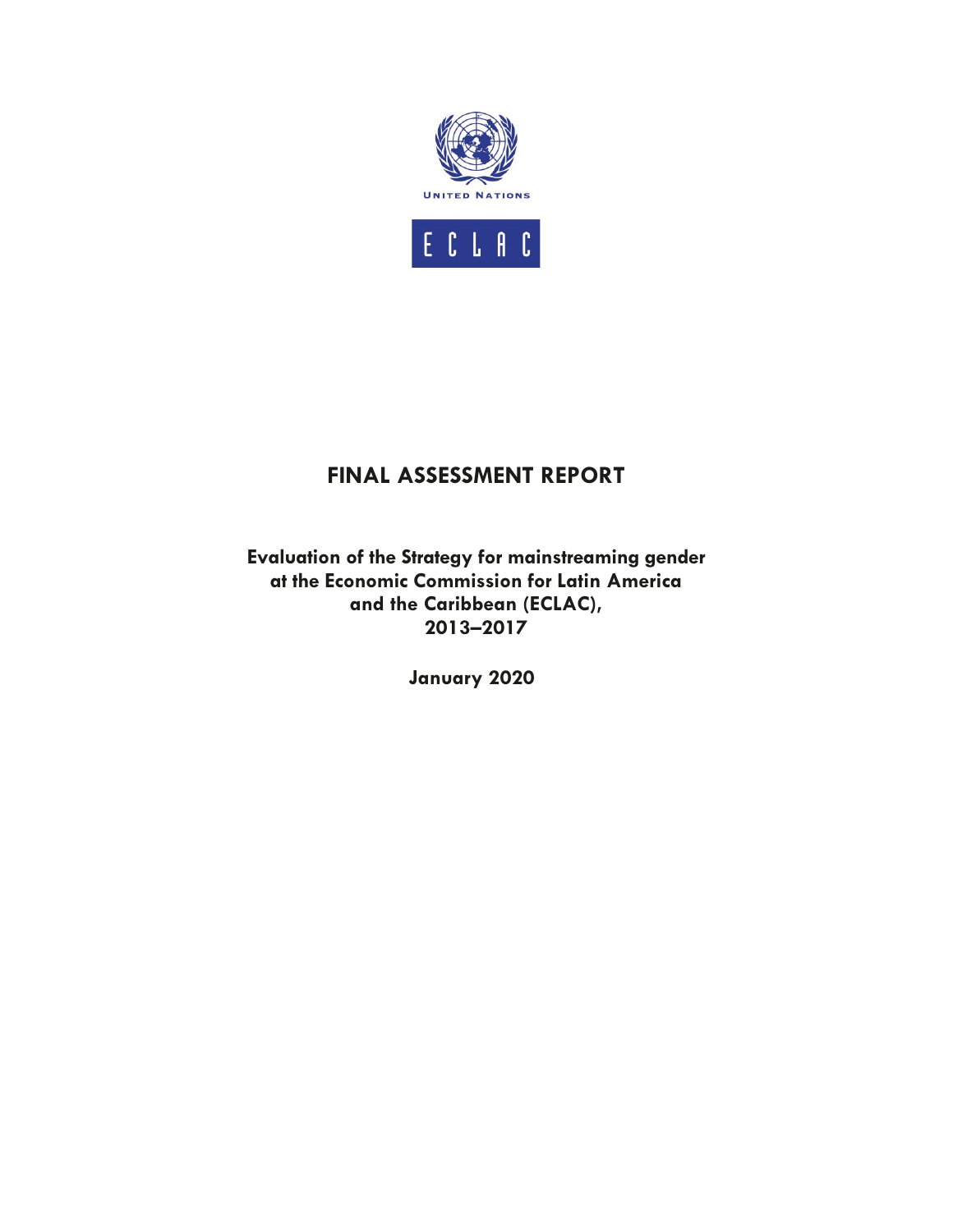UNITED NATIONS

ECLAC

# FINAL ASSESSMENT REPORT

**Evaluation of the Strategy for mainstreaming gender at the Economic Commission for Latin America and the Caribbean (ECLAC), 2013–2017**

**January 2020**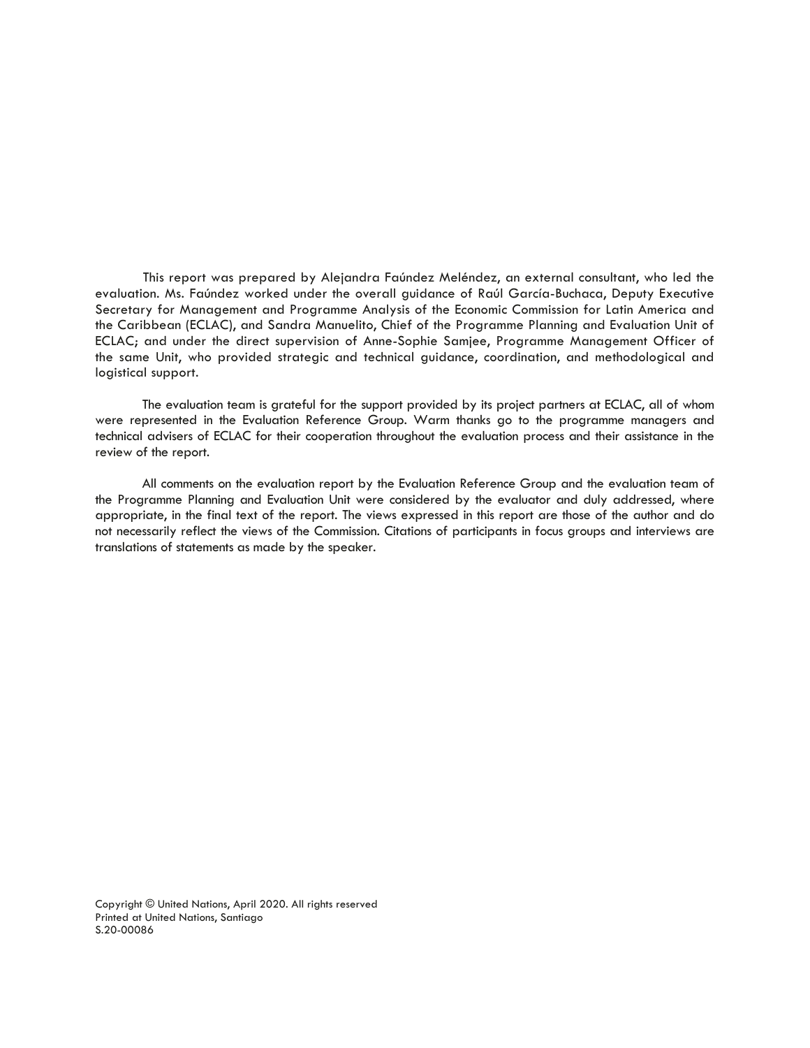This report was prepared by Alejandra Faúndez Meléndez, an external consultant, who led the evaluation. Ms. Faúndez worked under the overall guidance of Raúl García-Buchaca, Deputy Executive Secretary for Management and Programme Analysis of the Economic Commission for Latin America and the Caribbean (ECLAC), and Sandra Manuelito, Chief of the Programme Planning and Evaluation Unit of ECLAC; and under the direct supervision of Anne-Sophie Samjee, Programme Management Officer of the same Unit, who provided strategic and technical guidance, coordination, and methodological and logistical support.

The evaluation team is grateful for the support provided by its project partners at ECLAC, all of whom were represented in the Evaluation Reference Group. Warm thanks go to the programme managers and technical advisers of ECLAC for their cooperation throughout the evaluation process and their assistance in the review of the report.

All comments on the evaluation report by the Evaluation Reference Group and the evaluation team of the Programme Planning and Evaluation Unit were considered by the evaluator and duly addressed, where appropriate, in the final text of the report. The views expressed in this report are those of the author and do not necessarily reflect the views of the Commission. Citations of participants in focus groups and interviews are translations of statements as made by the speaker.

Copyright © United Nations, April 2020. All rights reserved
Printed at United Nations, Santiago
S.20-00086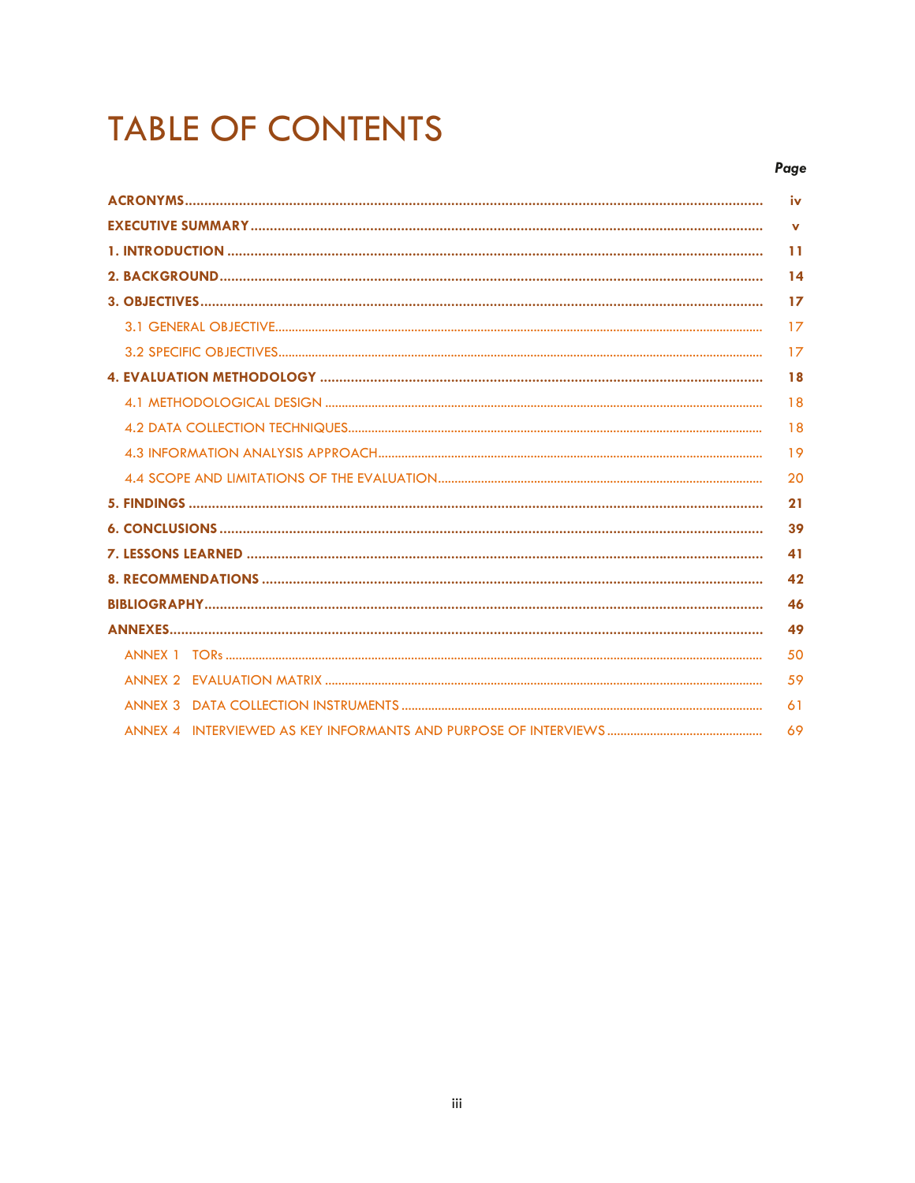# TABLE OF CONTENTS

| | Page |
|---|---|
| **ACRONYMS** | iv |
| **EXECUTIVE SUMMARY** | v |
| **1. INTRODUCTION** | 11 |
| **2. BACKGROUND** | 14 |
| **3. OBJECTIVES** | 17 |
| 3.1 GENERAL OBJECTIVE | 17 |
| 3.2 SPECIFIC OBJECTIVES | 17 |
| **4. EVALUATION METHODOLOGY** | 18 |
| 4.1 METHODOLOGICAL DESIGN | 18 |
| 4.2 DATA COLLECTION TECHNIQUES | 18 |
| 4.3 INFORMATION ANALYSIS APPROACH | 19 |
| 4.4 SCOPE AND LIMITATIONS OF THE EVALUATION | 20 |
| **5. FINDINGS** | 21 |
| **6. CONCLUSIONS** | 39 |
| **7. LESSONS LEARNED** | 41 |
| **8. RECOMMENDATIONS** | 42 |
| **BIBLIOGRAPHY** | 46 |
| **ANNEXES** | 49 |
| ANNEX 1 TORs | 50 |
| ANNEX 2 EVALUATION MATRIX | 59 |
| ANNEX 3 DATA COLLECTION INSTRUMENTS | 61 |
| ANNEX 4 INTERVIEWED AS KEY INFORMANTS AND PURPOSE OF INTERVIEWS | 69 |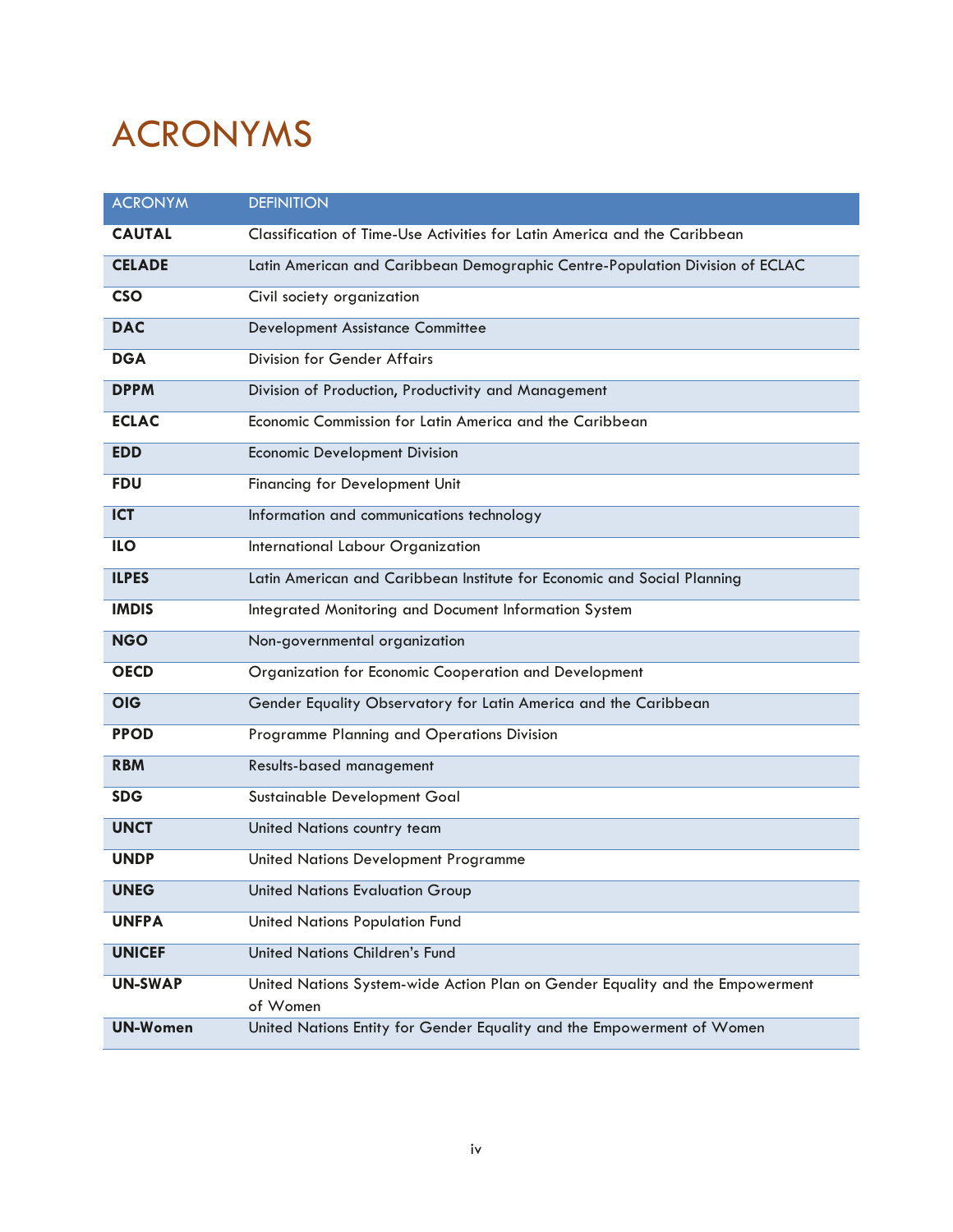# ACRONYMS

| ACRONYM | DEFINITION |
|---|---|
| **CAUTAL** | Classification of Time-Use Activities for Latin America and the Caribbean |
| **CELADE** | Latin American and Caribbean Demographic Centre-Population Division of ECLAC |
| **CSO** | Civil society organization |
| **DAC** | Development Assistance Committee |
| **DGA** | Division for Gender Affairs |
| **DPPM** | Division of Production, Productivity and Management |
| **ECLAC** | Economic Commission for Latin America and the Caribbean |
| **EDD** | Economic Development Division |
| **FDU** | Financing for Development Unit |
| **ICT** | Information and communications technology |
| **ILO** | International Labour Organization |
| **ILPES** | Latin American and Caribbean Institute for Economic and Social Planning |
| **IMDIS** | Integrated Monitoring and Document Information System |
| **NGO** | Non-governmental organization |
| **OECD** | Organization for Economic Cooperation and Development |
| **OIG** | Gender Equality Observatory for Latin America and the Caribbean |
| **PPOD** | Programme Planning and Operations Division |
| **RBM** | Results-based management |
| **SDG** | Sustainable Development Goal |
| **UNCT** | United Nations country team |
| **UNDP** | United Nations Development Programme |
| **UNEG** | United Nations Evaluation Group |
| **UNFPA** | United Nations Population Fund |
| **UNICEF** | United Nations Children's Fund |
| **UN-SWAP** | United Nations System-wide Action Plan on Gender Equality and the Empowerment of Women |
| **UN-Women** | United Nations Entity for Gender Equality and the Empowerment of Women |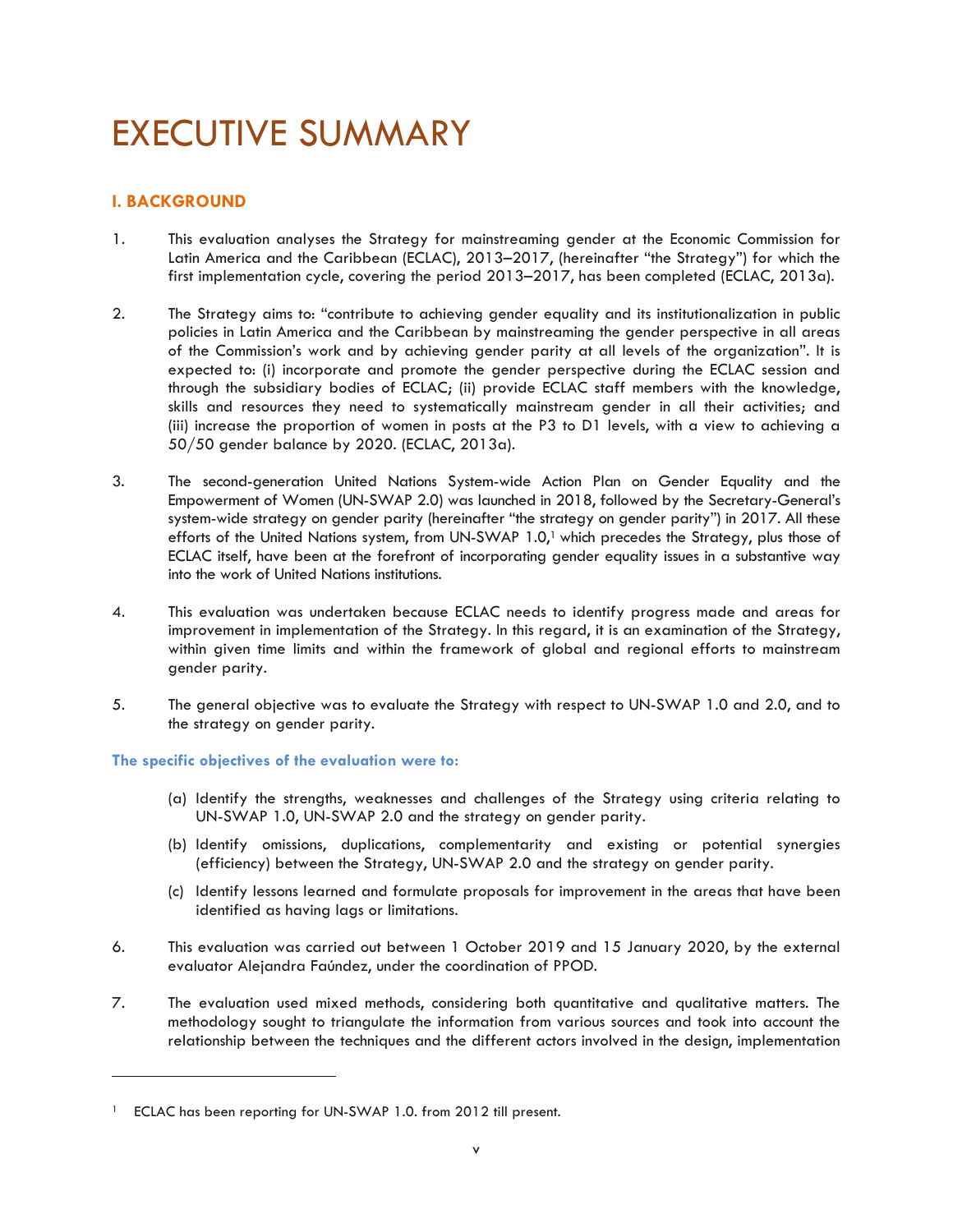# EXECUTIVE SUMMARY

## I. BACKGROUND

1. This evaluation analyses the Strategy for mainstreaming gender at the Economic Commission for Latin America and the Caribbean (ECLAC), 2013–2017, (hereinafter "the Strategy") for which the first implementation cycle, covering the period 2013–2017, has been completed (ECLAC, 2013a).

2. The Strategy aims to: "contribute to achieving gender equality and its institutionalization in public policies in Latin America and the Caribbean by mainstreaming the gender perspective in all areas of the Commission's work and by achieving gender parity at all levels of the organization". It is expected to: (i) incorporate and promote the gender perspective during the ECLAC session and through the subsidiary bodies of ECLAC; (ii) provide ECLAC staff members with the knowledge, skills and resources they need to systematically mainstream gender in all their activities; and (iii) increase the proportion of women in posts at the P3 to D1 levels, with a view to achieving a 50/50 gender balance by 2020. (ECLAC, 2013a).

3. The second-generation United Nations System-wide Action Plan on Gender Equality and the Empowerment of Women (UN-SWAP 2.0) was launched in 2018, followed by the Secretary-General's system-wide strategy on gender parity (hereinafter "the strategy on gender parity") in 2017. All these efforts of the United Nations system, from UN-SWAP 1.0,[1] which precedes the Strategy, plus those of ECLAC itself, have been at the forefront of incorporating gender equality issues in a substantive way into the work of United Nations institutions.

4. This evaluation was undertaken because ECLAC needs to identify progress made and areas for improvement in implementation of the Strategy. In this regard, it is an examination of the Strategy, within given time limits and within the framework of global and regional efforts to mainstream gender parity.

5. The general objective was to evaluate the Strategy with respect to UN-SWAP 1.0 and 2.0, and to the strategy on gender parity.

### The specific objectives of the evaluation were to:

(a) Identify the strengths, weaknesses and challenges of the Strategy using criteria relating to UN-SWAP 1.0, UN-SWAP 2.0 and the strategy on gender parity.

(b) Identify omissions, duplications, complementarity and existing or potential synergies (efficiency) between the Strategy, UN-SWAP 2.0 and the strategy on gender parity.

(c) Identify lessons learned and formulate proposals for improvement in the areas that have been identified as having lags or limitations.

6. This evaluation was carried out between 1 October 2019 and 15 January 2020, by the external evaluator Alejandra Faúndez, under the coordination of PPOD.

7. The evaluation used mixed methods, considering both quantitative and qualitative matters. The methodology sought to triangulate the information from various sources and took into account the relationship between the techniques and the different actors involved in the design, implementation

---

[1] ECLAC has been reporting for UN-SWAP 1.0. from 2012 till present.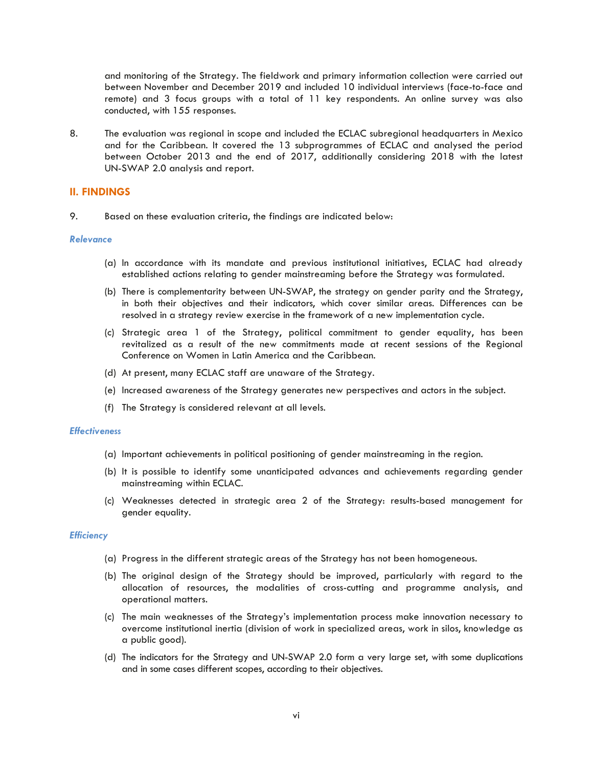and monitoring of the Strategy. The fieldwork and primary information collection were carried out between November and December 2019 and included 10 individual interviews (face-to-face and remote) and 3 focus groups with a total of 11 key respondents. An online survey was also conducted, with 155 responses.

8. The evaluation was regional in scope and included the ECLAC subregional headquarters in Mexico and for the Caribbean. It covered the 13 subprogrammes of ECLAC and analysed the period between October 2013 and the end of 2017, additionally considering 2018 with the latest UN-SWAP 2.0 analysis and report.

## II. FINDINGS

9. Based on these evaluation criteria, the findings are indicated below:

### *Relevance*

(a) In accordance with its mandate and previous institutional initiatives, ECLAC had already established actions relating to gender mainstreaming before the Strategy was formulated.

(b) There is complementarity between UN-SWAP, the strategy on gender parity and the Strategy, in both their objectives and their indicators, which cover similar areas. Differences can be resolved in a strategy review exercise in the framework of a new implementation cycle.

(c) Strategic area 1 of the Strategy, political commitment to gender equality, has been revitalized as a result of the new commitments made at recent sessions of the Regional Conference on Women in Latin America and the Caribbean.

(d) At present, many ECLAC staff are unaware of the Strategy.

(e) Increased awareness of the Strategy generates new perspectives and actors in the subject.

(f) The Strategy is considered relevant at all levels.

### *Effectiveness*

(a) Important achievements in political positioning of gender mainstreaming in the region.

(b) It is possible to identify some unanticipated advances and achievements regarding gender mainstreaming within ECLAC.

(c) Weaknesses detected in strategic area 2 of the Strategy: results-based management for gender equality.

### *Efficiency*

(a) Progress in the different strategic areas of the Strategy has not been homogeneous.

(b) The original design of the Strategy should be improved, particularly with regard to the allocation of resources, the modalities of cross-cutting and programme analysis, and operational matters.

(c) The main weaknesses of the Strategy's implementation process make innovation necessary to overcome institutional inertia (division of work in specialized areas, work in silos, knowledge as a public good).

(d) The indicators for the Strategy and UN-SWAP 2.0 form a very large set, with some duplications and in some cases different scopes, according to their objectives.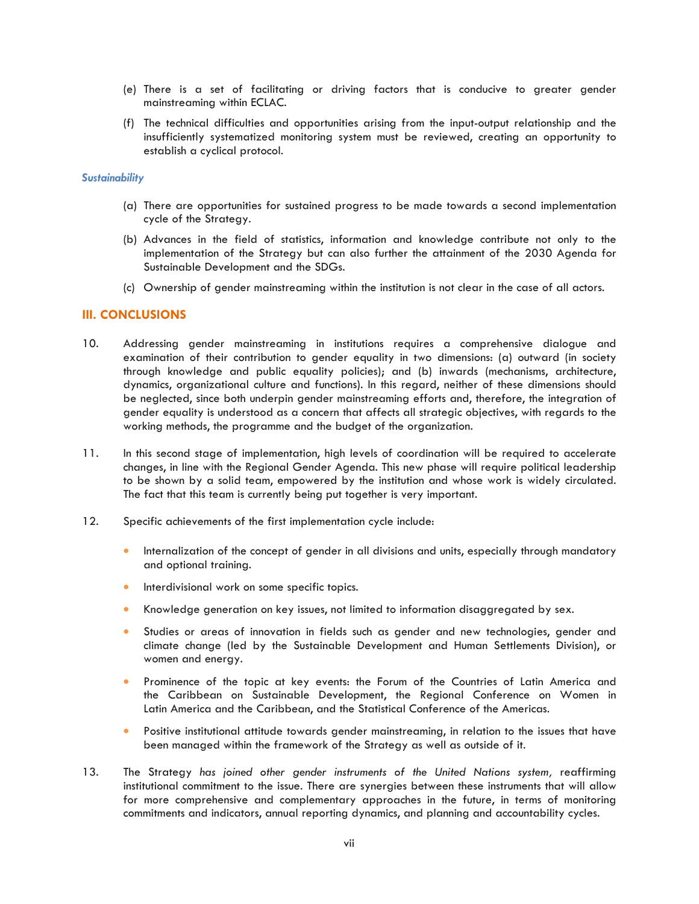(e) There is a set of facilitating or driving factors that is conducive to greater gender mainstreaming within ECLAC.

(f) The technical difficulties and opportunities arising from the input-output relationship and the insufficiently systematized monitoring system must be reviewed, creating an opportunity to establish a cyclical protocol.

#### *Sustainability*

(a) There are opportunities for sustained progress to be made towards a second implementation cycle of the Strategy.

(b) Advances in the field of statistics, information and knowledge contribute not only to the implementation of the Strategy but can also further the attainment of the 2030 Agenda for Sustainable Development and the SDGs.

(c) Ownership of gender mainstreaming within the institution is not clear in the case of all actors.

## III. CONCLUSIONS

10. Addressing gender mainstreaming in institutions requires a comprehensive dialogue and examination of their contribution to gender equality in two dimensions: (a) outward (in society through knowledge and public equality policies); and (b) inwards (mechanisms, architecture, dynamics, organizational culture and functions). In this regard, neither of these dimensions should be neglected, since both underpin gender mainstreaming efforts and, therefore, the integration of gender equality is understood as a concern that affects all strategic objectives, with regards to the working methods, the programme and the budget of the organization.

11. In this second stage of implementation, high levels of coordination will be required to accelerate changes, in line with the Regional Gender Agenda. This new phase will require political leadership to be shown by a solid team, empowered by the institution and whose work is widely circulated. The fact that this team is currently being put together is very important.

12. Specific achievements of the first implementation cycle include:

- Internalization of the concept of gender in all divisions and units, especially through mandatory and optional training.
- Interdivisional work on some specific topics.
- Knowledge generation on key issues, not limited to information disaggregated by sex.
- Studies or areas of innovation in fields such as gender and new technologies, gender and climate change (led by the Sustainable Development and Human Settlements Division), or women and energy.
- Prominence of the topic at key events: the Forum of the Countries of Latin America and the Caribbean on Sustainable Development, the Regional Conference on Women in Latin America and the Caribbean, and the Statistical Conference of the Americas.
- Positive institutional attitude towards gender mainstreaming, in relation to the issues that have been managed within the framework of the Strategy as well as outside of it.

13. The Strategy *has joined other gender instruments of the United Nations system,* reaffirming institutional commitment to the issue. There are synergies between these instruments that will allow for more comprehensive and complementary approaches in the future, in terms of monitoring commitments and indicators, annual reporting dynamics, and planning and accountability cycles.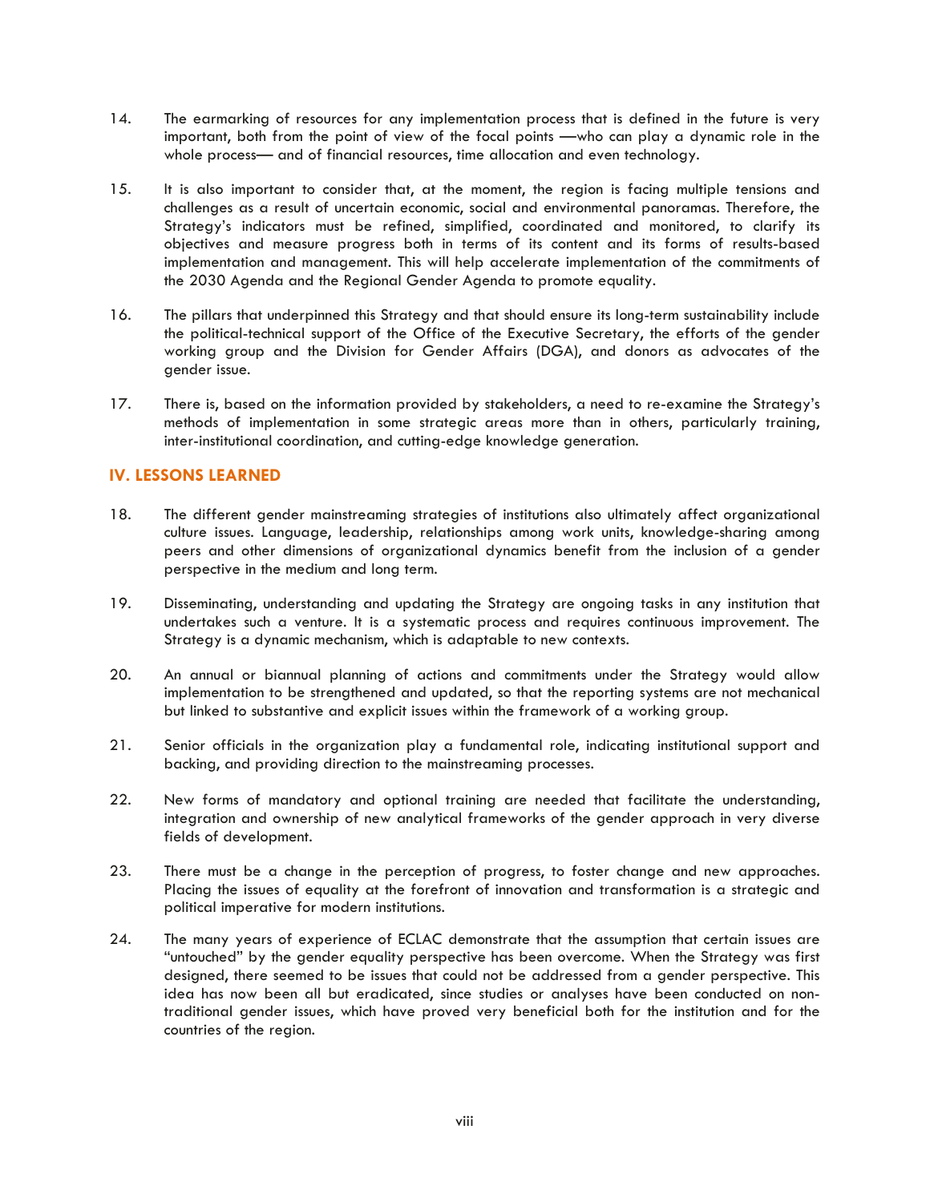14. The earmarking of resources for any implementation process that is defined in the future is very important, both from the point of view of the focal points —who can play a dynamic role in the whole process— and of financial resources, time allocation and even technology.

15. It is also important to consider that, at the moment, the region is facing multiple tensions and challenges as a result of uncertain economic, social and environmental panoramas. Therefore, the Strategy's indicators must be refined, simplified, coordinated and monitored, to clarify its objectives and measure progress both in terms of its content and its forms of results-based implementation and management. This will help accelerate implementation of the commitments of the 2030 Agenda and the Regional Gender Agenda to promote equality.

16. The pillars that underpinned this Strategy and that should ensure its long-term sustainability include the political-technical support of the Office of the Executive Secretary, the efforts of the gender working group and the Division for Gender Affairs (DGA), and donors as advocates of the gender issue.

17. There is, based on the information provided by stakeholders, a need to re-examine the Strategy's methods of implementation in some strategic areas more than in others, particularly training, inter-institutional coordination, and cutting-edge knowledge generation.

## IV. LESSONS LEARNED

18. The different gender mainstreaming strategies of institutions also ultimately affect organizational culture issues. Language, leadership, relationships among work units, knowledge-sharing among peers and other dimensions of organizational dynamics benefit from the inclusion of a gender perspective in the medium and long term.

19. Disseminating, understanding and updating the Strategy are ongoing tasks in any institution that undertakes such a venture. It is a systematic process and requires continuous improvement. The Strategy is a dynamic mechanism, which is adaptable to new contexts.

20. An annual or biannual planning of actions and commitments under the Strategy would allow implementation to be strengthened and updated, so that the reporting systems are not mechanical but linked to substantive and explicit issues within the framework of a working group.

21. Senior officials in the organization play a fundamental role, indicating institutional support and backing, and providing direction to the mainstreaming processes.

22. New forms of mandatory and optional training are needed that facilitate the understanding, integration and ownership of new analytical frameworks of the gender approach in very diverse fields of development.

23. There must be a change in the perception of progress, to foster change and new approaches. Placing the issues of equality at the forefront of innovation and transformation is a strategic and political imperative for modern institutions.

24. The many years of experience of ECLAC demonstrate that the assumption that certain issues are "untouched" by the gender equality perspective has been overcome. When the Strategy was first designed, there seemed to be issues that could not be addressed from a gender perspective. This idea has now been all but eradicated, since studies or analyses have been conducted on non-traditional gender issues, which have proved very beneficial both for the institution and for the countries of the region.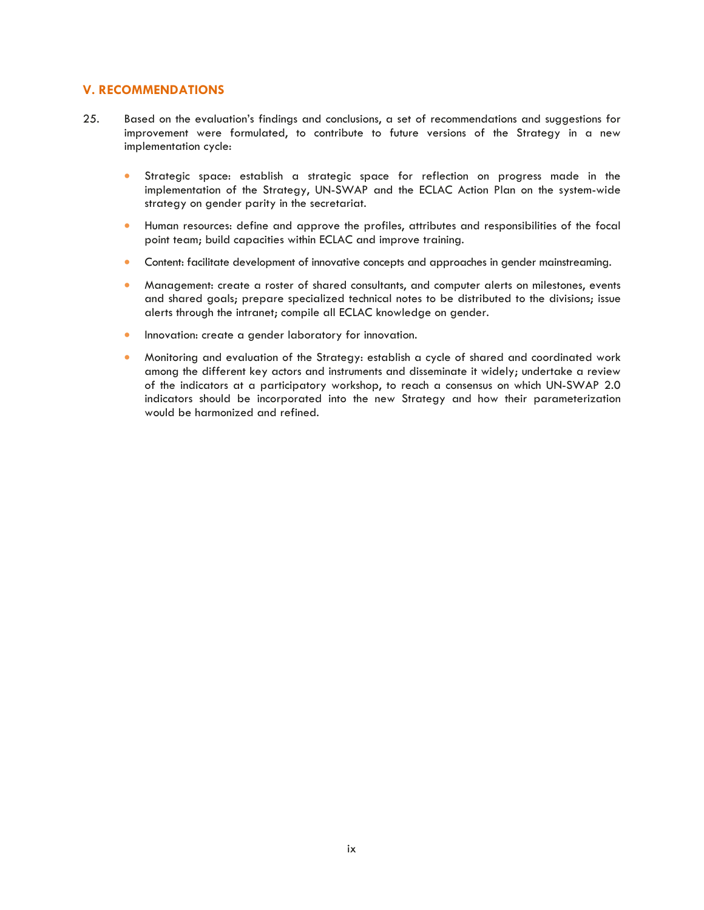## V. RECOMMENDATIONS

25. Based on the evaluation's findings and conclusions, a set of recommendations and suggestions for improvement were formulated, to contribute to future versions of the Strategy in a new implementation cycle:

- Strategic space: establish a strategic space for reflection on progress made in the implementation of the Strategy, UN-SWAP and the ECLAC Action Plan on the system-wide strategy on gender parity in the secretariat.
- Human resources: define and approve the profiles, attributes and responsibilities of the focal point team; build capacities within ECLAC and improve training.
- Content: facilitate development of innovative concepts and approaches in gender mainstreaming.
- Management: create a roster of shared consultants, and computer alerts on milestones, events and shared goals; prepare specialized technical notes to be distributed to the divisions; issue alerts through the intranet; compile all ECLAC knowledge on gender.
- Innovation: create a gender laboratory for innovation.
- Monitoring and evaluation of the Strategy: establish a cycle of shared and coordinated work among the different key actors and instruments and disseminate it widely; undertake a review of the indicators at a participatory workshop, to reach a consensus on which UN-SWAP 2.0 indicators should be incorporated into the new Strategy and how their parameterization would be harmonized and refined.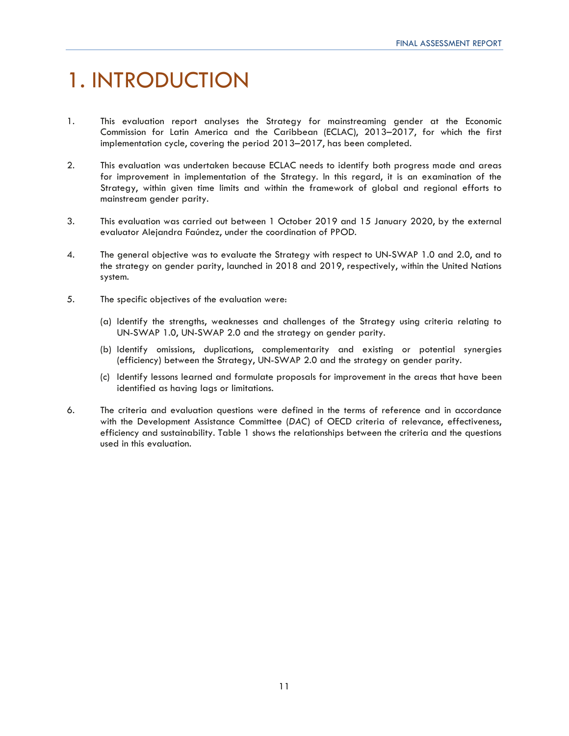# 1. INTRODUCTION

1. This evaluation report analyses the Strategy for mainstreaming gender at the Economic Commission for Latin America and the Caribbean (ECLAC), 2013–2017, for which the first implementation cycle, covering the period 2013–2017, has been completed.

2. This evaluation was undertaken because ECLAC needs to identify both progress made and areas for improvement in implementation of the Strategy. In this regard, it is an examination of the Strategy, within given time limits and within the framework of global and regional efforts to mainstream gender parity.

3. This evaluation was carried out between 1 October 2019 and 15 January 2020, by the external evaluator Alejandra Faúndez, under the coordination of PPOD.

4. The general objective was to evaluate the Strategy with respect to UN-SWAP 1.0 and 2.0, and to the strategy on gender parity, launched in 2018 and 2019, respectively, within the United Nations system.

5. The specific objectives of the evaluation were:

   (a) Identify the strengths, weaknesses and challenges of the Strategy using criteria relating to UN-SWAP 1.0, UN-SWAP 2.0 and the strategy on gender parity.

   (b) Identify omissions, duplications, complementarity and existing or potential synergies (efficiency) between the Strategy, UN-SWAP 2.0 and the strategy on gender parity.

   (c) Identify lessons learned and formulate proposals for improvement in the areas that have been identified as having lags or limitations.

6. The criteria and evaluation questions were defined in the terms of reference and in accordance with the Development Assistance Committee (*DAC*) of OECD criteria of relevance, effectiveness, efficiency and sustainability. Table 1 shows the relationships between the criteria and the questions used in this evaluation.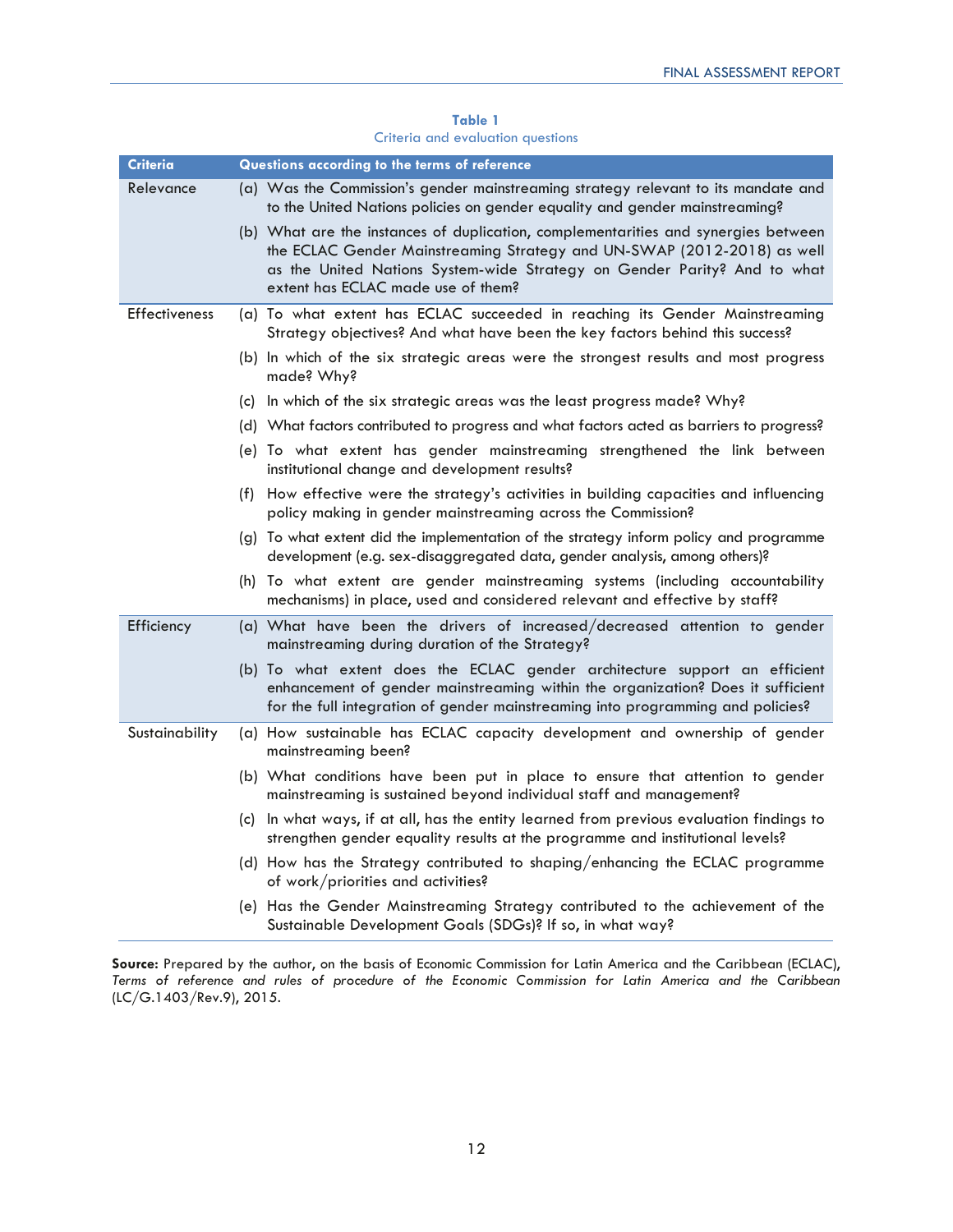**Table 1**
Criteria and evaluation questions

| Criteria | Questions according to the terms of reference |
|---|---|
| Relevance | (a) Was the Commission's gender mainstreaming strategy relevant to its mandate and to the United Nations policies on gender equality and gender mainstreaming? |
| | (b) What are the instances of duplication, complementarities and synergies between the ECLAC Gender Mainstreaming Strategy and UN-SWAP (2012-2018) as well as the United Nations System-wide Strategy on Gender Parity? And to what extent has ECLAC made use of them? |
| Effectiveness | (a) To what extent has ECLAC succeeded in reaching its Gender Mainstreaming Strategy objectives? And what have been the key factors behind this success? |
| | (b) In which of the six strategic areas were the strongest results and most progress made? Why? |
| | (c) In which of the six strategic areas was the least progress made? Why? |
| | (d) What factors contributed to progress and what factors acted as barriers to progress? |
| | (e) To what extent has gender mainstreaming strengthened the link between institutional change and development results? |
| | (f) How effective were the strategy's activities in building capacities and influencing policy making in gender mainstreaming across the Commission? |
| | (g) To what extent did the implementation of the strategy inform policy and programme development (e.g. sex-disaggregated data, gender analysis, among others)? |
| | (h) To what extent are gender mainstreaming systems (including accountability mechanisms) in place, used and considered relevant and effective by staff? |
| Efficiency | (a) What have been the drivers of increased/decreased attention to gender mainstreaming during duration of the Strategy? |
| | (b) To what extent does the ECLAC gender architecture support an efficient enhancement of gender mainstreaming within the organization? Does it sufficient for the full integration of gender mainstreaming into programming and policies? |
| Sustainability | (a) How sustainable has ECLAC capacity development and ownership of gender mainstreaming been? |
| | (b) What conditions have been put in place to ensure that attention to gender mainstreaming is sustained beyond individual staff and management? |
| | (c) In what ways, if at all, has the entity learned from previous evaluation findings to strengthen gender equality results at the programme and institutional levels? |
| | (d) How has the Strategy contributed to shaping/enhancing the ECLAC programme of work/priorities and activities? |
| | (e) Has the Gender Mainstreaming Strategy contributed to the achievement of the Sustainable Development Goals (SDGs)? If so, in what way? |

**Source:** Prepared by the author, on the basis of Economic Commission for Latin America and the Caribbean (ECLAC), *Terms of reference and rules of procedure of the Economic Commission for Latin America and the Caribbean* (LC/G.1403/Rev.9), 2015.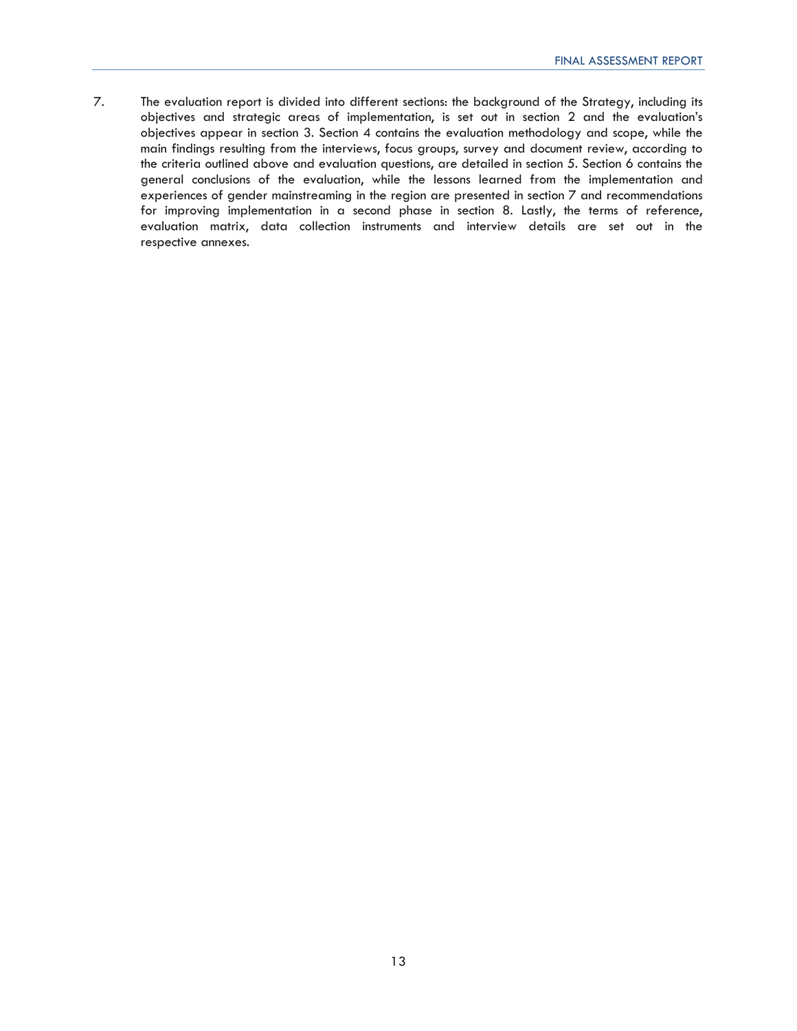7. The evaluation report is divided into different sections: the background of the Strategy, including its objectives and strategic areas of implementation, is set out in section 2 and the evaluation's objectives appear in section 3. Section 4 contains the evaluation methodology and scope, while the main findings resulting from the interviews, focus groups, survey and document review, according to the criteria outlined above and evaluation questions, are detailed in section 5. Section 6 contains the general conclusions of the evaluation, while the lessons learned from the implementation and experiences of gender mainstreaming in the region are presented in section 7 and recommendations for improving implementation in a second phase in section 8. Lastly, the terms of reference, evaluation matrix, data collection instruments and interview details are set out in the respective annexes.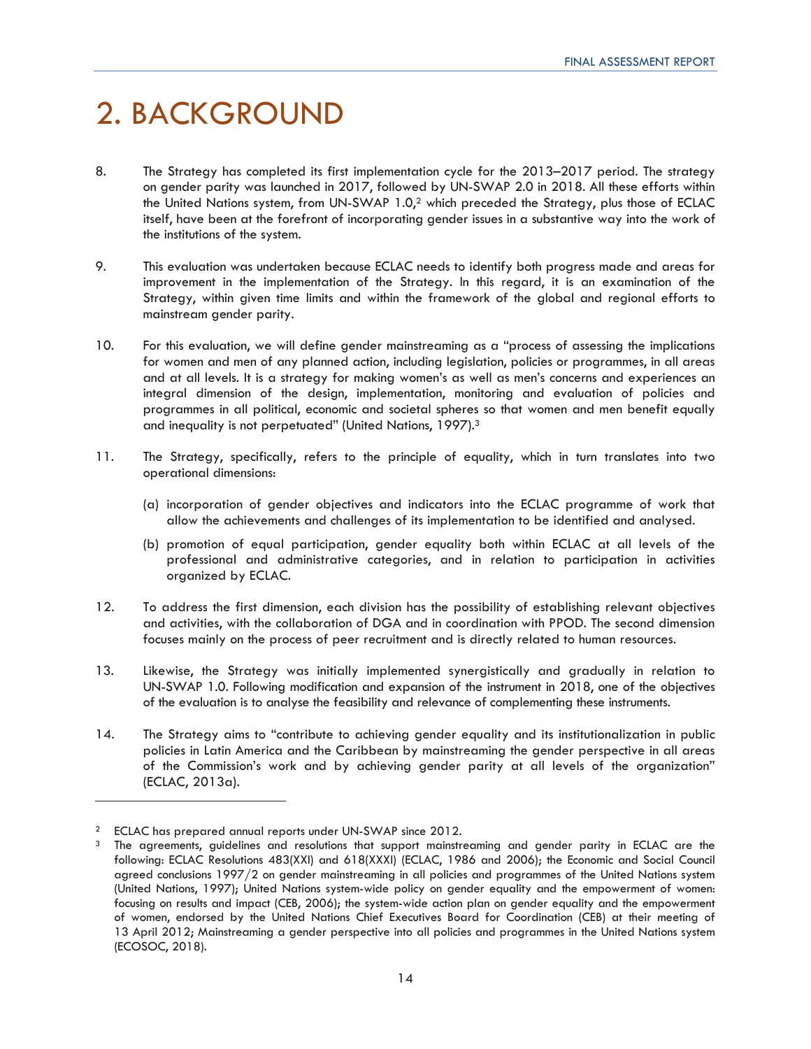# 2. BACKGROUND

8. The Strategy has completed its first implementation cycle for the 2013–2017 period. The strategy on gender parity was launched in 2017, followed by UN-SWAP 2.0 in 2018. All these efforts within the United Nations system, from UN-SWAP 1.0,[2] which preceded the Strategy, plus those of ECLAC itself, have been at the forefront of incorporating gender issues in a substantive way into the work of the institutions of the system.

9. This evaluation was undertaken because ECLAC needs to identify both progress made and areas for improvement in the implementation of the Strategy. In this regard, it is an examination of the Strategy, within given time limits and within the framework of the global and regional efforts to mainstream gender parity.

10. For this evaluation, we will define gender mainstreaming as a "process of assessing the implications for women and men of any planned action, including legislation, policies or programmes, in all areas and at all levels. It is a strategy for making women's as well as men's concerns and experiences an integral dimension of the design, implementation, monitoring and evaluation of policies and programmes in all political, economic and societal spheres so that women and men benefit equally and inequality is not perpetuated" (United Nations, 1997).[3]

11. The Strategy, specifically, refers to the principle of equality, which in turn translates into two operational dimensions:

    (a) incorporation of gender objectives and indicators into the ECLAC programme of work that allow the achievements and challenges of its implementation to be identified and analysed.

    (b) promotion of equal participation, gender equality both within ECLAC at all levels of the professional and administrative categories, and in relation to participation in activities organized by ECLAC.

12. To address the first dimension, each division has the possibility of establishing relevant objectives and activities, with the collaboration of DGA and in coordination with PPOD. The second dimension focuses mainly on the process of peer recruitment and is directly related to human resources.

13. Likewise, the Strategy was initially implemented synergistically and gradually in relation to UN-SWAP 1.0. Following modification and expansion of the instrument in 2018, one of the objectives of the evaluation is to analyse the feasibility and relevance of complementing these instruments.

14. The Strategy aims to "contribute to achieving gender equality and its institutionalization in public policies in Latin America and the Caribbean by mainstreaming the gender perspective in all areas of the Commission's work and by achieving gender parity at all levels of the organization" (ECLAC, 2013a).

---

[2] ECLAC has prepared annual reports under UN-SWAP since 2012.

[3] The agreements, guidelines and resolutions that support mainstreaming and gender parity in ECLAC are the following: ECLAC Resolutions 483(XXI) and 618(XXXI) (ECLAC, 1986 and 2006); the Economic and Social Council agreed conclusions 1997/2 on gender mainstreaming in all policies and programmes of the United Nations system (United Nations, 1997); United Nations system-wide policy on gender equality and the empowerment of women: focusing on results and impact (CEB, 2006); the system-wide action plan on gender equality and the empowerment of women, endorsed by the United Nations Chief Executives Board for Coordination (CEB) at their meeting of 13 April 2012; Mainstreaming a gender perspective into all policies and programmes in the United Nations system (ECOSOC, 2018).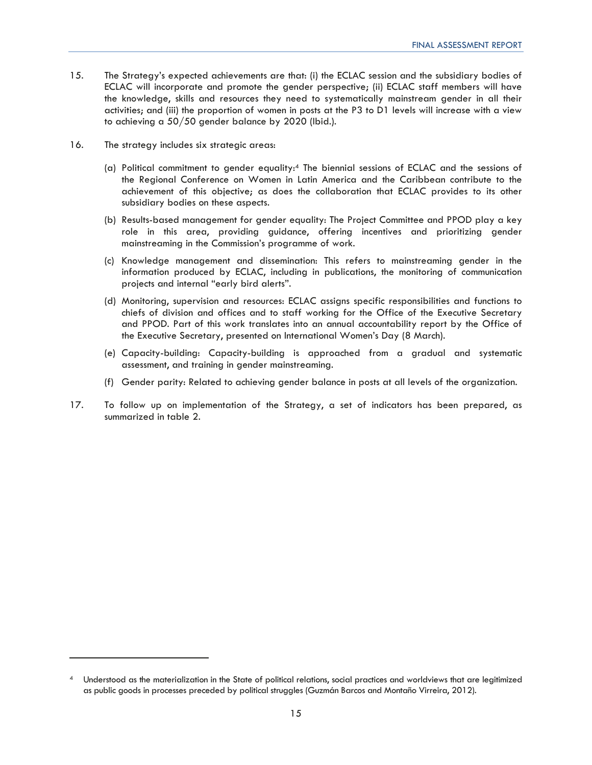15. The Strategy's expected achievements are that: (i) the ECLAC session and the subsidiary bodies of ECLAC will incorporate and promote the gender perspective; (ii) ECLAC staff members will have the knowledge, skills and resources they need to systematically mainstream gender in all their activities; and (iii) the proportion of women in posts at the P3 to D1 levels will increase with a view to achieving a 50/50 gender balance by 2020 (Ibid.).

16. The strategy includes six strategic areas:

    (a) Political commitment to gender equality:[4] The biennial sessions of ECLAC and the sessions of the Regional Conference on Women in Latin America and the Caribbean contribute to the achievement of this objective; as does the collaboration that ECLAC provides to its other subsidiary bodies on these aspects.

    (b) Results-based management for gender equality: The Project Committee and PPOD play a key role in this area, providing guidance, offering incentives and prioritizing gender mainstreaming in the Commission's programme of work.

    (c) Knowledge management and dissemination: This refers to mainstreaming gender in the information produced by ECLAC, including in publications, the monitoring of communication projects and internal "early bird alerts".

    (d) Monitoring, supervision and resources: ECLAC assigns specific responsibilities and functions to chiefs of division and offices and to staff working for the Office of the Executive Secretary and PPOD. Part of this work translates into an annual accountability report by the Office of the Executive Secretary, presented on International Women's Day (8 March).

    (e) Capacity-building: Capacity-building is approached from a gradual and systematic assessment, and training in gender mainstreaming.

    (f) Gender parity: Related to achieving gender balance in posts at all levels of the organization.

17. To follow up on implementation of the Strategy, a set of indicators has been prepared, as summarized in table 2.

---

[4] Understood as the materialization in the State of political relations, social practices and worldviews that are legitimized as public goods in processes preceded by political struggles (Guzmán Barcos and Montaño Virreira, 2012).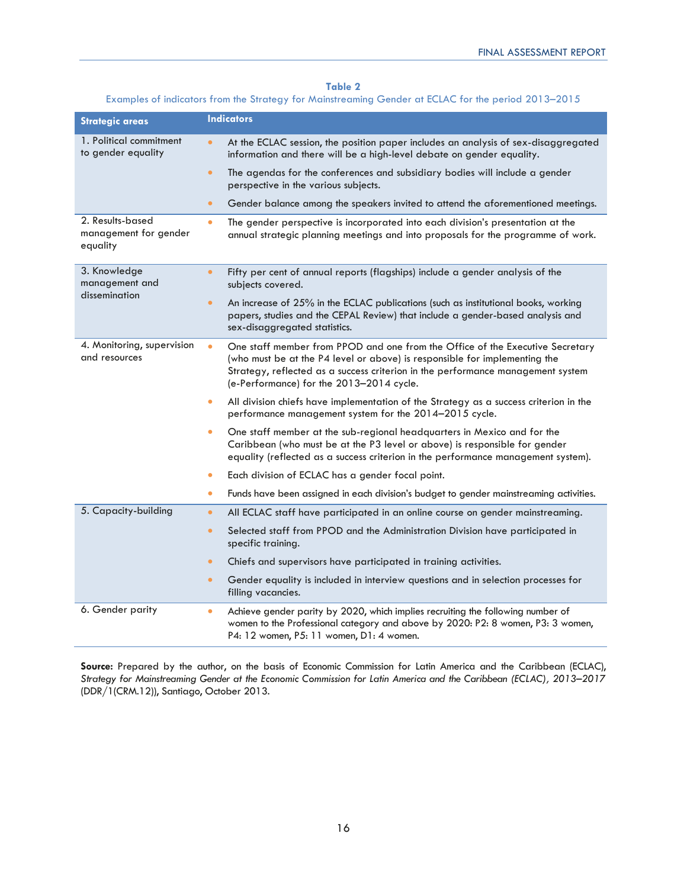**Table 2**
Examples of indicators from the Strategy for Mainstreaming Gender at ECLAC for the period 2013–2015

| Strategic areas | Indicators |
| --- | --- |
| 1. Political commitment to gender equality | • At the ECLAC session, the position paper includes an analysis of sex-disaggregated information and there will be a high-level debate on gender equality.<br>• The agendas for the conferences and subsidiary bodies will include a gender perspective in the various subjects.<br>• Gender balance among the speakers invited to attend the aforementioned meetings. |
| 2. Results-based management for gender equality | • The gender perspective is incorporated into each division's presentation at the annual strategic planning meetings and into proposals for the programme of work. |
| 3. Knowledge management and dissemination | • Fifty per cent of annual reports (flagships) include a gender analysis of the subjects covered.<br>• An increase of 25% in the ECLAC publications (such as institutional books, working papers, studies and the CEPAL Review) that include a gender-based analysis and sex-disaggregated statistics. |
| 4. Monitoring, supervision and resources | • One staff member from PPOD and one from the Office of the Executive Secretary (who must be at the P4 level or above) is responsible for implementing the Strategy, reflected as a success criterion in the performance management system (e-Performance) for the 2013–2014 cycle.<br>• All division chiefs have implementation of the Strategy as a success criterion in the performance management system for the 2014–2015 cycle.<br>• One staff member at the sub-regional headquarters in Mexico and for the Caribbean (who must be at the P3 level or above) is responsible for gender equality (reflected as a success criterion in the performance management system).<br>• Each division of ECLAC has a gender focal point.<br>• Funds have been assigned in each division's budget to gender mainstreaming activities. |
| 5. Capacity-building | • All ECLAC staff have participated in an online course on gender mainstreaming.<br>• Selected staff from PPOD and the Administration Division have participated in specific training.<br>• Chiefs and supervisors have participated in training activities.<br>• Gender equality is included in interview questions and in selection processes for filling vacancies. |
| 6. Gender parity | • Achieve gender parity by 2020, which implies recruiting the following number of women to the Professional category and above by 2020: P2: 8 women, P3: 3 women, P4: 12 women, P5: 11 women, D1: 4 women. |

**Source:** Prepared by the author, on the basis of Economic Commission for Latin America and the Caribbean (ECLAC), *Strategy for Mainstreaming Gender at the Economic Commission for Latin America and the Caribbean (ECLAC), 2013–2017* (DDR/1(CRM.12)), Santiago, October 2013.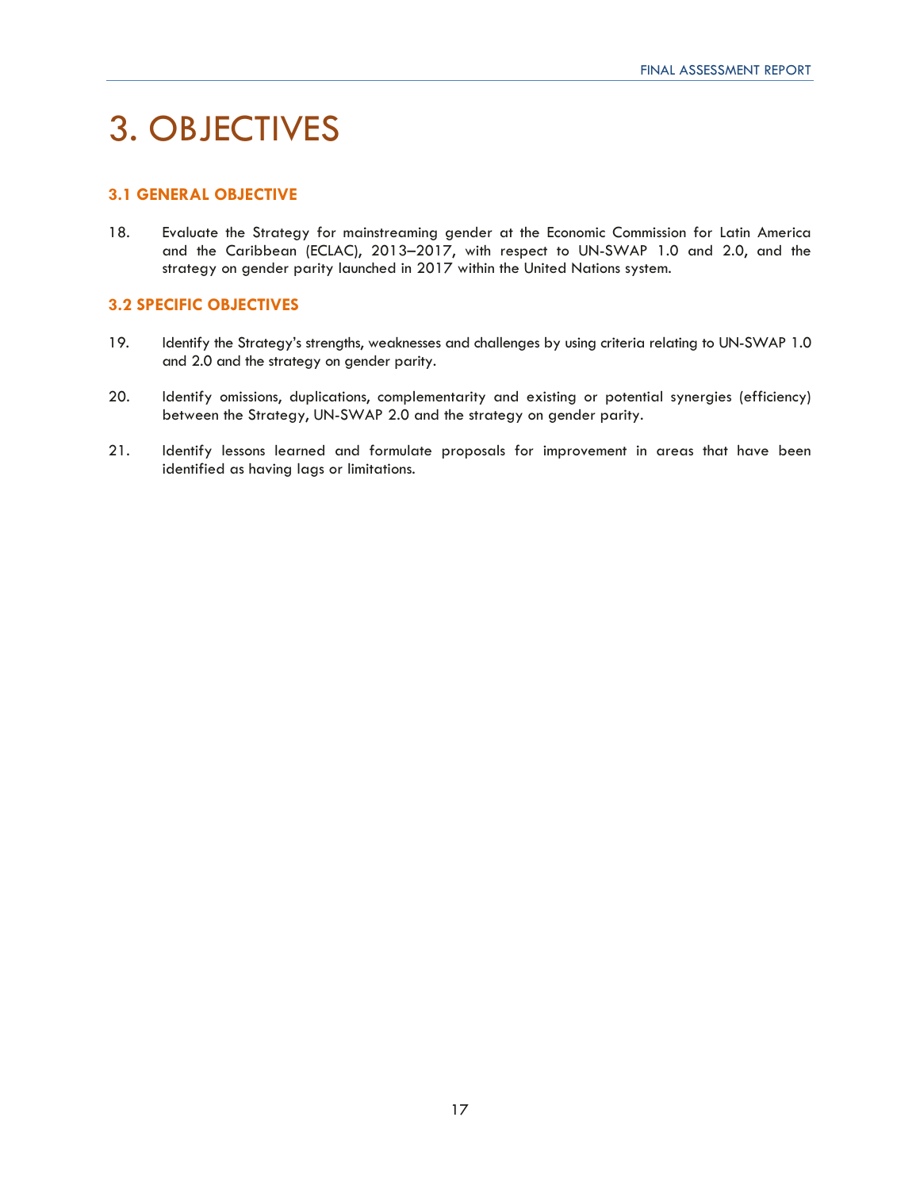# 3. OBJECTIVES

## 3.1 GENERAL OBJECTIVE

18. Evaluate the Strategy for mainstreaming gender at the Economic Commission for Latin America and the Caribbean (ECLAC), 2013–2017, with respect to UN-SWAP 1.0 and 2.0, and the strategy on gender parity launched in 2017 within the United Nations system.

## 3.2 SPECIFIC OBJECTIVES

19. Identify the Strategy's strengths, weaknesses and challenges by using criteria relating to UN-SWAP 1.0 and 2.0 and the strategy on gender parity.

20. Identify omissions, duplications, complementarity and existing or potential synergies (efficiency) between the Strategy, UN-SWAP 2.0 and the strategy on gender parity.

21. Identify lessons learned and formulate proposals for improvement in areas that have been identified as having lags or limitations.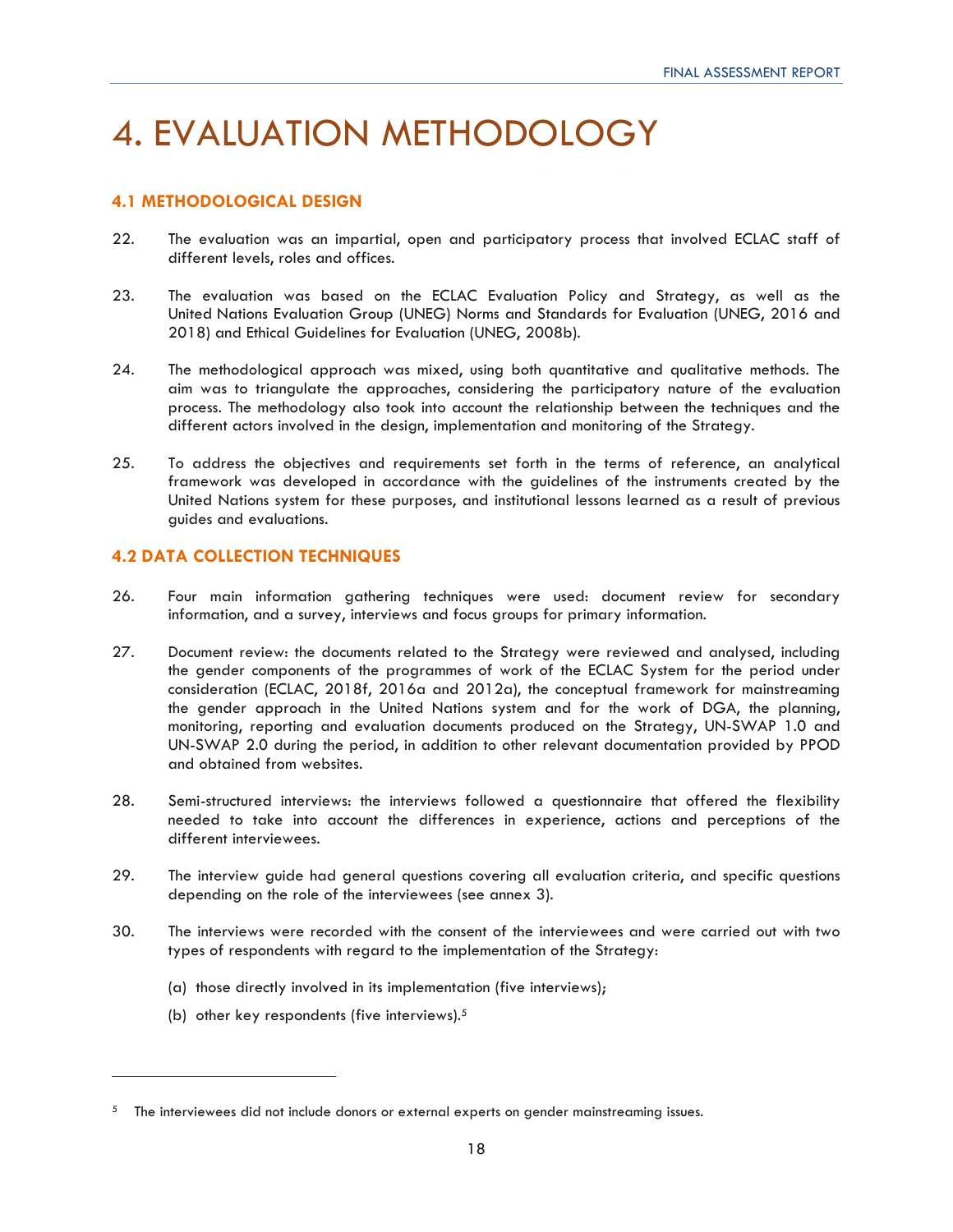# 4. EVALUATION METHODOLOGY

## 4.1 METHODOLOGICAL DESIGN

22. The evaluation was an impartial, open and participatory process that involved ECLAC staff of different levels, roles and offices.

23. The evaluation was based on the ECLAC Evaluation Policy and Strategy, as well as the United Nations Evaluation Group (UNEG) Norms and Standards for Evaluation (UNEG, 2016 and 2018) and Ethical Guidelines for Evaluation (UNEG, 2008b).

24. The methodological approach was mixed, using both quantitative and qualitative methods. The aim was to triangulate the approaches, considering the participatory nature of the evaluation process. The methodology also took into account the relationship between the techniques and the different actors involved in the design, implementation and monitoring of the Strategy.

25. To address the objectives and requirements set forth in the terms of reference, an analytical framework was developed in accordance with the guidelines of the instruments created by the United Nations system for these purposes, and institutional lessons learned as a result of previous guides and evaluations.

## 4.2 DATA COLLECTION TECHNIQUES

26. Four main information gathering techniques were used: document review for secondary information, and a survey, interviews and focus groups for primary information.

27. Document review: the documents related to the Strategy were reviewed and analysed, including the gender components of the programmes of work of the ECLAC System for the period under consideration (ECLAC, 2018f, 2016a and 2012a), the conceptual framework for mainstreaming the gender approach in the United Nations system and for the work of DGA, the planning, monitoring, reporting and evaluation documents produced on the Strategy, UN-SWAP 1.0 and UN-SWAP 2.0 during the period, in addition to other relevant documentation provided by PPOD and obtained from websites.

28. Semi-structured interviews: the interviews followed a questionnaire that offered the flexibility needed to take into account the differences in experience, actions and perceptions of the different interviewees.

29. The interview guide had general questions covering all evaluation criteria, and specific questions depending on the role of the interviewees (see annex 3).

30. The interviews were recorded with the consent of the interviewees and were carried out with two types of respondents with regard to the implementation of the Strategy:

    (a) those directly involved in its implementation (five interviews);

    (b) other key respondents (five interviews).[5]

---

[5] The interviewees did not include donors or external experts on gender mainstreaming issues.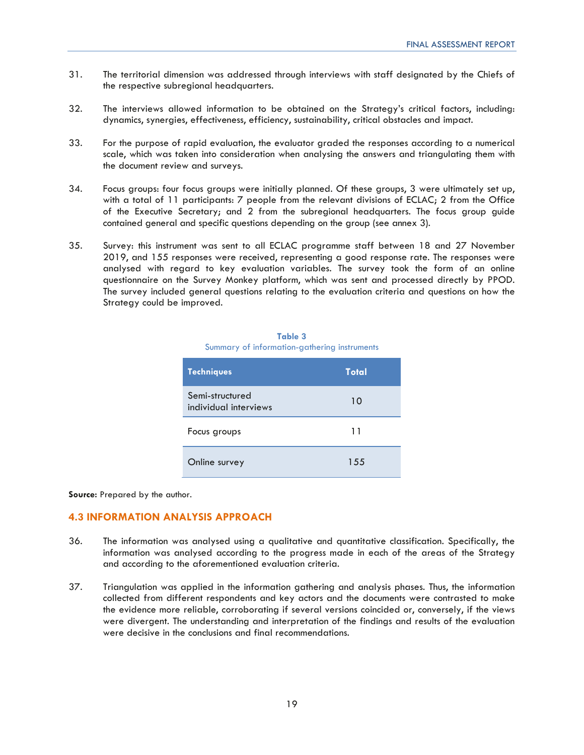31. The territorial dimension was addressed through interviews with staff designated by the Chiefs of the respective subregional headquarters.

32. The interviews allowed information to be obtained on the Strategy's critical factors, including: dynamics, synergies, effectiveness, efficiency, sustainability, critical obstacles and impact.

33. For the purpose of rapid evaluation, the evaluator graded the responses according to a numerical scale, which was taken into consideration when analysing the answers and triangulating them with the document review and surveys.

34. Focus groups: four focus groups were initially planned. Of these groups, 3 were ultimately set up, with a total of 11 participants: 7 people from the relevant divisions of ECLAC; 2 from the Office of the Executive Secretary; and 2 from the subregional headquarters. The focus group guide contained general and specific questions depending on the group (see annex 3).

35. Survey: this instrument was sent to all ECLAC programme staff between 18 and 27 November 2019, and 155 responses were received, representing a good response rate. The responses were analysed with regard to key evaluation variables. The survey took the form of an online questionnaire on the Survey Monkey platform, which was sent and processed directly by PPOD. The survey included general questions relating to the evaluation criteria and questions on how the Strategy could be improved.

**Table 3**
Summary of information-gathering instruments

| Techniques | Total |
|---|---|
| Semi-structured individual interviews | 10 |
| Focus groups | 11 |
| Online survey | 155 |

**Source:** Prepared by the author.

### 4.3 INFORMATION ANALYSIS APPROACH

36. The information was analysed using a qualitative and quantitative classification. Specifically, the information was analysed according to the progress made in each of the areas of the Strategy and according to the aforementioned evaluation criteria.

37. Triangulation was applied in the information gathering and analysis phases. Thus, the information collected from different respondents and key actors and the documents were contrasted to make the evidence more reliable, corroborating if several versions coincided or, conversely, if the views were divergent. The understanding and interpretation of the findings and results of the evaluation were decisive in the conclusions and final recommendations.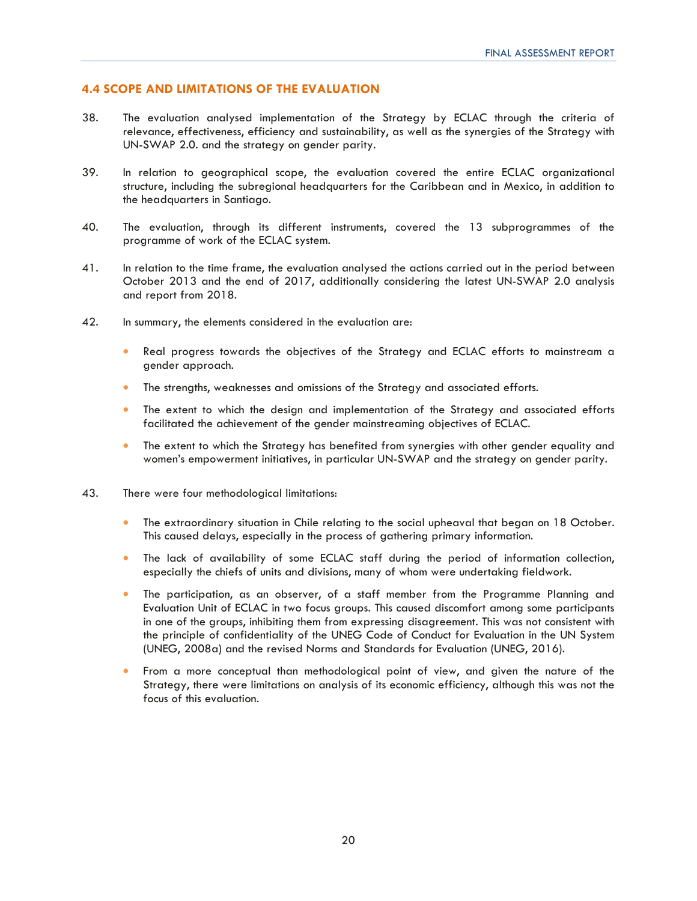## 4.4 SCOPE AND LIMITATIONS OF THE EVALUATION

38. The evaluation analysed implementation of the Strategy by ECLAC through the criteria of relevance, effectiveness, efficiency and sustainability, as well as the synergies of the Strategy with UN-SWAP 2.0. and the strategy on gender parity.

39. In relation to geographical scope, the evaluation covered the entire ECLAC organizational structure, including the subregional headquarters for the Caribbean and in Mexico, in addition to the headquarters in Santiago.

40. The evaluation, through its different instruments, covered the 13 subprogrammes of the programme of work of the ECLAC system.

41. In relation to the time frame, the evaluation analysed the actions carried out in the period between October 2013 and the end of 2017, additionally considering the latest UN-SWAP 2.0 analysis and report from 2018.

42. In summary, the elements considered in the evaluation are:

- Real progress towards the objectives of the Strategy and ECLAC efforts to mainstream a gender approach.
- The strengths, weaknesses and omissions of the Strategy and associated efforts.
- The extent to which the design and implementation of the Strategy and associated efforts facilitated the achievement of the gender mainstreaming objectives of ECLAC.
- The extent to which the Strategy has benefited from synergies with other gender equality and women's empowerment initiatives, in particular UN-SWAP and the strategy on gender parity.

43. There were four methodological limitations:

- The extraordinary situation in Chile relating to the social upheaval that began on 18 October. This caused delays, especially in the process of gathering primary information.
- The lack of availability of some ECLAC staff during the period of information collection, especially the chiefs of units and divisions, many of whom were undertaking fieldwork.
- The participation, as an observer, of a staff member from the Programme Planning and Evaluation Unit of ECLAC in two focus groups. This caused discomfort among some participants in one of the groups, inhibiting them from expressing disagreement. This was not consistent with the principle of confidentiality of the UNEG Code of Conduct for Evaluation in the UN System (UNEG, 2008a) and the revised Norms and Standards for Evaluation (UNEG, 2016).
- From a more conceptual than methodological point of view, and given the nature of the Strategy, there were limitations on analysis of its economic efficiency, although this was not the focus of this evaluation.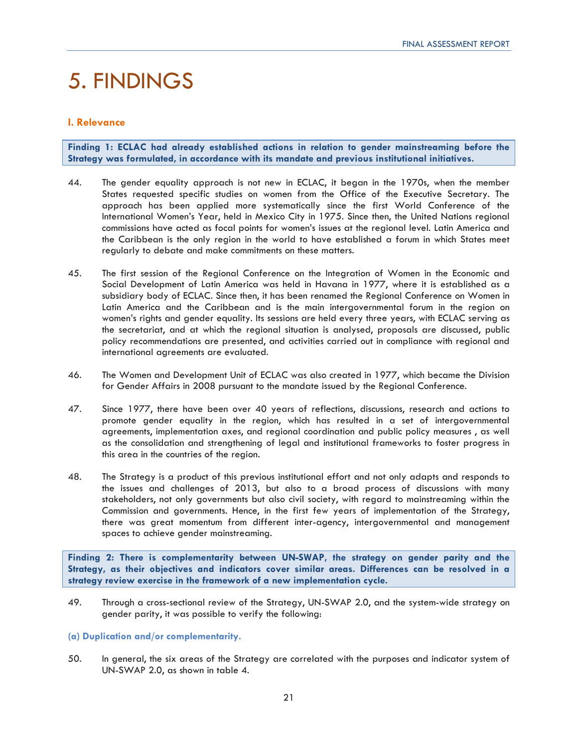# 5. FINDINGS

## I. Relevance

**Finding 1: ECLAC had already established actions in relation to gender mainstreaming before the Strategy was formulated, in accordance with its mandate and previous institutional initiatives.**

44. The gender equality approach is not new in ECLAC, it began in the 1970s, when the member States requested specific studies on women from the Office of the Executive Secretary. The approach has been applied more systematically since the first World Conference of the International Women's Year, held in Mexico City in 1975. Since then, the United Nations regional commissions have acted as focal points for women's issues at the regional level. Latin America and the Caribbean is the only region in the world to have established a forum in which States meet regularly to debate and make commitments on these matters.

45. The first session of the Regional Conference on the Integration of Women in the Economic and Social Development of Latin America was held in Havana in 1977, where it is established as a subsidiary body of ECLAC. Since then, it has been renamed the Regional Conference on Women in Latin America and the Caribbean and is the main intergovernmental forum in the region on women's rights and gender equality. Its sessions are held every three years, with ECLAC serving as the secretariat, and at which the regional situation is analysed, proposals are discussed, public policy recommendations are presented, and activities carried out in compliance with regional and international agreements are evaluated.

46. The Women and Development Unit of ECLAC was also created in 1977, which became the Division for Gender Affairs in 2008 pursuant to the mandate issued by the Regional Conference.

47. Since 1977, there have been over 40 years of reflections, discussions, research and actions to promote gender equality in the region, which has resulted in a set of intergovernmental agreements, implementation axes, and regional coordination and public policy measures , as well as the consolidation and strengthening of legal and institutional frameworks to foster progress in this area in the countries of the region.

48. The Strategy is a product of this previous institutional effort and not only adapts and responds to the issues and challenges of 2013, but also to a broad process of discussions with many stakeholders, not only governments but also civil society, with regard to mainstreaming within the Commission and governments. Hence, in the first few years of implementation of the Strategy, there was great momentum from different inter-agency, intergovernmental and management spaces to achieve gender mainstreaming.

**Finding 2: There is complementarity between UN-SWAP, the strategy on gender parity and the Strategy, as their objectives and indicators cover similar areas. Differences can be resolved in a strategy review exercise in the framework of a new implementation cycle.**

49. Through a cross-sectional review of the Strategy, UN-SWAP 2.0, and the system-wide strategy on gender parity, it was possible to verify the following:

### (a) Duplication and/or complementarity.

50. In general, the six areas of the Strategy are correlated with the purposes and indicator system of UN-SWAP 2.0, as shown in table 4.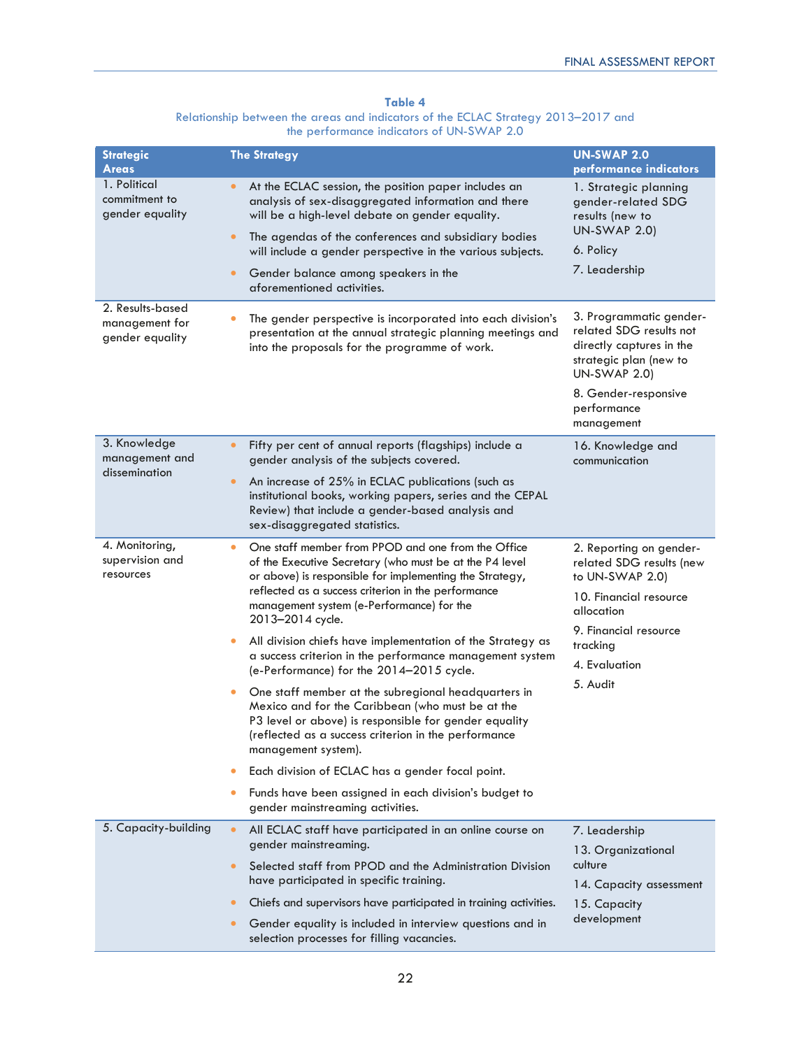**Table 4**

Relationship between the areas and indicators of the ECLAC Strategy 2013–2017 and the performance indicators of UN-SWAP 2.0

| Strategic Areas | The Strategy | UN-SWAP 2.0 performance indicators |
|---|---|---|
| 1. Political commitment to gender equality | • At the ECLAC session, the position paper includes an analysis of sex-disaggregated information and there will be a high-level debate on gender equality.<br>• The agendas of the conferences and subsidiary bodies will include a gender perspective in the various subjects.<br>• Gender balance among speakers in the aforementioned activities. | 1. Strategic planning gender-related SDG results (new to UN-SWAP 2.0)<br>6. Policy<br>7. Leadership |
| 2. Results-based management for gender equality | • The gender perspective is incorporated into each division's presentation at the annual strategic planning meetings and into the proposals for the programme of work. | 3. Programmatic gender-related SDG results not directly captures in the strategic plan (new to UN-SWAP 2.0)<br>8. Gender-responsive performance management |
| 3. Knowledge management and dissemination | • Fifty per cent of annual reports (flagships) include a gender analysis of the subjects covered.<br>• An increase of 25% in ECLAC publications (such as institutional books, working papers, series and the CEPAL Review) that include a gender-based analysis and sex-disaggregated statistics. | 16. Knowledge and communication |
| 4. Monitoring, supervision and resources | • One staff member from PPOD and one from the Office of the Executive Secretary (who must be at the P4 level or above) is responsible for implementing the Strategy, reflected as a success criterion in the performance management system (e-Performance) for the 2013–2014 cycle.<br>• All division chiefs have implementation of the Strategy as a success criterion in the performance management system (e-Performance) for the 2014–2015 cycle.<br>• One staff member at the subregional headquarters in Mexico and for the Caribbean (who must be at the P3 level or above) is responsible for gender equality (reflected as a success criterion in the performance management system).<br>• Each division of ECLAC has a gender focal point.<br>• Funds have been assigned in each division's budget to gender mainstreaming activities. | 2. Reporting on gender-related SDG results (new to UN-SWAP 2.0)<br>10. Financial resource allocation<br>9. Financial resource tracking<br>4. Evaluation<br>5. Audit |
| 5. Capacity-building | • All ECLAC staff have participated in an online course on gender mainstreaming.<br>• Selected staff from PPOD and the Administration Division have participated in specific training.<br>• Chiefs and supervisors have participated in training activities.<br>• Gender equality is included in interview questions and in selection processes for filling vacancies. | 7. Leadership<br>13. Organizational culture<br>14. Capacity assessment<br>15. Capacity development |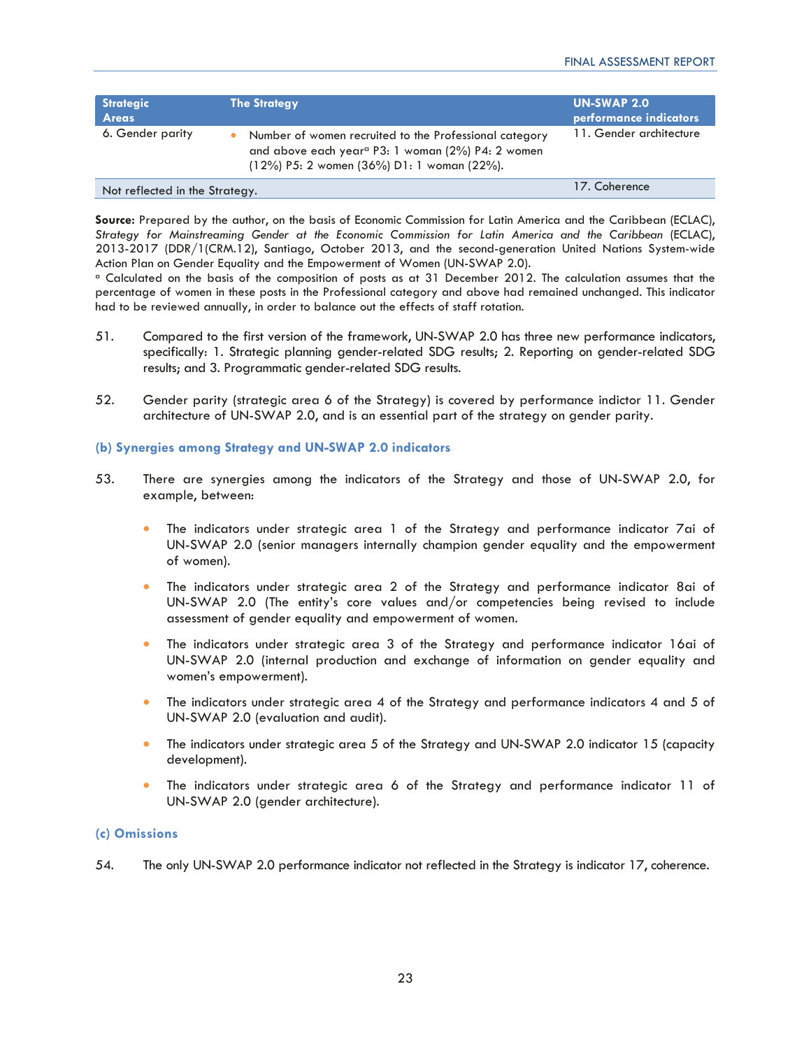| Strategic Areas | The Strategy | UN-SWAP 2.0 performance indicators |
|---|---|---|
| 6. Gender parity | • Number of women recruited to the Professional category and above each year[a] P3: 1 woman (2%) P4: 2 women (12%) P5: 2 women (36%) D1: 1 woman (22%). | 11. Gender architecture |
| Not reflected in the Strategy. | | 17. Coherence |

**Source:** Prepared by the author, on the basis of Economic Commission for Latin America and the Caribbean (ECLAC), *Strategy for Mainstreaming Gender at the Economic Commission for Latin America and the Caribbean* (ECLAC), 2013-2017 (DDR/1(CRM.12), Santiago, October 2013, and the second-generation United Nations System-wide Action Plan on Gender Equality and the Empowerment of Women (UN-SWAP 2.0).

[a] Calculated on the basis of the composition of posts as at 31 December 2012. The calculation assumes that the percentage of women in these posts in the Professional category and above had remained unchanged. This indicator had to be reviewed annually, in order to balance out the effects of staff rotation.

51. Compared to the first version of the framework, UN-SWAP 2.0 has three new performance indicators, specifically: 1. Strategic planning gender-related SDG results; 2. Reporting on gender-related SDG results; and 3. Programmatic gender-related SDG results.

52. Gender parity (strategic area 6 of the Strategy) is covered by performance indictor 11. Gender architecture of UN-SWAP 2.0, and is an essential part of the strategy on gender parity.

### (b) Synergies among Strategy and UN-SWAP 2.0 indicators

53. There are synergies among the indicators of the Strategy and those of UN-SWAP 2.0, for example, between:

- The indicators under strategic area 1 of the Strategy and performance indicator 7ai of UN-SWAP 2.0 (senior managers internally champion gender equality and the empowerment of women).
- The indicators under strategic area 2 of the Strategy and performance indicator 8ai of UN-SWAP 2.0 (The entity's core values and/or competencies being revised to include assessment of gender equality and empowerment of women.
- The indicators under strategic area 3 of the Strategy and performance indicator 16ai of UN-SWAP 2.0 (internal production and exchange of information on gender equality and women's empowerment).
- The indicators under strategic area 4 of the Strategy and performance indicators 4 and 5 of UN-SWAP 2.0 (evaluation and audit).
- The indicators under strategic area 5 of the Strategy and UN-SWAP 2.0 indicator 15 (capacity development).
- The indicators under strategic area 6 of the Strategy and performance indicator 11 of UN-SWAP 2.0 (gender architecture).

### (c) Omissions

54. The only UN-SWAP 2.0 performance indicator not reflected in the Strategy is indicator 17, coherence.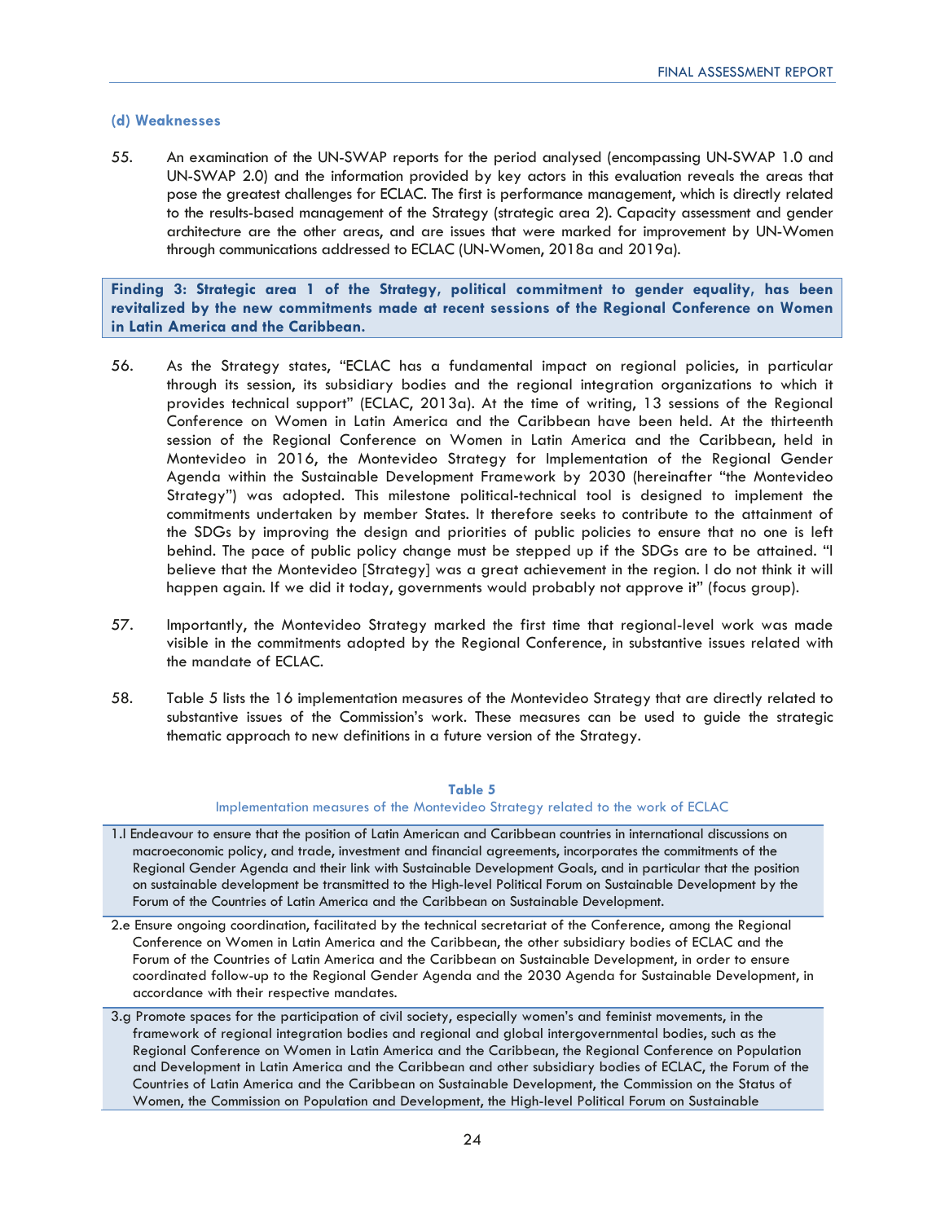### (d) Weaknesses

55. An examination of the UN-SWAP reports for the period analysed (encompassing UN-SWAP 1.0 and UN-SWAP 2.0) and the information provided by key actors in this evaluation reveals the areas that pose the greatest challenges for ECLAC. The first is performance management, which is directly related to the results-based management of the Strategy (strategic area 2). Capacity assessment and gender architecture are the other areas, and are issues that were marked for improvement by UN-Women through communications addressed to ECLAC (UN-Women, 2018a and 2019a).

**Finding 3: Strategic area 1 of the Strategy, political commitment to gender equality, has been revitalized by the new commitments made at recent sessions of the Regional Conference on Women in Latin America and the Caribbean.**

56. As the Strategy states, "ECLAC has a fundamental impact on regional policies, in particular through its session, its subsidiary bodies and the regional integration organizations to which it provides technical support" (ECLAC, 2013a). At the time of writing, 13 sessions of the Regional Conference on Women in Latin America and the Caribbean have been held. At the thirteenth session of the Regional Conference on Women in Latin America and the Caribbean, held in Montevideo in 2016, the Montevideo Strategy for Implementation of the Regional Gender Agenda within the Sustainable Development Framework by 2030 (hereinafter "the Montevideo Strategy") was adopted. This milestone political-technical tool is designed to implement the commitments undertaken by member States. It therefore seeks to contribute to the attainment of the SDGs by improving the design and priorities of public policies to ensure that no one is left behind. The pace of public policy change must be stepped up if the SDGs are to be attained. "I believe that the Montevideo [Strategy] was a great achievement in the region. I do not think it will happen again. If we did it today, governments would probably not approve it" (focus group).

57. Importantly, the Montevideo Strategy marked the first time that regional-level work was made visible in the commitments adopted by the Regional Conference, in substantive issues related with the mandate of ECLAC.

58. Table 5 lists the 16 implementation measures of the Montevideo Strategy that are directly related to substantive issues of the Commission's work. These measures can be used to guide the strategic thematic approach to new definitions in a future version of the Strategy.

**Table 5**
Implementation measures of the Montevideo Strategy related to the work of ECLAC

| |
|---|
| 1.l Endeavour to ensure that the position of Latin American and Caribbean countries in international discussions on macroeconomic policy, and trade, investment and financial agreements, incorporates the commitments of the Regional Gender Agenda and their link with Sustainable Development Goals, and in particular that the position on sustainable development be transmitted to the High-level Political Forum on Sustainable Development by the Forum of the Countries of Latin America and the Caribbean on Sustainable Development. |
| 2.e Ensure ongoing coordination, facilitated by the technical secretariat of the Conference, among the Regional Conference on Women in Latin America and the Caribbean, the other subsidiary bodies of ECLAC and the Forum of the Countries of Latin America and the Caribbean on Sustainable Development, in order to ensure coordinated follow-up to the Regional Gender Agenda and the 2030 Agenda for Sustainable Development, in accordance with their respective mandates. |
| 3.g Promote spaces for the participation of civil society, especially women's and feminist movements, in the framework of regional integration bodies and regional and global intergovernmental bodies, such as the Regional Conference on Women in Latin America and the Caribbean, the Regional Conference on Population and Development in Latin America and the Caribbean and other subsidiary bodies of ECLAC, the Forum of the Countries of Latin America and the Caribbean on Sustainable Development, the Commission on the Status of Women, the Commission on Population and Development, the High-level Political Forum on Sustainable |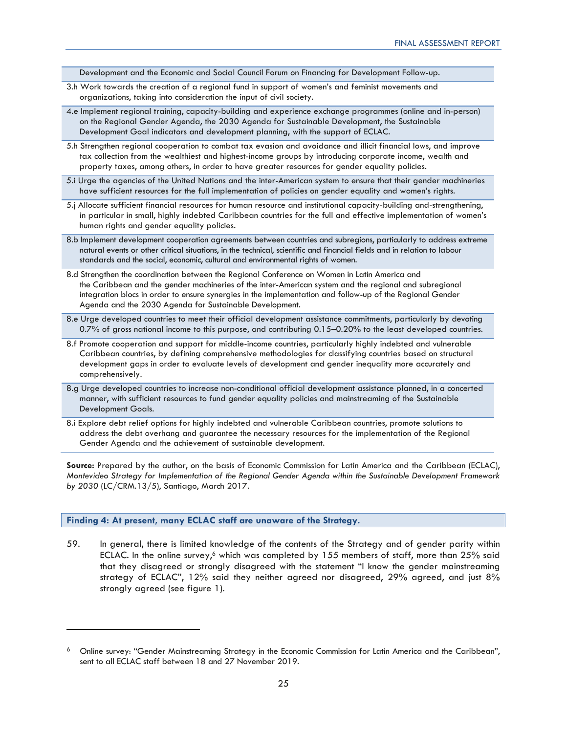| |
|---|
| Development and the Economic and Social Council Forum on Financing for Development Follow-up. |
| 3.h Work towards the creation of a regional fund in support of women's and feminist movements and organizations, taking into consideration the input of civil society. |
| 4.e Implement regional training, capacity-building and experience exchange programmes (online and in-person) on the Regional Gender Agenda, the 2030 Agenda for Sustainable Development, the Sustainable Development Goal indicators and development planning, with the support of ECLAC. |
| 5.h Strengthen regional cooperation to combat tax evasion and avoidance and illicit financial lows, and improve tax collection from the wealthiest and highest-income groups by introducing corporate income, wealth and property taxes, among others, in order to have greater resources for gender equality policies. |
| 5.i Urge the agencies of the United Nations and the inter-American system to ensure that their gender machineries have sufficient resources for the full implementation of policies on gender equality and women's rights. |
| 5.j Allocate sufficient financial resources for human resource and institutional capacity-building and-strengthening, in particular in small, highly indebted Caribbean countries for the full and effective implementation of women's human rights and gender equality policies. |
| 8.b Implement development cooperation agreements between countries and subregions, particularly to address extreme natural events or other critical situations, in the technical, scientific and financial fields and in relation to labour standards and the social, economic, cultural and environmental rights of women. |
| 8.d Strengthen the coordination between the Regional Conference on Women in Latin America and the Caribbean and the gender machineries of the inter-American system and the regional and subregional integration blocs in order to ensure synergies in the implementation and follow-up of the Regional Gender Agenda and the 2030 Agenda for Sustainable Development. |
| 8.e Urge developed countries to meet their official development assistance commitments, particularly by devoting 0.7% of gross national income to this purpose, and contributing 0.15–0.20% to the least developed countries. |
| 8.f Promote cooperation and support for middle-income countries, particularly highly indebted and vulnerable Caribbean countries, by defining comprehensive methodologies for classifying countries based on structural development gaps in order to evaluate levels of development and gender inequality more accurately and comprehensively. |
| 8.g Urge developed countries to increase non-conditional official development assistance planned, in a concerted manner, with sufficient resources to fund gender equality policies and mainstreaming of the Sustainable Development Goals. |
| 8.i Explore debt relief options for highly indebted and vulnerable Caribbean countries, promote solutions to address the debt overhang and guarantee the necessary resources for the implementation of the Regional Gender Agenda and the achievement of sustainable development. |

**Source:** Prepared by the author, on the basis of Economic Commission for Latin America and the Caribbean (ECLAC), *Montevideo Strategy for Implementation of the Regional Gender Agenda within the Sustainable Development Framework by 2030* (LC/CRM.13/5), Santiago, March 2017.

**Finding 4: At present, many ECLAC staff are unaware of the Strategy.**

59. In general, there is limited knowledge of the contents of the Strategy and of gender parity within ECLAC. In the online survey,[6] which was completed by 155 members of staff, more than 25% said that they disagreed or strongly disagreed with the statement "I know the gender mainstreaming strategy of ECLAC", 12% said they neither agreed nor disagreed, 29% agreed, and just 8% strongly agreed (see figure 1).

[6] Online survey: "Gender Mainstreaming Strategy in the Economic Commission for Latin America and the Caribbean", sent to all ECLAC staff between 18 and 27 November 2019.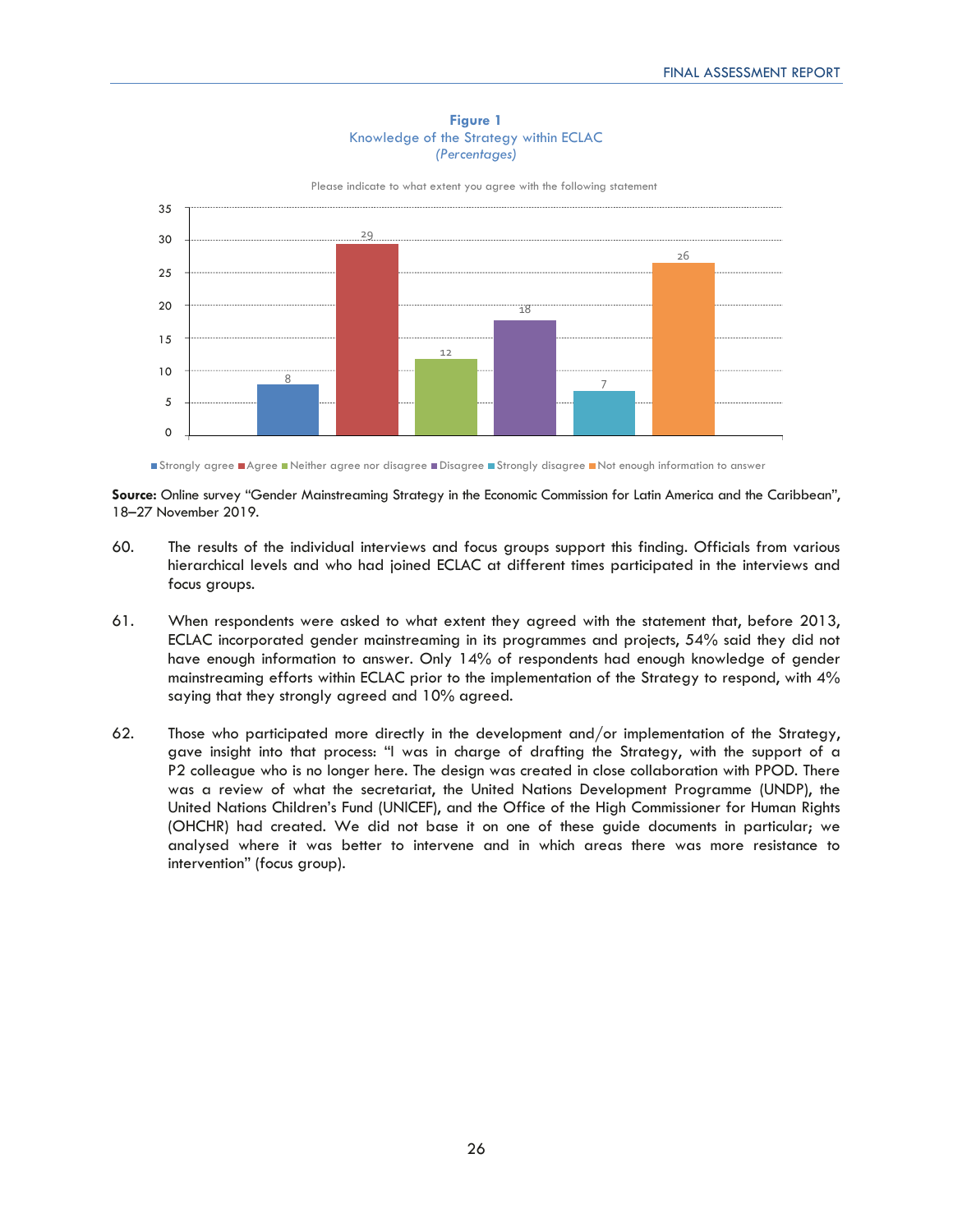**Figure 1**
Knowledge of the Strategy within ECLAC
*(Percentages)*

Please indicate to what extent you agree with the following statement

| Response | Percentage |
| --- | --- |
| Strongly agree | 8 |
| Agree | 29 |
| Neither agree nor disagree | 12 |
| Disagree | 18 |
| Strongly disagree | 7 |
| Not enough information to answer | 26 |

**Source:** Online survey "Gender Mainstreaming Strategy in the Economic Commission for Latin America and the Caribbean", 18–27 November 2019.

60. The results of the individual interviews and focus groups support this finding. Officials from various hierarchical levels and who had joined ECLAC at different times participated in the interviews and focus groups.

61. When respondents were asked to what extent they agreed with the statement that, before 2013, ECLAC incorporated gender mainstreaming in its programmes and projects, 54% said they did not have enough information to answer. Only 14% of respondents had enough knowledge of gender mainstreaming efforts within ECLAC prior to the implementation of the Strategy to respond, with 4% saying that they strongly agreed and 10% agreed.

62. Those who participated more directly in the development and/or implementation of the Strategy, gave insight into that process: "I was in charge of drafting the Strategy, with the support of a P2 colleague who is no longer here. The design was created in close collaboration with PPOD. There was a review of what the secretariat, the United Nations Development Programme (UNDP), the United Nations Children's Fund (UNICEF), and the Office of the High Commissioner for Human Rights (OHCHR) had created. We did not base it on one of these guide documents in particular; we analysed where it was better to intervene and in which areas there was more resistance to intervention" (focus group).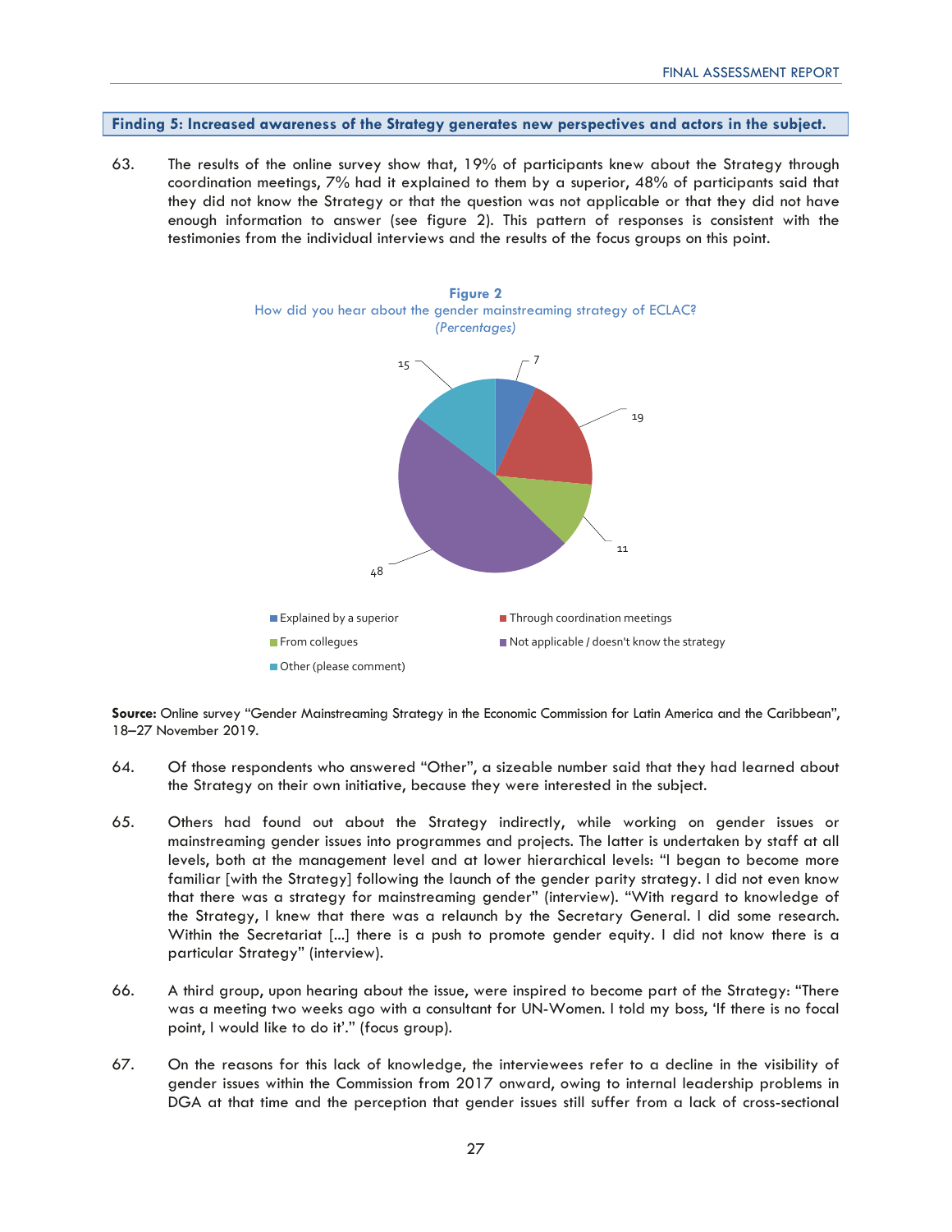**Finding 5: Increased awareness of the Strategy generates new perspectives and actors in the subject.**

63. The results of the online survey show that, 19% of participants knew about the Strategy through coordination meetings, 7% had it explained to them by a superior, 48% of participants said that they did not know the Strategy or that the question was not applicable or that they did not have enough information to answer (see figure 2). This pattern of responses is consistent with the testimonies from the individual interviews and the results of the focus groups on this point.

**Figure 2**
How did you hear about the gender mainstreaming strategy of ECLAC?
*(Percentages)*

| Response | Percentage |
|---|---|
| Explained by a superior | 7 |
| Through coordination meetings | 19 |
| From collegues | 11 |
| Not applicable / doesn't know the strategy | 48 |
| Other (please comment) | 15 |

**Source:** Online survey "Gender Mainstreaming Strategy in the Economic Commission for Latin America and the Caribbean", 18–27 November 2019.

64. Of those respondents who answered "Other", a sizeable number said that they had learned about the Strategy on their own initiative, because they were interested in the subject.

65. Others had found out about the Strategy indirectly, while working on gender issues or mainstreaming gender issues into programmes and projects. The latter is undertaken by staff at all levels, both at the management level and at lower hierarchical levels: "I began to become more familiar [with the Strategy] following the launch of the gender parity strategy. I did not even know that there was a strategy for mainstreaming gender" (interview). "With regard to knowledge of the Strategy, I knew that there was a relaunch by the Secretary General. I did some research. Within the Secretariat [...] there is a push to promote gender equity. I did not know there is a particular Strategy" (interview).

66. A third group, upon hearing about the issue, were inspired to become part of the Strategy: "There was a meeting two weeks ago with a consultant for UN-Women. I told my boss, 'If there is no focal point, I would like to do it'." (focus group).

67. On the reasons for this lack of knowledge, the interviewees refer to a decline in the visibility of gender issues within the Commission from 2017 onward, owing to internal leadership problems in DGA at that time and the perception that gender issues still suffer from a lack of cross-sectional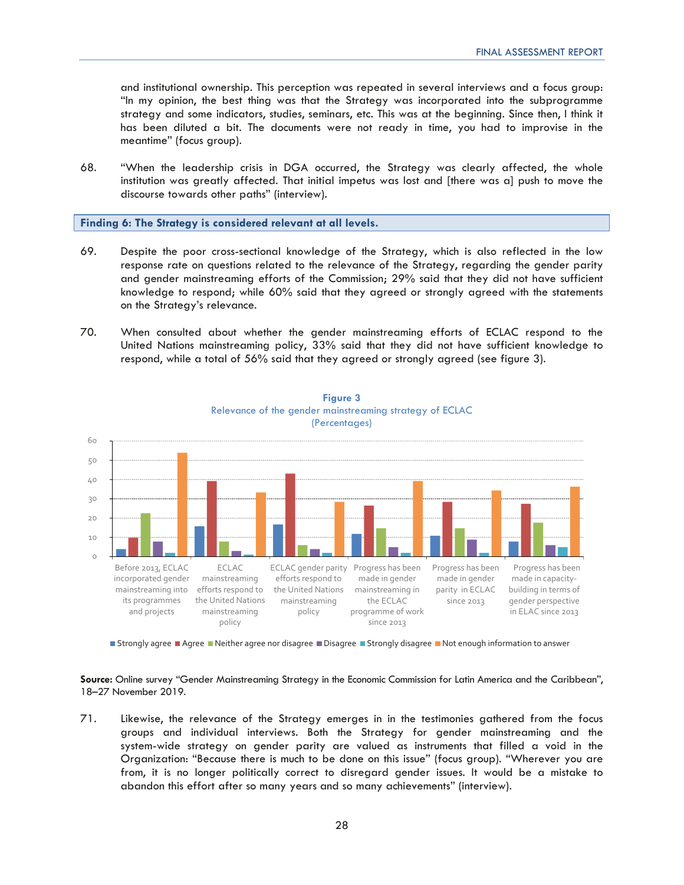and institutional ownership. This perception was repeated in several interviews and a focus group: "In my opinion, the best thing was that the Strategy was incorporated into the subprogramme strategy and some indicators, studies, seminars, etc. This was at the beginning. Since then, I think it has been diluted a bit. The documents were not ready in time, you had to improvise in the meantime" (focus group).

68. "When the leadership crisis in DGA occurred, the Strategy was clearly affected, the whole institution was greatly affected. That initial impetus was lost and [there was a] push to move the discourse towards other paths" (interview).

**Finding 6: The Strategy is considered relevant at all levels.**

69. Despite the poor cross-sectional knowledge of the Strategy, which is also reflected in the low response rate on questions related to the relevance of the Strategy, regarding the gender parity and gender mainstreaming efforts of the Commission; 29% said that they did not have sufficient knowledge to respond; while 60% said that they agreed or strongly agreed with the statements on the Strategy's relevance.

70. When consulted about whether the gender mainstreaming efforts of ECLAC respond to the United Nations mainstreaming policy, 33% said that they did not have sufficient knowledge to respond, while a total of 56% said that they agreed or strongly agreed (see figure 3).

**Figure 3**
Relevance of the gender mainstreaming strategy of ECLAC
(Percentages)

| | Strongly agree | Agree | Neither agree nor disagree | Disagree | Strongly disagree | Not enough information to answer |
|---|---|---|---|---|---|---|
| Before 2013, ECLAC incorporated gender mainstreaming into its programmes and projects | 4 | 10 | 23 | 8 | 2 | 54 |
| ECLAC mainstreaming efforts respond to the United Nations mainstreaming policy | 16 | 39 | 8 | 3 | 1 | 33 |
| ECLAC gender parity efforts respond to the United Nations mainstreaming policy | 17 | 43 | 6 | 4 | 2 | 28 |
| Progress has been made in gender mainstreaming in the ECLAC programme of work since 2013 | 12 | 27 | 15 | 5 | 2 | 39 |
| Progress has been made in gender parity in ECLAC since 2013 | 11 | 28 | 15 | 9 | 2 | 34 |
| Progress has been made in capacity-building in terms of gender perspective in ELAC since 2013 | 8 | 27 | 18 | 6 | 5 | 36 |

**Source:** Online survey "Gender Mainstreaming Strategy in the Economic Commission for Latin America and the Caribbean", 18–27 November 2019.

71. Likewise, the relevance of the Strategy emerges in in the testimonies gathered from the focus groups and individual interviews. Both the Strategy for gender mainstreaming and the system-wide strategy on gender parity are valued as instruments that filled a void in the Organization: "Because there is much to be done on this issue" (focus group). "Wherever you are from, it is no longer politically correct to disregard gender issues. It would be a mistake to abandon this effort after so many years and so many achievements" (interview).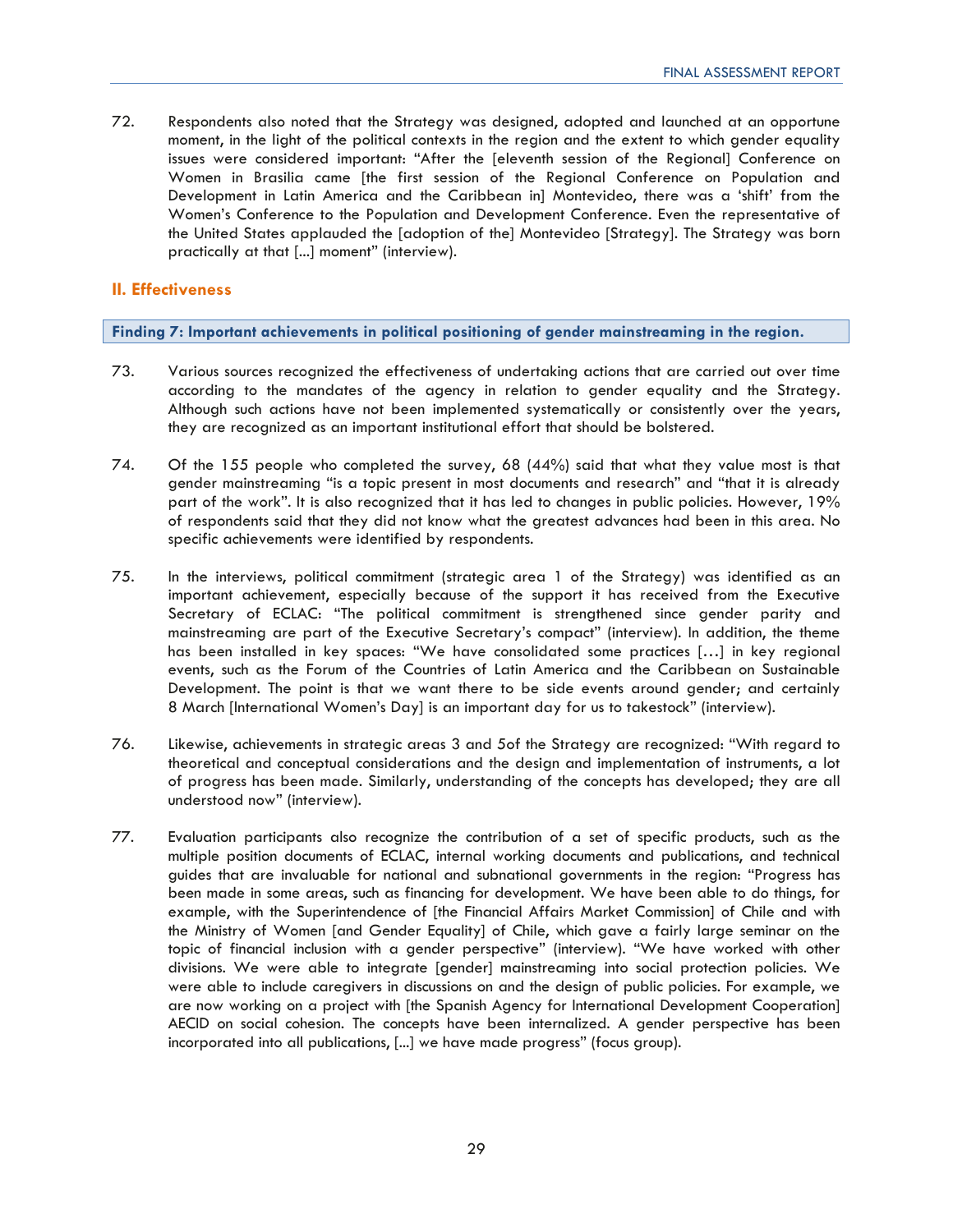72. Respondents also noted that the Strategy was designed, adopted and launched at an opportune moment, in the light of the political contexts in the region and the extent to which gender equality issues were considered important: "After the [eleventh session of the Regional] Conference on Women in Brasilia came [the first session of the Regional Conference on Population and Development in Latin America and the Caribbean in] Montevideo, there was a 'shift' from the Women's Conference to the Population and Development Conference. Even the representative of the United States applauded the [adoption of the] Montevideo [Strategy]. The Strategy was born practically at that [...] moment" (interview).

## II. Effectiveness

**Finding 7: Important achievements in political positioning of gender mainstreaming in the region.**

73. Various sources recognized the effectiveness of undertaking actions that are carried out over time according to the mandates of the agency in relation to gender equality and the Strategy. Although such actions have not been implemented systematically or consistently over the years, they are recognized as an important institutional effort that should be bolstered.

74. Of the 155 people who completed the survey, 68 (44%) said that what they value most is that gender mainstreaming "is a topic present in most documents and research" and "that it is already part of the work". It is also recognized that it has led to changes in public policies. However, 19% of respondents said that they did not know what the greatest advances had been in this area. No specific achievements were identified by respondents.

75. In the interviews, political commitment (strategic area 1 of the Strategy) was identified as an important achievement, especially because of the support it has received from the Executive Secretary of ECLAC: "The political commitment is strengthened since gender parity and mainstreaming are part of the Executive Secretary's compact" (interview). In addition, the theme has been installed in key spaces: "We have consolidated some practices […] in key regional events, such as the Forum of the Countries of Latin America and the Caribbean on Sustainable Development. The point is that we want there to be side events around gender; and certainly 8 March [International Women's Day] is an important day for us to takestock" (interview).

76. Likewise, achievements in strategic areas 3 and 5of the Strategy are recognized: "With regard to theoretical and conceptual considerations and the design and implementation of instruments, a lot of progress has been made. Similarly, understanding of the concepts has developed; they are all understood now" (interview).

77. Evaluation participants also recognize the contribution of a set of specific products, such as the multiple position documents of ECLAC, internal working documents and publications, and technical guides that are invaluable for national and subnational governments in the region: "Progress has been made in some areas, such as financing for development. We have been able to do things, for example, with the Superintendence of [the Financial Affairs Market Commission] of Chile and with the Ministry of Women [and Gender Equality] of Chile, which gave a fairly large seminar on the topic of financial inclusion with a gender perspective" (interview). "We have worked with other divisions. We were able to integrate [gender] mainstreaming into social protection policies. We were able to include caregivers in discussions on and the design of public policies. For example, we are now working on a project with [the Spanish Agency for International Development Cooperation] AECID on social cohesion. The concepts have been internalized. A gender perspective has been incorporated into all publications, [...] we have made progress" (focus group).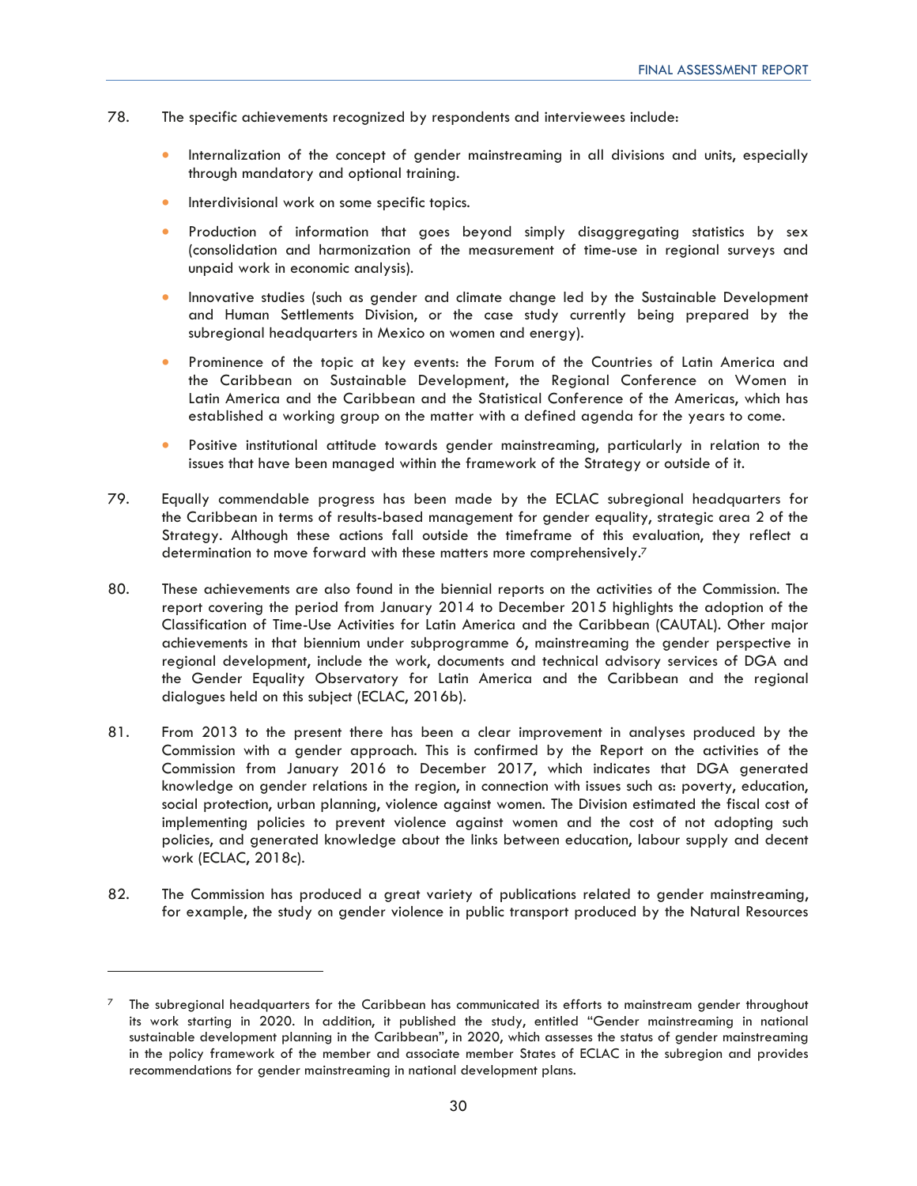78. The specific achievements recognized by respondents and interviewees include:

- Internalization of the concept of gender mainstreaming in all divisions and units, especially through mandatory and optional training.
- Interdivisional work on some specific topics.
- Production of information that goes beyond simply disaggregating statistics by sex (consolidation and harmonization of the measurement of time-use in regional surveys and unpaid work in economic analysis).
- Innovative studies (such as gender and climate change led by the Sustainable Development and Human Settlements Division, or the case study currently being prepared by the subregional headquarters in Mexico on women and energy).
- Prominence of the topic at key events: the Forum of the Countries of Latin America and the Caribbean on Sustainable Development, the Regional Conference on Women in Latin America and the Caribbean and the Statistical Conference of the Americas, which has established a working group on the matter with a defined agenda for the years to come.
- Positive institutional attitude towards gender mainstreaming, particularly in relation to the issues that have been managed within the framework of the Strategy or outside of it.

79. Equally commendable progress has been made by the ECLAC subregional headquarters for the Caribbean in terms of results-based management for gender equality, strategic area 2 of the Strategy. Although these actions fall outside the timeframe of this evaluation, they reflect a determination to move forward with these matters more comprehensively.[7]

80. These achievements are also found in the biennial reports on the activities of the Commission. The report covering the period from January 2014 to December 2015 highlights the adoption of the Classification of Time-Use Activities for Latin America and the Caribbean (CAUTAL). Other major achievements in that biennium under subprogramme 6, mainstreaming the gender perspective in regional development, include the work, documents and technical advisory services of DGA and the Gender Equality Observatory for Latin America and the Caribbean and the regional dialogues held on this subject (ECLAC, 2016b).

81. From 2013 to the present there has been a clear improvement in analyses produced by the Commission with a gender approach. This is confirmed by the Report on the activities of the Commission from January 2016 to December 2017, which indicates that DGA generated knowledge on gender relations in the region, in connection with issues such as: poverty, education, social protection, urban planning, violence against women. The Division estimated the fiscal cost of implementing policies to prevent violence against women and the cost of not adopting such policies, and generated knowledge about the links between education, labour supply and decent work (ECLAC, 2018c).

82. The Commission has produced a great variety of publications related to gender mainstreaming, for example, the study on gender violence in public transport produced by the Natural Resources

---

[7] The subregional headquarters for the Caribbean has communicated its efforts to mainstream gender throughout its work starting in 2020. In addition, it published the study, entitled "Gender mainstreaming in national sustainable development planning in the Caribbean", in 2020, which assesses the status of gender mainstreaming in the policy framework of the member and associate member States of ECLAC in the subregion and provides recommendations for gender mainstreaming in national development plans.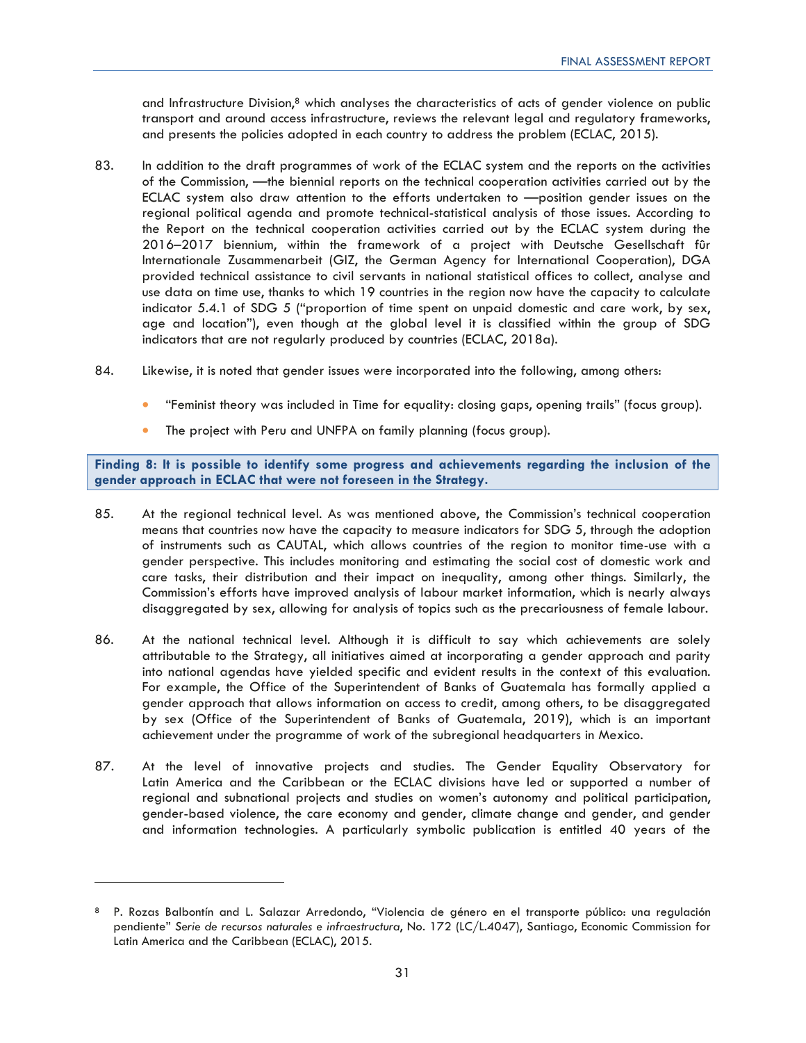and Infrastructure Division,[8] which analyses the characteristics of acts of gender violence on public transport and around access infrastructure, reviews the relevant legal and regulatory frameworks, and presents the policies adopted in each country to address the problem (ECLAC, 2015).

83. In addition to the draft programmes of work of the ECLAC system and the reports on the activities of the Commission, —the biennial reports on the technical cooperation activities carried out by the ECLAC system also draw attention to the efforts undertaken to —position gender issues on the regional political agenda and promote technical-statistical analysis of those issues. According to the Report on the technical cooperation activities carried out by the ECLAC system during the 2016–2017 biennium, within the framework of a project with Deutsche Gesellschaft fûr Internationale Zusammenarbeit (GIZ, the German Agency for International Cooperation), DGA provided technical assistance to civil servants in national statistical offices to collect, analyse and use data on time use, thanks to which 19 countries in the region now have the capacity to calculate indicator 5.4.1 of SDG 5 ("proportion of time spent on unpaid domestic and care work, by sex, age and location"), even though at the global level it is classified within the group of SDG indicators that are not regularly produced by countries (ECLAC, 2018a).

84. Likewise, it is noted that gender issues were incorporated into the following, among others:

- "Feminist theory was included in Time for equality: closing gaps, opening trails" (focus group).
- The project with Peru and UNFPA on family planning (focus group).

**Finding 8: It is possible to identify some progress and achievements regarding the inclusion of the gender approach in ECLAC that were not foreseen in the Strategy.**

85. At the regional technical level. As was mentioned above, the Commission's technical cooperation means that countries now have the capacity to measure indicators for SDG 5, through the adoption of instruments such as CAUTAL, which allows countries of the region to monitor time-use with a gender perspective. This includes monitoring and estimating the social cost of domestic work and care tasks, their distribution and their impact on inequality, among other things. Similarly, the Commission's efforts have improved analysis of labour market information, which is nearly always disaggregated by sex, allowing for analysis of topics such as the precariousness of female labour.

86. At the national technical level. Although it is difficult to say which achievements are solely attributable to the Strategy, all initiatives aimed at incorporating a gender approach and parity into national agendas have yielded specific and evident results in the context of this evaluation. For example, the Office of the Superintendent of Banks of Guatemala has formally applied a gender approach that allows information on access to credit, among others, to be disaggregated by sex (Office of the Superintendent of Banks of Guatemala, 2019), which is an important achievement under the programme of work of the subregional headquarters in Mexico.

87. At the level of innovative projects and studies. The Gender Equality Observatory for Latin America and the Caribbean or the ECLAC divisions have led or supported a number of regional and subnational projects and studies on women's autonomy and political participation, gender-based violence, the care economy and gender, climate change and gender, and gender and information technologies. A particularly symbolic publication is entitled 40 years of the

---

[8] P. Rozas Balbontín and L. Salazar Arredondo, "Violencia de género en el transporte público: una regulación pendiente" *Serie de recursos naturales e infraestructura*, No. 172 (LC/L.4047), Santiago, Economic Commission for Latin America and the Caribbean (ECLAC), 2015.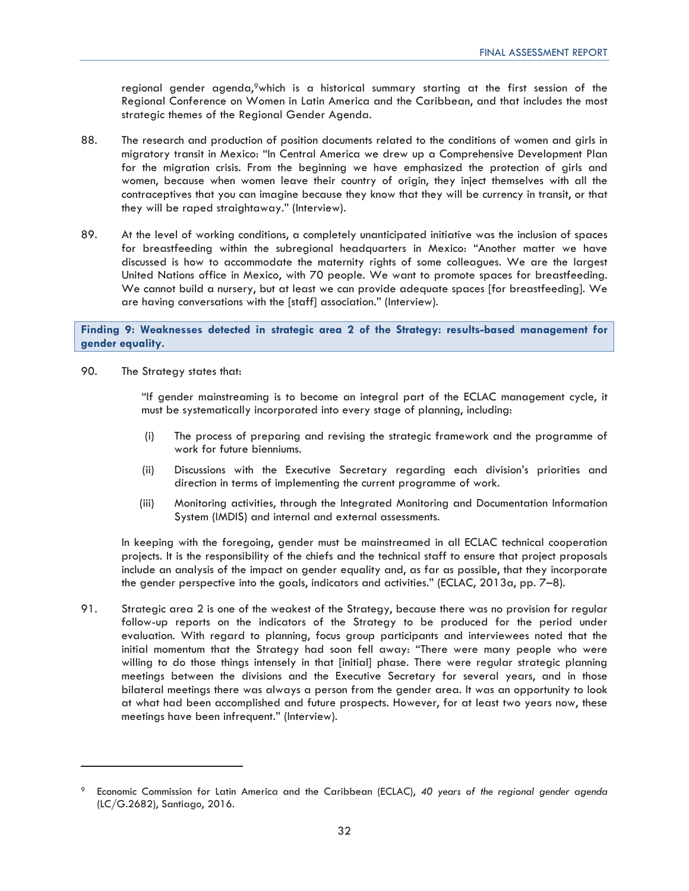regional gender agenda,[9] which is a historical summary starting at the first session of the Regional Conference on Women in Latin America and the Caribbean, and that includes the most strategic themes of the Regional Gender Agenda.

88. The research and production of position documents related to the conditions of women and girls in migratory transit in Mexico: "In Central America we drew up a Comprehensive Development Plan for the migration crisis. From the beginning we have emphasized the protection of girls and women, because when women leave their country of origin, they inject themselves with all the contraceptives that you can imagine because they know that they will be currency in transit, or that they will be raped straightaway." (Interview).

89. At the level of working conditions, a completely unanticipated initiative was the inclusion of spaces for breastfeeding within the subregional headquarters in Mexico: "Another matter we have discussed is how to accommodate the maternity rights of some colleagues. We are the largest United Nations office in Mexico, with 70 people. We want to promote spaces for breastfeeding. We cannot build a nursery, but at least we can provide adequate spaces [for breastfeeding]. We are having conversations with the [staff] association." (Interview).

**Finding 9: Weaknesses detected in strategic area 2 of the Strategy: results-based management for gender equality.**

90. The Strategy states that:

> "If gender mainstreaming is to become an integral part of the ECLAC management cycle, it must be systematically incorporated into every stage of planning, including:
>
> (i) The process of preparing and revising the strategic framework and the programme of work for future bienniums.
>
> (ii) Discussions with the Executive Secretary regarding each division's priorities and direction in terms of implementing the current programme of work.
>
> (iii) Monitoring activities, through the Integrated Monitoring and Documentation Information System (IMDIS) and internal and external assessments.

In keeping with the foregoing, gender must be mainstreamed in all ECLAC technical cooperation projects. It is the responsibility of the chiefs and the technical staff to ensure that project proposals include an analysis of the impact on gender equality and, as far as possible, that they incorporate the gender perspective into the goals, indicators and activities." (ECLAC, 2013a, pp. 7–8).

91. Strategic area 2 is one of the weakest of the Strategy, because there was no provision for regular follow-up reports on the indicators of the Strategy to be produced for the period under evaluation. With regard to planning, focus group participants and interviewees noted that the initial momentum that the Strategy had soon fell away: "There were many people who were willing to do those things intensely in that [initial] phase. There were regular strategic planning meetings between the divisions and the Executive Secretary for several years, and in those bilateral meetings there was always a person from the gender area. It was an opportunity to look at what had been accomplished and future prospects. However, for at least two years now, these meetings have been infrequent." (Interview).

---

[9] Economic Commission for Latin America and the Caribbean (ECLAC), *40 years of the regional gender agenda* (LC/G.2682), Santiago, 2016.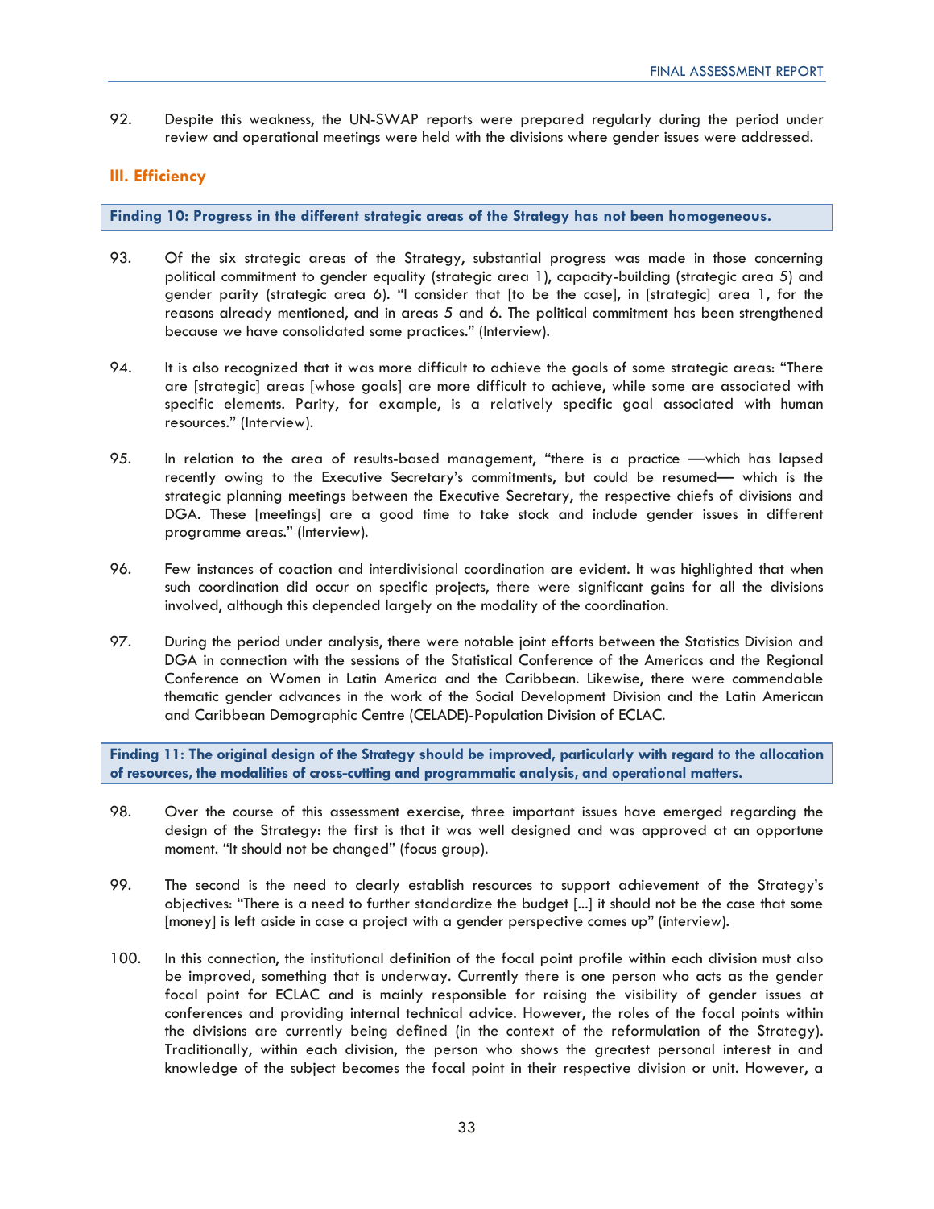92. Despite this weakness, the UN-SWAP reports were prepared regularly during the period under review and operational meetings were held with the divisions where gender issues were addressed.

## III. Efficiency

**Finding 10: Progress in the different strategic areas of the Strategy has not been homogeneous.**

93. Of the six strategic areas of the Strategy, substantial progress was made in those concerning political commitment to gender equality (strategic area 1), capacity-building (strategic area 5) and gender parity (strategic area 6). "I consider that [to be the case], in [strategic] area 1, for the reasons already mentioned, and in areas 5 and 6. The political commitment has been strengthened because we have consolidated some practices." (Interview).

94. It is also recognized that it was more difficult to achieve the goals of some strategic areas: "There are [strategic] areas [whose goals] are more difficult to achieve, while some are associated with specific elements. Parity, for example, is a relatively specific goal associated with human resources." (Interview).

95. In relation to the area of results-based management, "there is a practice —which has lapsed recently owing to the Executive Secretary's commitments, but could be resumed— which is the strategic planning meetings between the Executive Secretary, the respective chiefs of divisions and DGA. These [meetings] are a good time to take stock and include gender issues in different programme areas." (Interview).

96. Few instances of coaction and interdivisional coordination are evident. It was highlighted that when such coordination did occur on specific projects, there were significant gains for all the divisions involved, although this depended largely on the modality of the coordination.

97. During the period under analysis, there were notable joint efforts between the Statistics Division and DGA in connection with the sessions of the Statistical Conference of the Americas and the Regional Conference on Women in Latin America and the Caribbean. Likewise, there were commendable thematic gender advances in the work of the Social Development Division and the Latin American and Caribbean Demographic Centre (CELADE)-Population Division of ECLAC.

**Finding 11: The original design of the Strategy should be improved, particularly with regard to the allocation of resources, the modalities of cross-cutting and programmatic analysis, and operational matters.**

98. Over the course of this assessment exercise, three important issues have emerged regarding the design of the Strategy: the first is that it was well designed and was approved at an opportune moment. "It should not be changed" (focus group).

99. The second is the need to clearly establish resources to support achievement of the Strategy's objectives: "There is a need to further standardize the budget [...] it should not be the case that some [money] is left aside in case a project with a gender perspective comes up" (interview).

100. In this connection, the institutional definition of the focal point profile within each division must also be improved, something that is underway. Currently there is one person who acts as the gender focal point for ECLAC and is mainly responsible for raising the visibility of gender issues at conferences and providing internal technical advice. However, the roles of the focal points within the divisions are currently being defined (in the context of the reformulation of the Strategy). Traditionally, within each division, the person who shows the greatest personal interest in and knowledge of the subject becomes the focal point in their respective division or unit. However, a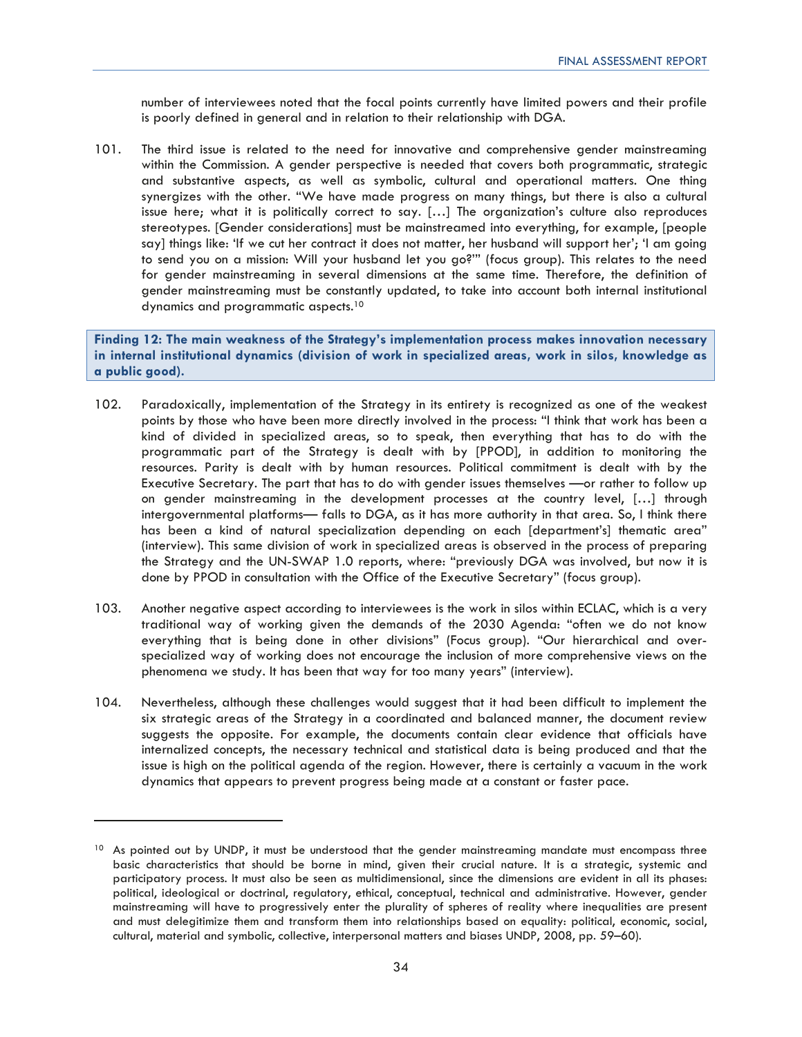number of interviewees noted that the focal points currently have limited powers and their profile is poorly defined in general and in relation to their relationship with DGA.

101. The third issue is related to the need for innovative and comprehensive gender mainstreaming within the Commission. A gender perspective is needed that covers both programmatic, strategic and substantive aspects, as well as symbolic, cultural and operational matters. One thing synergizes with the other. "We have made progress on many things, but there is also a cultural issue here; what it is politically correct to say. […] The organization's culture also reproduces stereotypes. [Gender considerations] must be mainstreamed into everything, for example, [people say] things like: 'If we cut her contract it does not matter, her husband will support her'; 'I am going to send you on a mission: Will your husband let you go?'" (focus group). This relates to the need for gender mainstreaming in several dimensions at the same time. Therefore, the definition of gender mainstreaming must be constantly updated, to take into account both internal institutional dynamics and programmatic aspects.[10]

**Finding 12: The main weakness of the Strategy's implementation process makes innovation necessary in internal institutional dynamics (division of work in specialized areas, work in silos, knowledge as a public good).**

102. Paradoxically, implementation of the Strategy in its entirety is recognized as one of the weakest points by those who have been more directly involved in the process: "I think that work has been a kind of divided in specialized areas, so to speak, then everything that has to do with the programmatic part of the Strategy is dealt with by [PPOD], in addition to monitoring the resources. Parity is dealt with by human resources. Political commitment is dealt with by the Executive Secretary. The part that has to do with gender issues themselves —or rather to follow up on gender mainstreaming in the development processes at the country level, […] through intergovernmental platforms— falls to DGA, as it has more authority in that area. So, I think there has been a kind of natural specialization depending on each [department's] thematic area" (interview). This same division of work in specialized areas is observed in the process of preparing the Strategy and the UN-SWAP 1.0 reports, where: "previously DGA was involved, but now it is done by PPOD in consultation with the Office of the Executive Secretary" (focus group).

103. Another negative aspect according to interviewees is the work in silos within ECLAC, which is a very traditional way of working given the demands of the 2030 Agenda: "often we do not know everything that is being done in other divisions" (Focus group). "Our hierarchical and over-specialized way of working does not encourage the inclusion of more comprehensive views on the phenomena we study. It has been that way for too many years" (interview).

104. Nevertheless, although these challenges would suggest that it had been difficult to implement the six strategic areas of the Strategy in a coordinated and balanced manner, the document review suggests the opposite. For example, the documents contain clear evidence that officials have internalized concepts, the necessary technical and statistical data is being produced and that the issue is high on the political agenda of the region. However, there is certainly a vacuum in the work dynamics that appears to prevent progress being made at a constant or faster pace.

---

[10] As pointed out by UNDP, it must be understood that the gender mainstreaming mandate must encompass three basic characteristics that should be borne in mind, given their crucial nature. It is a strategic, systemic and participatory process. It must also be seen as multidimensional, since the dimensions are evident in all its phases: political, ideological or doctrinal, regulatory, ethical, conceptual, technical and administrative. However, gender mainstreaming will have to progressively enter the plurality of spheres of reality where inequalities are present and must delegitimize them and transform them into relationships based on equality: political, economic, social, cultural, material and symbolic, collective, interpersonal matters and biases UNDP, 2008, pp. 59–60).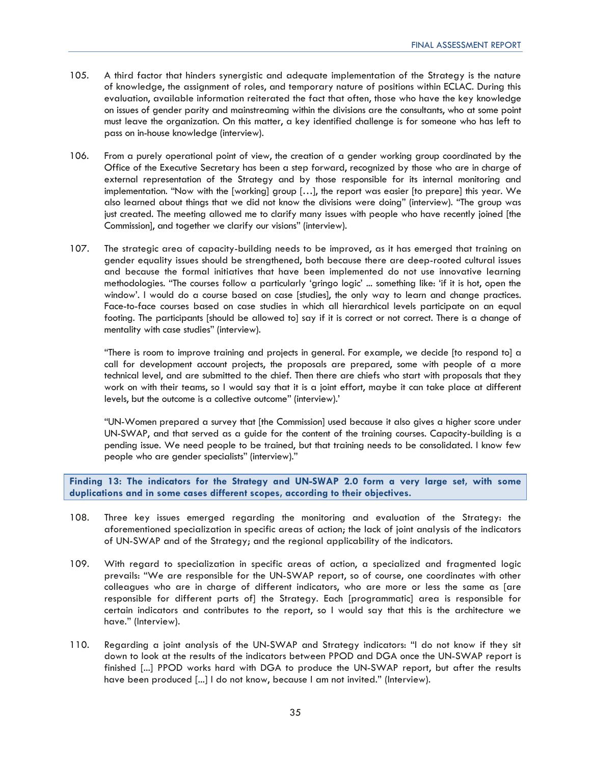105. A third factor that hinders synergistic and adequate implementation of the Strategy is the nature of knowledge, the assignment of roles, and temporary nature of positions within ECLAC. During this evaluation, available information reiterated the fact that often, those who have the key knowledge on issues of gender parity and mainstreaming within the divisions are the consultants, who at some point must leave the organization. On this matter, a key identified challenge is for someone who has left to pass on in-house knowledge (interview).

106. From a purely operational point of view, the creation of a gender working group coordinated by the Office of the Executive Secretary has been a step forward, recognized by those who are in charge of external representation of the Strategy and by those responsible for its internal monitoring and implementation. "Now with the [working] group […], the report was easier [to prepare] this year. We also learned about things that we did not know the divisions were doing" (interview). "The group was just created. The meeting allowed me to clarify many issues with people who have recently joined [the Commission], and together we clarify our visions" (interview).

107. The strategic area of capacity-building needs to be improved, as it has emerged that training on gender equality issues should be strengthened, both because there are deep-rooted cultural issues and because the formal initiatives that have been implemented do not use innovative learning methodologies. "The courses follow a particularly 'gringo logic' ... something like: 'if it is hot, open the window'. I would do a course based on case [studies], the only way to learn and change practices. Face-to-face courses based on case studies in which all hierarchical levels participate on an equal footing. The participants [should be allowed to] say if it is correct or not correct. There is a change of mentality with case studies" (interview).

"There is room to improve training and projects in general. For example, we decide [to respond to] a call for development account projects, the proposals are prepared, some with people of a more technical level, and are submitted to the chief. Then there are chiefs who start with proposals that they work on with their teams, so I would say that it is a joint effort, maybe it can take place at different levels, but the outcome is a collective outcome" (interview).'

"UN-Women prepared a survey that [the Commission] used because it also gives a higher score under UN-SWAP, and that served as a guide for the content of the training courses. Capacity-building is a pending issue. We need people to be trained, but that training needs to be consolidated. I know few people who are gender specialists" (interview)."

**Finding 13: The indicators for the Strategy and UN-SWAP 2.0 form a very large set, with some duplications and in some cases different scopes, according to their objectives.**

108. Three key issues emerged regarding the monitoring and evaluation of the Strategy: the aforementioned specialization in specific areas of action; the lack of joint analysis of the indicators of UN-SWAP and of the Strategy; and the regional applicability of the indicators.

109. With regard to specialization in specific areas of action, a specialized and fragmented logic prevails: "We are responsible for the UN-SWAP report, so of course, one coordinates with other colleagues who are in charge of different indicators, who are more or less the same as [are responsible for different parts of] the Strategy. Each [programmatic] area is responsible for certain indicators and contributes to the report, so I would say that this is the architecture we have." (Interview).

110. Regarding a joint analysis of the UN-SWAP and Strategy indicators: "I do not know if they sit down to look at the results of the indicators between PPOD and DGA once the UN-SWAP report is finished [...] PPOD works hard with DGA to produce the UN-SWAP report, but after the results have been produced [...] I do not know, because I am not invited." (Interview).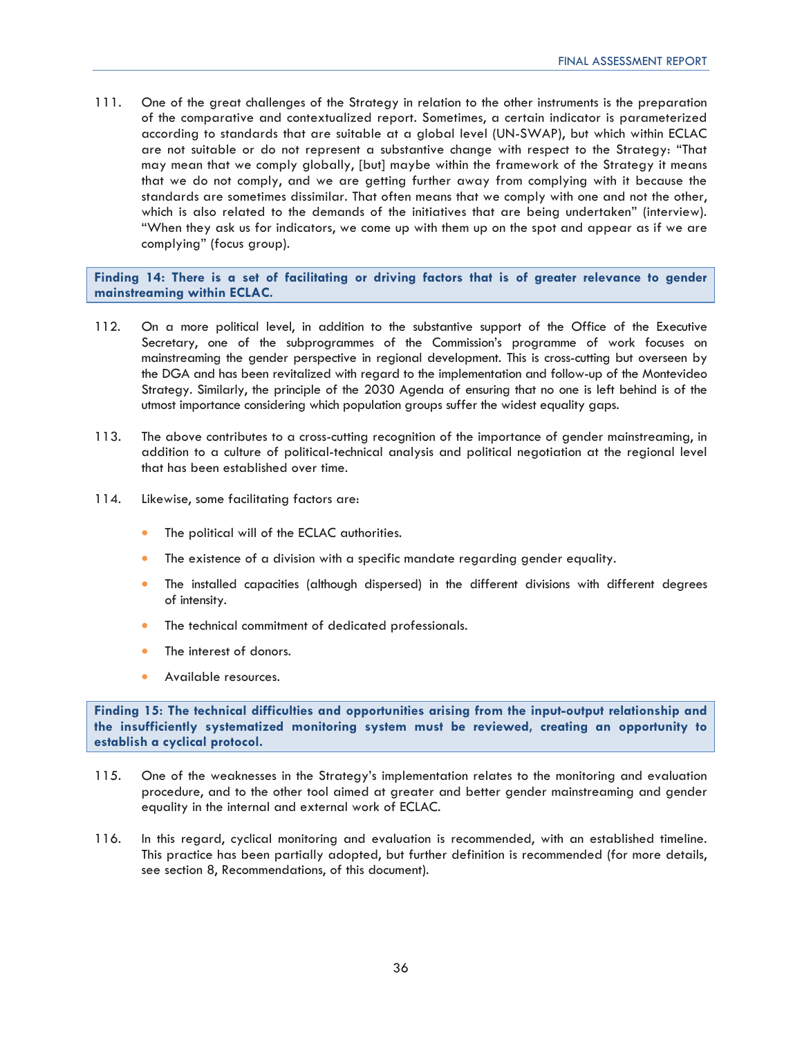111. One of the great challenges of the Strategy in relation to the other instruments is the preparation of the comparative and contextualized report. Sometimes, a certain indicator is parameterized according to standards that are suitable at a global level (UN-SWAP), but which within ECLAC are not suitable or do not represent a substantive change with respect to the Strategy: "That may mean that we comply globally, [but] maybe within the framework of the Strategy it means that we do not comply, and we are getting further away from complying with it because the standards are sometimes dissimilar. That often means that we comply with one and not the other, which is also related to the demands of the initiatives that are being undertaken" (interview). "When they ask us for indicators, we come up with them up on the spot and appear as if we are complying" (focus group).

**Finding 14: There is a set of facilitating or driving factors that is of greater relevance to gender mainstreaming within ECLAC.**

112. On a more political level, in addition to the substantive support of the Office of the Executive Secretary, one of the subprogrammes of the Commission's programme of work focuses on mainstreaming the gender perspective in regional development. This is cross-cutting but overseen by the DGA and has been revitalized with regard to the implementation and follow-up of the Montevideo Strategy. Similarly, the principle of the 2030 Agenda of ensuring that no one is left behind is of the utmost importance considering which population groups suffer the widest equality gaps.

113. The above contributes to a cross-cutting recognition of the importance of gender mainstreaming, in addition to a culture of political-technical analysis and political negotiation at the regional level that has been established over time.

114. Likewise, some facilitating factors are:

- The political will of the ECLAC authorities.
- The existence of a division with a specific mandate regarding gender equality.
- The installed capacities (although dispersed) in the different divisions with different degrees of intensity.
- The technical commitment of dedicated professionals.
- The interest of donors.
- Available resources.

**Finding 15: The technical difficulties and opportunities arising from the input-output relationship and the insufficiently systematized monitoring system must be reviewed, creating an opportunity to establish a cyclical protocol.**

115. One of the weaknesses in the Strategy's implementation relates to the monitoring and evaluation procedure, and to the other tool aimed at greater and better gender mainstreaming and gender equality in the internal and external work of ECLAC.

116. In this regard, cyclical monitoring and evaluation is recommended, with an established timeline. This practice has been partially adopted, but further definition is recommended (for more details, see section 8, Recommendations, of this document).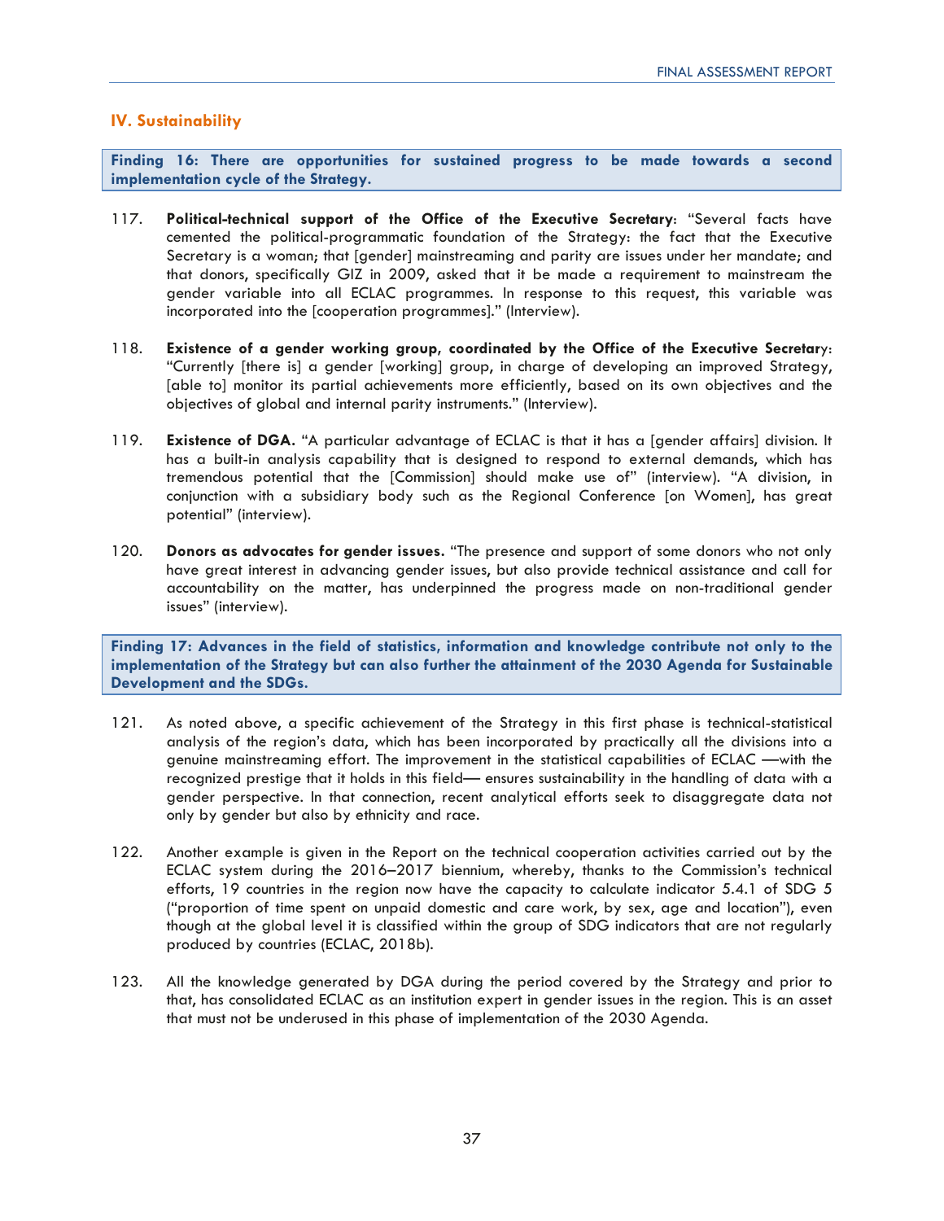## IV. Sustainability

**Finding 16: There are opportunities for sustained progress to be made towards a second implementation cycle of the Strategy.**

117. **Political-technical support of the Office of the Executive Secretary**: "Several facts have cemented the political-programmatic foundation of the Strategy: the fact that the Executive Secretary is a woman; that [gender] mainstreaming and parity are issues under her mandate; and that donors, specifically GIZ in 2009, asked that it be made a requirement to mainstream the gender variable into all ECLAC programmes. In response to this request, this variable was incorporated into the [cooperation programmes]." (Interview).

118. **Existence of a gender working group, coordinated by the Office of the Executive Secretary**: "Currently [there is] a gender [working] group, in charge of developing an improved Strategy, [able to] monitor its partial achievements more efficiently, based on its own objectives and the objectives of global and internal parity instruments." (Interview).

119. **Existence of DGA.** "A particular advantage of ECLAC is that it has a [gender affairs] division. It has a built-in analysis capability that is designed to respond to external demands, which has tremendous potential that the [Commission] should make use of" (interview). "A division, in conjunction with a subsidiary body such as the Regional Conference [on Women], has great potential" (interview).

120. **Donors as advocates for gender issues.** "The presence and support of some donors who not only have great interest in advancing gender issues, but also provide technical assistance and call for accountability on the matter, has underpinned the progress made on non-traditional gender issues" (interview).

**Finding 17: Advances in the field of statistics, information and knowledge contribute not only to the implementation of the Strategy but can also further the attainment of the 2030 Agenda for Sustainable Development and the SDGs.**

121. As noted above, a specific achievement of the Strategy in this first phase is technical-statistical analysis of the region's data, which has been incorporated by practically all the divisions into a genuine mainstreaming effort. The improvement in the statistical capabilities of ECLAC —with the recognized prestige that it holds in this field— ensures sustainability in the handling of data with a gender perspective. In that connection, recent analytical efforts seek to disaggregate data not only by gender but also by ethnicity and race.

122. Another example is given in the Report on the technical cooperation activities carried out by the ECLAC system during the 2016–2017 biennium, whereby, thanks to the Commission's technical efforts, 19 countries in the region now have the capacity to calculate indicator 5.4.1 of SDG 5 ("proportion of time spent on unpaid domestic and care work, by sex, age and location"), even though at the global level it is classified within the group of SDG indicators that are not regularly produced by countries (ECLAC, 2018b).

123. All the knowledge generated by DGA during the period covered by the Strategy and prior to that, has consolidated ECLAC as an institution expert in gender issues in the region. This is an asset that must not be underused in this phase of implementation of the 2030 Agenda.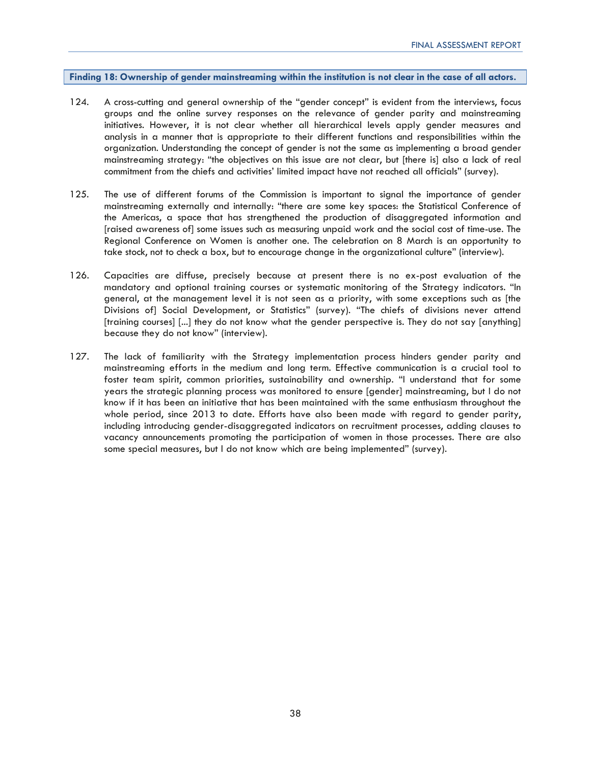**Finding 18: Ownership of gender mainstreaming within the institution is not clear in the case of all actors.**

124. A cross-cutting and general ownership of the "gender concept" is evident from the interviews, focus groups and the online survey responses on the relevance of gender parity and mainstreaming initiatives. However, it is not clear whether all hierarchical levels apply gender measures and analysis in a manner that is appropriate to their different functions and responsibilities within the organization. Understanding the concept of gender is not the same as implementing a broad gender mainstreaming strategy: "the objectives on this issue are not clear, but [there is] also a lack of real commitment from the chiefs and activities' limited impact have not reached all officials" (survey).

125. The use of different forums of the Commission is important to signal the importance of gender mainstreaming externally and internally: "there are some key spaces: the Statistical Conference of the Americas, a space that has strengthened the production of disaggregated information and [raised awareness of] some issues such as measuring unpaid work and the social cost of time-use. The Regional Conference on Women is another one. The celebration on 8 March is an opportunity to take stock, not to check a box, but to encourage change in the organizational culture" (interview).

126. Capacities are diffuse, precisely because at present there is no ex-post evaluation of the mandatory and optional training courses or systematic monitoring of the Strategy indicators. "In general, at the management level it is not seen as a priority, with some exceptions such as [the Divisions of] Social Development, or Statistics" (survey). "The chiefs of divisions never attend [training courses] [...] they do not know what the gender perspective is. They do not say [anything] because they do not know" (interview).

127. The lack of familiarity with the Strategy implementation process hinders gender parity and mainstreaming efforts in the medium and long term. Effective communication is a crucial tool to foster team spirit, common priorities, sustainability and ownership. "I understand that for some years the strategic planning process was monitored to ensure [gender] mainstreaming, but I do not know if it has been an initiative that has been maintained with the same enthusiasm throughout the whole period, since 2013 to date. Efforts have also been made with regard to gender parity, including introducing gender-disaggregated indicators on recruitment processes, adding clauses to vacancy announcements promoting the participation of women in those processes. There are also some special measures, but I do not know which are being implemented" (survey).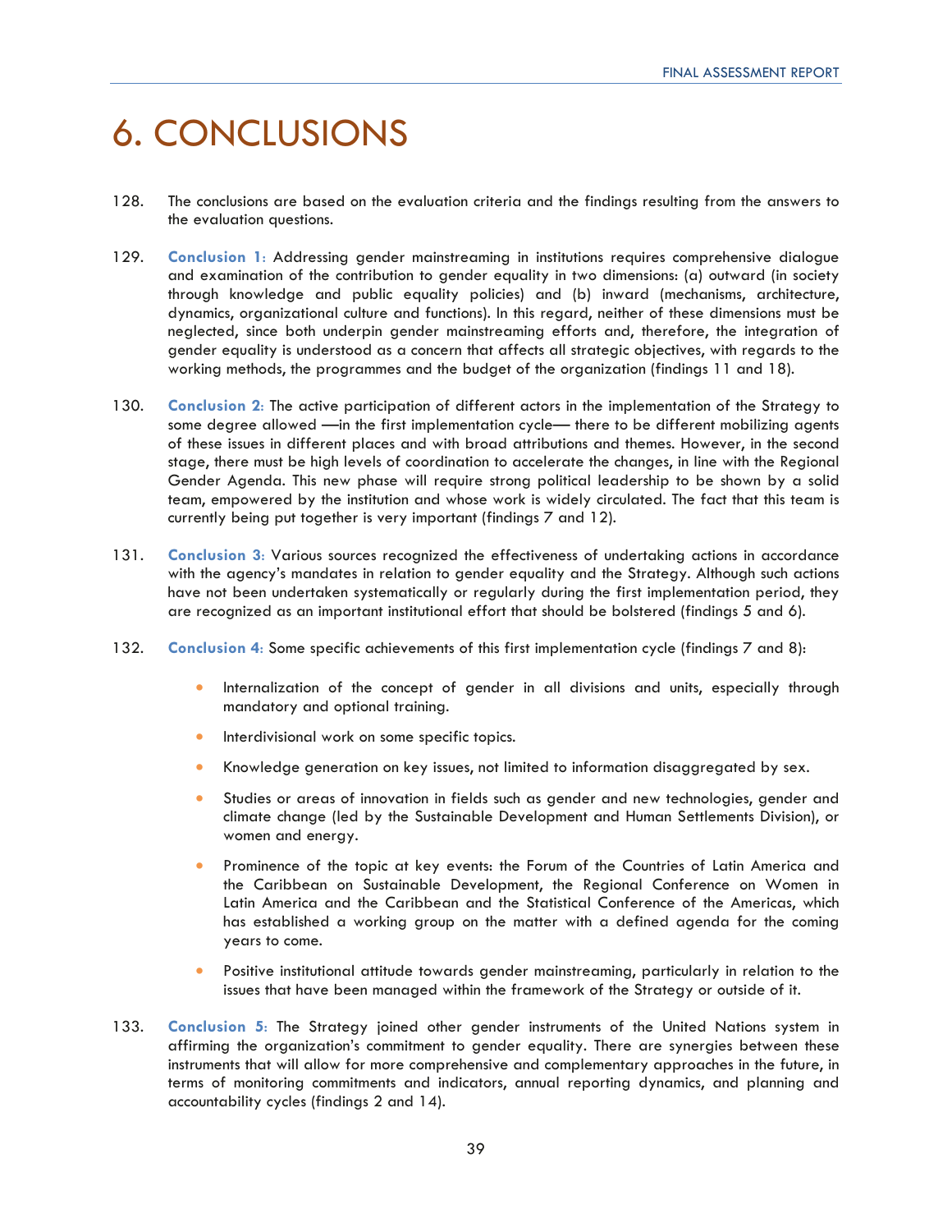# 6. CONCLUSIONS

128. The conclusions are based on the evaluation criteria and the findings resulting from the answers to the evaluation questions.

129. **Conclusion 1:** Addressing gender mainstreaming in institutions requires comprehensive dialogue and examination of the contribution to gender equality in two dimensions: (a) outward (in society through knowledge and public equality policies) and (b) inward (mechanisms, architecture, dynamics, organizational culture and functions). In this regard, neither of these dimensions must be neglected, since both underpin gender mainstreaming efforts and, therefore, the integration of gender equality is understood as a concern that affects all strategic objectives, with regards to the working methods, the programmes and the budget of the organization (findings 11 and 18).

130. **Conclusion 2:** The active participation of different actors in the implementation of the Strategy to some degree allowed —in the first implementation cycle— there to be different mobilizing agents of these issues in different places and with broad attributions and themes. However, in the second stage, there must be high levels of coordination to accelerate the changes, in line with the Regional Gender Agenda. This new phase will require strong political leadership to be shown by a solid team, empowered by the institution and whose work is widely circulated. The fact that this team is currently being put together is very important (findings 7 and 12).

131. **Conclusion 3:** Various sources recognized the effectiveness of undertaking actions in accordance with the agency's mandates in relation to gender equality and the Strategy. Although such actions have not been undertaken systematically or regularly during the first implementation period, they are recognized as an important institutional effort that should be bolstered (findings 5 and 6).

132. **Conclusion 4:** Some specific achievements of this first implementation cycle (findings 7 and 8):

- Internalization of the concept of gender in all divisions and units, especially through mandatory and optional training.
- Interdivisional work on some specific topics.
- Knowledge generation on key issues, not limited to information disaggregated by sex.
- Studies or areas of innovation in fields such as gender and new technologies, gender and climate change (led by the Sustainable Development and Human Settlements Division), or women and energy.
- Prominence of the topic at key events: the Forum of the Countries of Latin America and the Caribbean on Sustainable Development, the Regional Conference on Women in Latin America and the Caribbean and the Statistical Conference of the Americas, which has established a working group on the matter with a defined agenda for the coming years to come.
- Positive institutional attitude towards gender mainstreaming, particularly in relation to the issues that have been managed within the framework of the Strategy or outside of it.

133. **Conclusion 5:** The Strategy joined other gender instruments of the United Nations system in affirming the organization's commitment to gender equality. There are synergies between these instruments that will allow for more comprehensive and complementary approaches in the future, in terms of monitoring commitments and indicators, annual reporting dynamics, and planning and accountability cycles (findings 2 and 14).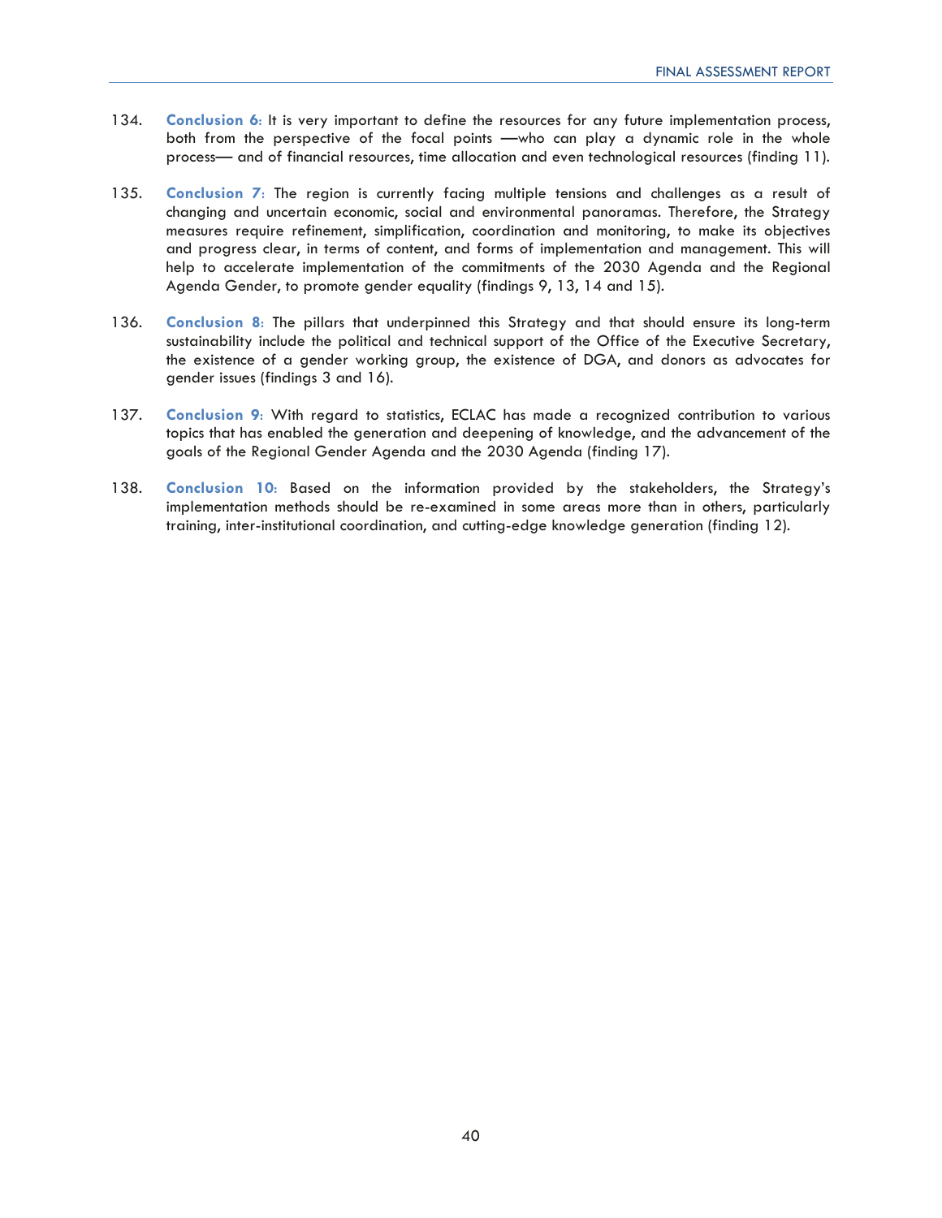134. **Conclusion 6:** It is very important to define the resources for any future implementation process, both from the perspective of the focal points —who can play a dynamic role in the whole process— and of financial resources, time allocation and even technological resources (finding 11).

135. **Conclusion 7:** The region is currently facing multiple tensions and challenges as a result of changing and uncertain economic, social and environmental panoramas. Therefore, the Strategy measures require refinement, simplification, coordination and monitoring, to make its objectives and progress clear, in terms of content, and forms of implementation and management. This will help to accelerate implementation of the commitments of the 2030 Agenda and the Regional Agenda Gender, to promote gender equality (findings 9, 13, 14 and 15).

136. **Conclusion 8:** The pillars that underpinned this Strategy and that should ensure its long-term sustainability include the political and technical support of the Office of the Executive Secretary, the existence of a gender working group, the existence of DGA, and donors as advocates for gender issues (findings 3 and 16).

137. **Conclusion 9:** With regard to statistics, ECLAC has made a recognized contribution to various topics that has enabled the generation and deepening of knowledge, and the advancement of the goals of the Regional Gender Agenda and the 2030 Agenda (finding 17).

138. **Conclusion 10:** Based on the information provided by the stakeholders, the Strategy's implementation methods should be re-examined in some areas more than in others, particularly training, inter-institutional coordination, and cutting-edge knowledge generation (finding 12).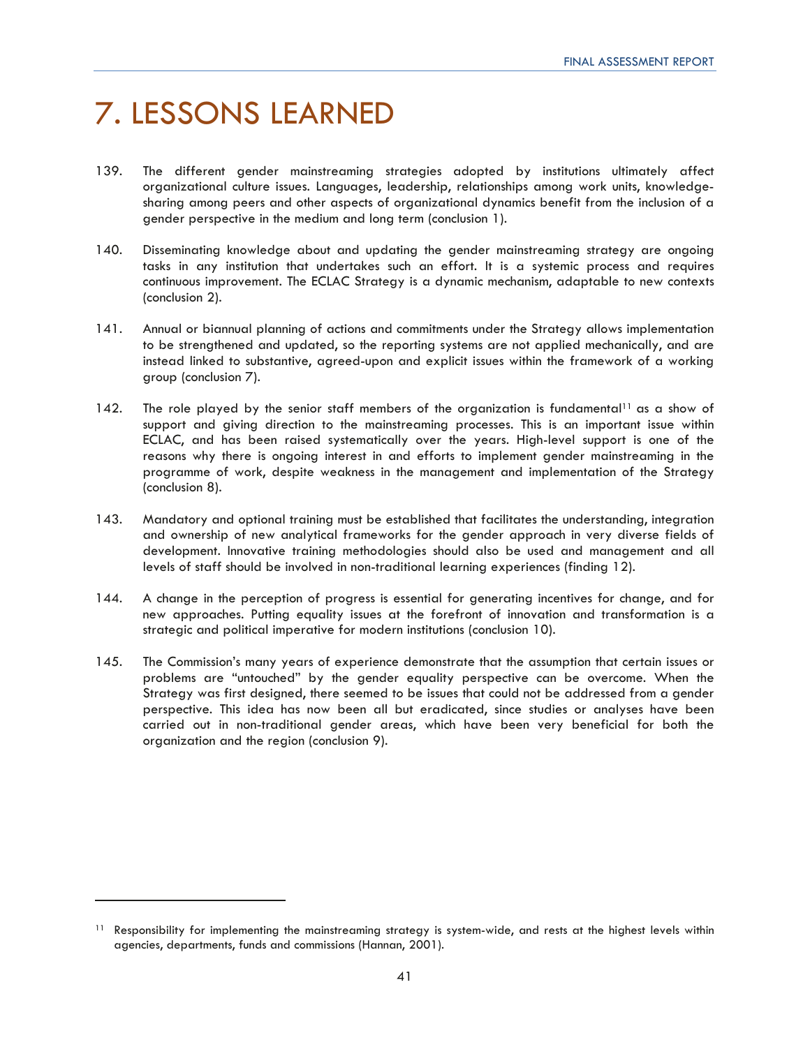# 7. LESSONS LEARNED

139. The different gender mainstreaming strategies adopted by institutions ultimately affect organizational culture issues. Languages, leadership, relationships among work units, knowledge-sharing among peers and other aspects of organizational dynamics benefit from the inclusion of a gender perspective in the medium and long term (conclusion 1).

140. Disseminating knowledge about and updating the gender mainstreaming strategy are ongoing tasks in any institution that undertakes such an effort. It is a systemic process and requires continuous improvement. The ECLAC Strategy is a dynamic mechanism, adaptable to new contexts (conclusion 2).

141. Annual or biannual planning of actions and commitments under the Strategy allows implementation to be strengthened and updated, so the reporting systems are not applied mechanically, and are instead linked to substantive, agreed-upon and explicit issues within the framework of a working group (conclusion 7).

142. The role played by the senior staff members of the organization is fundamental[11] as a show of support and giving direction to the mainstreaming processes. This is an important issue within ECLAC, and has been raised systematically over the years. High-level support is one of the reasons why there is ongoing interest in and efforts to implement gender mainstreaming in the programme of work, despite weakness in the management and implementation of the Strategy (conclusion 8).

143. Mandatory and optional training must be established that facilitates the understanding, integration and ownership of new analytical frameworks for the gender approach in very diverse fields of development. Innovative training methodologies should also be used and management and all levels of staff should be involved in non-traditional learning experiences (finding 12).

144. A change in the perception of progress is essential for generating incentives for change, and for new approaches. Putting equality issues at the forefront of innovation and transformation is a strategic and political imperative for modern institutions (conclusion 10).

145. The Commission's many years of experience demonstrate that the assumption that certain issues or problems are "untouched" by the gender equality perspective can be overcome. When the Strategy was first designed, there seemed to be issues that could not be addressed from a gender perspective. This idea has now been all but eradicated, since studies or analyses have been carried out in non-traditional gender areas, which have been very beneficial for both the organization and the region (conclusion 9).

---

[11] Responsibility for implementing the mainstreaming strategy is system-wide, and rests at the highest levels within agencies, departments, funds and commissions (Hannan, 2001).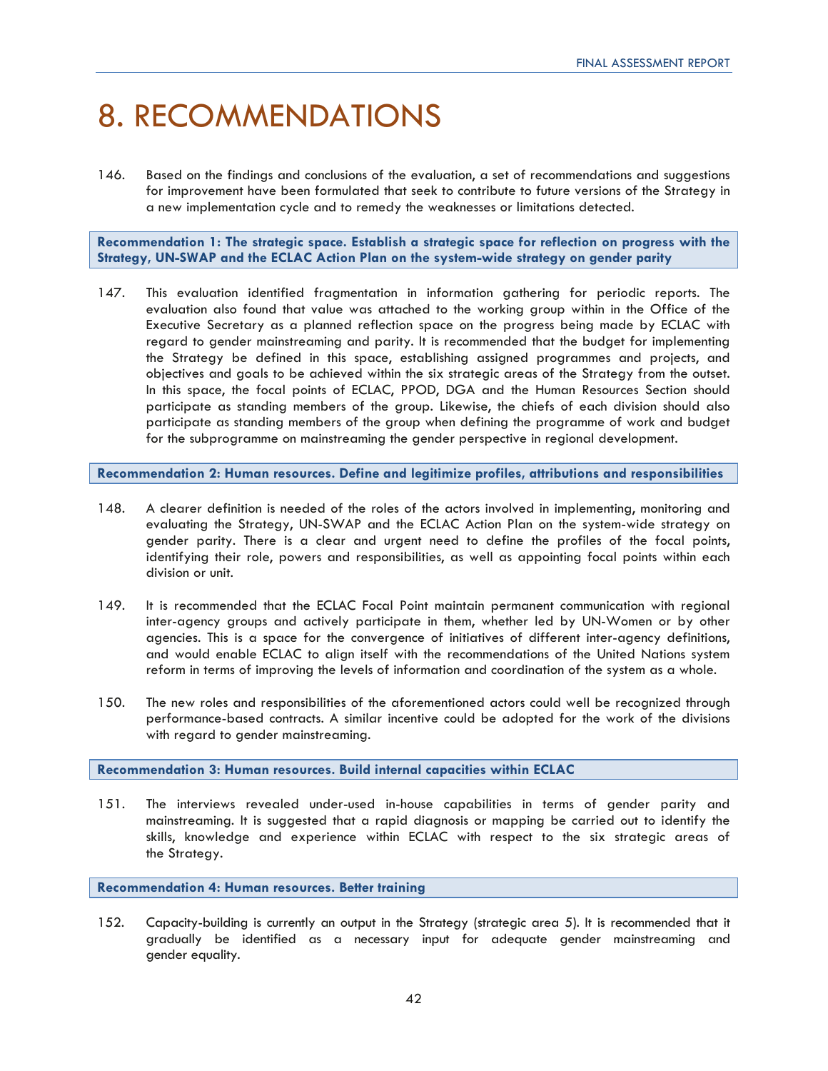# 8. RECOMMENDATIONS

146. Based on the findings and conclusions of the evaluation, a set of recommendations and suggestions for improvement have been formulated that seek to contribute to future versions of the Strategy in a new implementation cycle and to remedy the weaknesses or limitations detected.

**Recommendation 1: The strategic space. Establish a strategic space for reflection on progress with the Strategy, UN-SWAP and the ECLAC Action Plan on the system-wide strategy on gender parity**

147. This evaluation identified fragmentation in information gathering for periodic reports. The evaluation also found that value was attached to the working group within in the Office of the Executive Secretary as a planned reflection space on the progress being made by ECLAC with regard to gender mainstreaming and parity. It is recommended that the budget for implementing the Strategy be defined in this space, establishing assigned programmes and projects, and objectives and goals to be achieved within the six strategic areas of the Strategy from the outset. In this space, the focal points of ECLAC, PPOD, DGA and the Human Resources Section should participate as standing members of the group. Likewise, the chiefs of each division should also participate as standing members of the group when defining the programme of work and budget for the subprogramme on mainstreaming the gender perspective in regional development.

**Recommendation 2: Human resources. Define and legitimize profiles, attributions and responsibilities**

148. A clearer definition is needed of the roles of the actors involved in implementing, monitoring and evaluating the Strategy, UN-SWAP and the ECLAC Action Plan on the system-wide strategy on gender parity. There is a clear and urgent need to define the profiles of the focal points, identifying their role, powers and responsibilities, as well as appointing focal points within each division or unit.

149. It is recommended that the ECLAC Focal Point maintain permanent communication with regional inter-agency groups and actively participate in them, whether led by UN-Women or by other agencies. This is a space for the convergence of initiatives of different inter-agency definitions, and would enable ECLAC to align itself with the recommendations of the United Nations system reform in terms of improving the levels of information and coordination of the system as a whole.

150. The new roles and responsibilities of the aforementioned actors could well be recognized through performance-based contracts. A similar incentive could be adopted for the work of the divisions with regard to gender mainstreaming.

**Recommendation 3: Human resources. Build internal capacities within ECLAC**

151. The interviews revealed under-used in-house capabilities in terms of gender parity and mainstreaming. It is suggested that a rapid diagnosis or mapping be carried out to identify the skills, knowledge and experience within ECLAC with respect to the six strategic areas of the Strategy.

**Recommendation 4: Human resources. Better training**

152. Capacity-building is currently an output in the Strategy (strategic area 5). It is recommended that it gradually be identified as a necessary input for adequate gender mainstreaming and gender equality.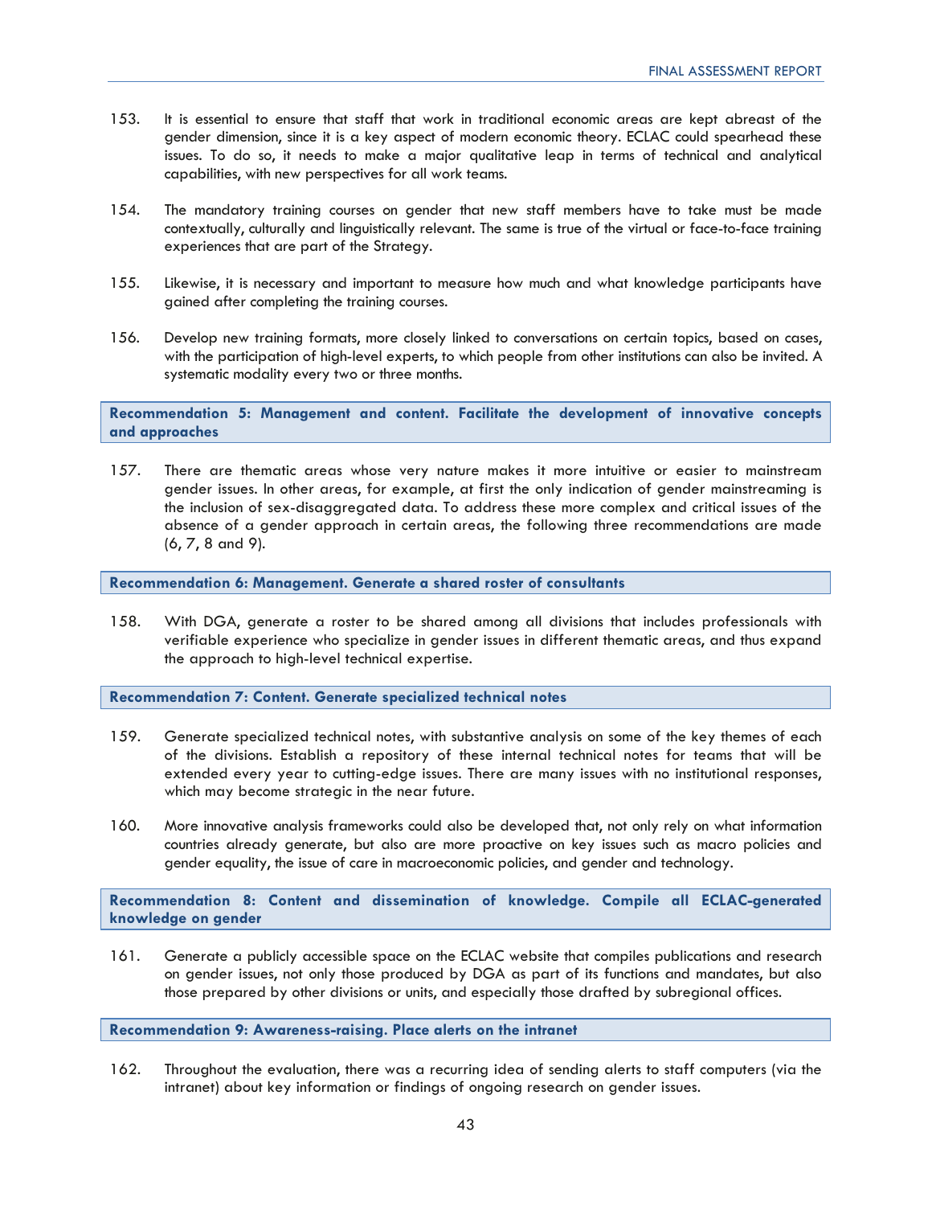153. It is essential to ensure that staff that work in traditional economic areas are kept abreast of the gender dimension, since it is a key aspect of modern economic theory. ECLAC could spearhead these issues. To do so, it needs to make a major qualitative leap in terms of technical and analytical capabilities, with new perspectives for all work teams.

154. The mandatory training courses on gender that new staff members have to take must be made contextually, culturally and linguistically relevant. The same is true of the virtual or face-to-face training experiences that are part of the Strategy.

155. Likewise, it is necessary and important to measure how much and what knowledge participants have gained after completing the training courses.

156. Develop new training formats, more closely linked to conversations on certain topics, based on cases, with the participation of high-level experts, to which people from other institutions can also be invited. A systematic modality every two or three months.

**Recommendation 5: Management and content. Facilitate the development of innovative concepts and approaches**

157. There are thematic areas whose very nature makes it more intuitive or easier to mainstream gender issues. In other areas, for example, at first the only indication of gender mainstreaming is the inclusion of sex-disaggregated data. To address these more complex and critical issues of the absence of a gender approach in certain areas, the following three recommendations are made (6, 7, 8 and 9).

**Recommendation 6: Management. Generate a shared roster of consultants**

158. With DGA, generate a roster to be shared among all divisions that includes professionals with verifiable experience who specialize in gender issues in different thematic areas, and thus expand the approach to high-level technical expertise.

**Recommendation 7: Content. Generate specialized technical notes**

159. Generate specialized technical notes, with substantive analysis on some of the key themes of each of the divisions. Establish a repository of these internal technical notes for teams that will be extended every year to cutting-edge issues. There are many issues with no institutional responses, which may become strategic in the near future.

160. More innovative analysis frameworks could also be developed that, not only rely on what information countries already generate, but also are more proactive on key issues such as macro policies and gender equality, the issue of care in macroeconomic policies, and gender and technology.

**Recommendation 8: Content and dissemination of knowledge. Compile all ECLAC-generated knowledge on gender**

161. Generate a publicly accessible space on the ECLAC website that compiles publications and research on gender issues, not only those produced by DGA as part of its functions and mandates, but also those prepared by other divisions or units, and especially those drafted by subregional offices.

**Recommendation 9: Awareness-raising. Place alerts on the intranet**

162. Throughout the evaluation, there was a recurring idea of sending alerts to staff computers (via the intranet) about key information or findings of ongoing research on gender issues.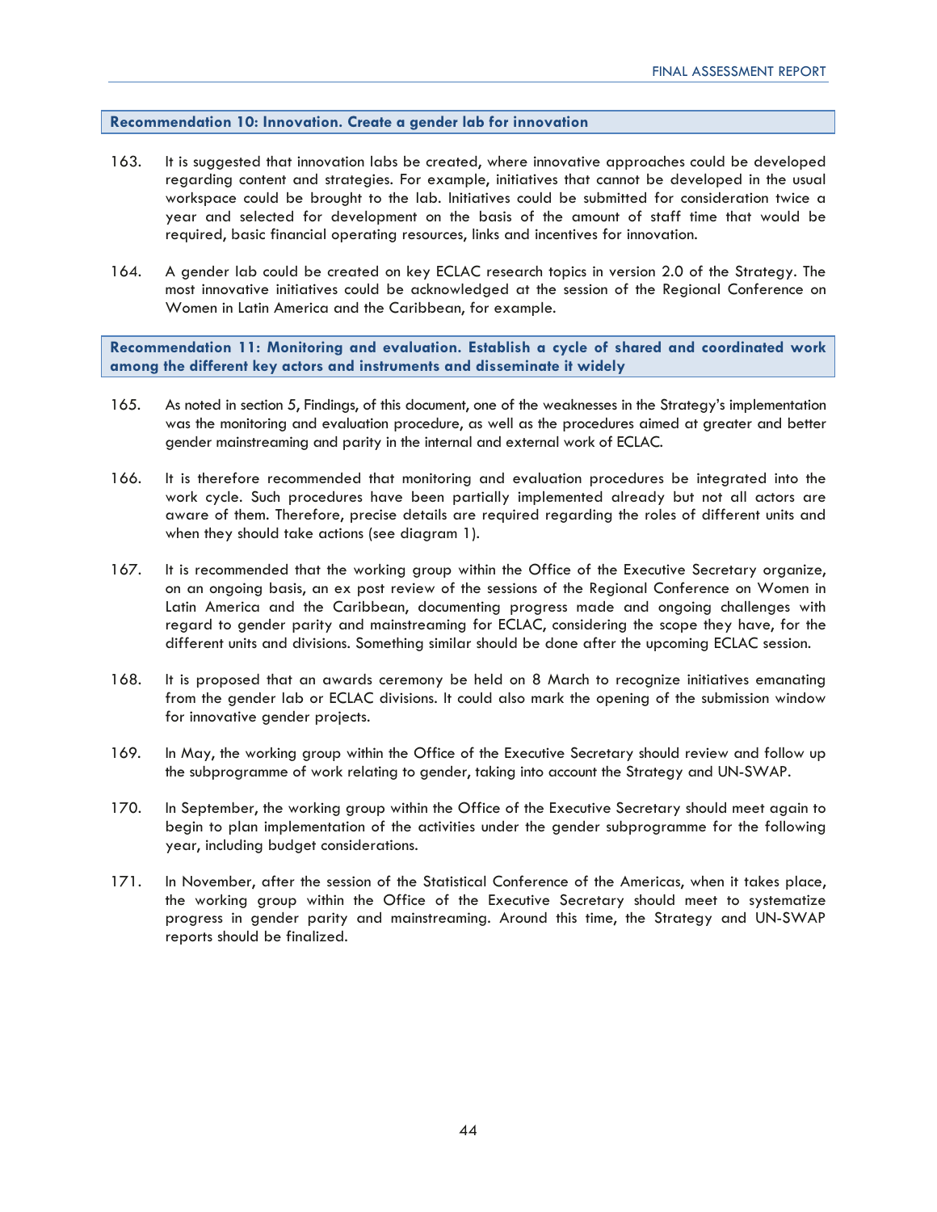**Recommendation 10: Innovation. Create a gender lab for innovation**

163. It is suggested that innovation labs be created, where innovative approaches could be developed regarding content and strategies. For example, initiatives that cannot be developed in the usual workspace could be brought to the lab. Initiatives could be submitted for consideration twice a year and selected for development on the basis of the amount of staff time that would be required, basic financial operating resources, links and incentives for innovation.

164. A gender lab could be created on key ECLAC research topics in version 2.0 of the Strategy. The most innovative initiatives could be acknowledged at the session of the Regional Conference on Women in Latin America and the Caribbean, for example.

**Recommendation 11: Monitoring and evaluation. Establish a cycle of shared and coordinated work among the different key actors and instruments and disseminate it widely**

165. As noted in section 5, Findings, of this document, one of the weaknesses in the Strategy's implementation was the monitoring and evaluation procedure, as well as the procedures aimed at greater and better gender mainstreaming and parity in the internal and external work of ECLAC.

166. It is therefore recommended that monitoring and evaluation procedures be integrated into the work cycle. Such procedures have been partially implemented already but not all actors are aware of them. Therefore, precise details are required regarding the roles of different units and when they should take actions (see diagram 1).

167. It is recommended that the working group within the Office of the Executive Secretary organize, on an ongoing basis, an ex post review of the sessions of the Regional Conference on Women in Latin America and the Caribbean, documenting progress made and ongoing challenges with regard to gender parity and mainstreaming for ECLAC, considering the scope they have, for the different units and divisions. Something similar should be done after the upcoming ECLAC session.

168. It is proposed that an awards ceremony be held on 8 March to recognize initiatives emanating from the gender lab or ECLAC divisions. It could also mark the opening of the submission window for innovative gender projects.

169. In May, the working group within the Office of the Executive Secretary should review and follow up the subprogramme of work relating to gender, taking into account the Strategy and UN-SWAP.

170. In September, the working group within the Office of the Executive Secretary should meet again to begin to plan implementation of the activities under the gender subprogramme for the following year, including budget considerations.

171. In November, after the session of the Statistical Conference of the Americas, when it takes place, the working group within the Office of the Executive Secretary should meet to systematize progress in gender parity and mainstreaming. Around this time, the Strategy and UN-SWAP reports should be finalized.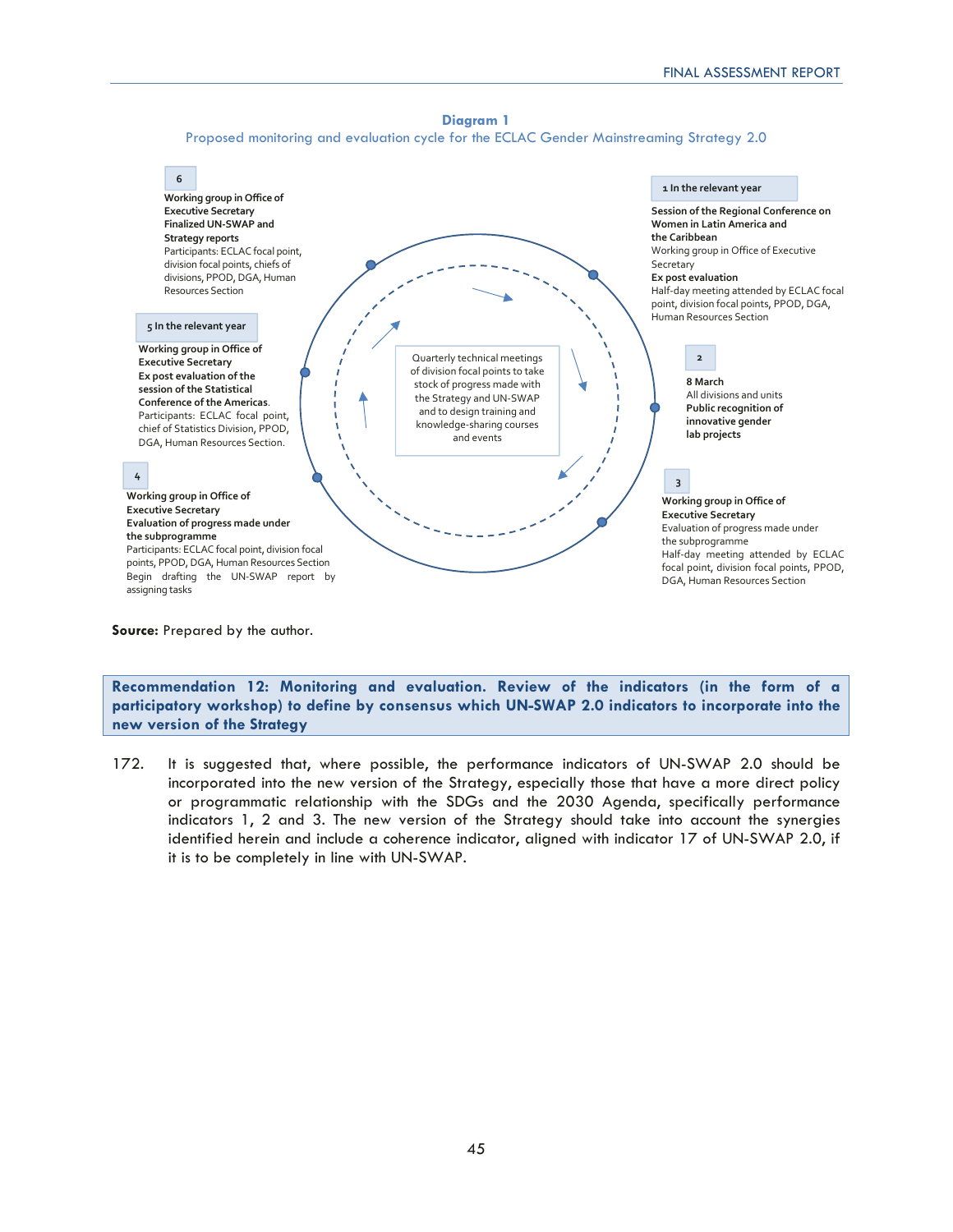**Diagram 1**

Proposed monitoring and evaluation cycle for the ECLAC Gender Mainstreaming Strategy 2.0

**1 In the relevant year**

**Session of the Regional Conference on Women in Latin America and the Caribbean**
Working group in Office of Executive Secretary
**Ex post evaluation**
Half-day meeting attended by ECLAC focal point, division focal points, PPOD, DGA, Human Resources Section

**2**

**8 March**
All divisions and units
**Public recognition of innovative gender lab projects**

**3**

**Working group in Office of Executive Secretary**
Evaluation of progress made under the subprogramme
Half-day meeting attended by ECLAC focal point, division focal points, PPOD, DGA, Human Resources Section

**4**

**Working group in Office of Executive Secretary**
**Evaluation of progress made under the subprogramme**
Participants: ECLAC focal point, division focal points, PPOD, DGA, Human Resources Section
Begin drafting the UN-SWAP report by assigning tasks

**5 In the relevant year**

**Working group in Office of Executive Secretary**
**Ex post evaluation of the session of the Statistical Conference of the Americas.**
Participants: ECLAC focal point, chief of Statistics Division, PPOD, DGA, Human Resources Section.

**6**

**Working group in Office of Executive Secretary**
**Finalized UN-SWAP and Strategy reports**
Participants: ECLAC focal point, division focal points, chiefs of divisions, PPOD, DGA, Human Resources Section

Quarterly technical meetings of division focal points to take stock of progress made with the Strategy and UN-SWAP and to design training and knowledge-sharing courses and events

**Source:** Prepared by the author.

**Recommendation 12: Monitoring and evaluation. Review of the indicators (in the form of a participatory workshop) to define by consensus which UN-SWAP 2.0 indicators to incorporate into the new version of the Strategy**

172. It is suggested that, where possible, the performance indicators of UN-SWAP 2.0 should be incorporated into the new version of the Strategy, especially those that have a more direct policy or programmatic relationship with the SDGs and the 2030 Agenda, specifically performance indicators 1, 2 and 3. The new version of the Strategy should take into account the synergies identified herein and include a coherence indicator, aligned with indicator 17 of UN-SWAP 2.0, if it is to be completely in line with UN-SWAP.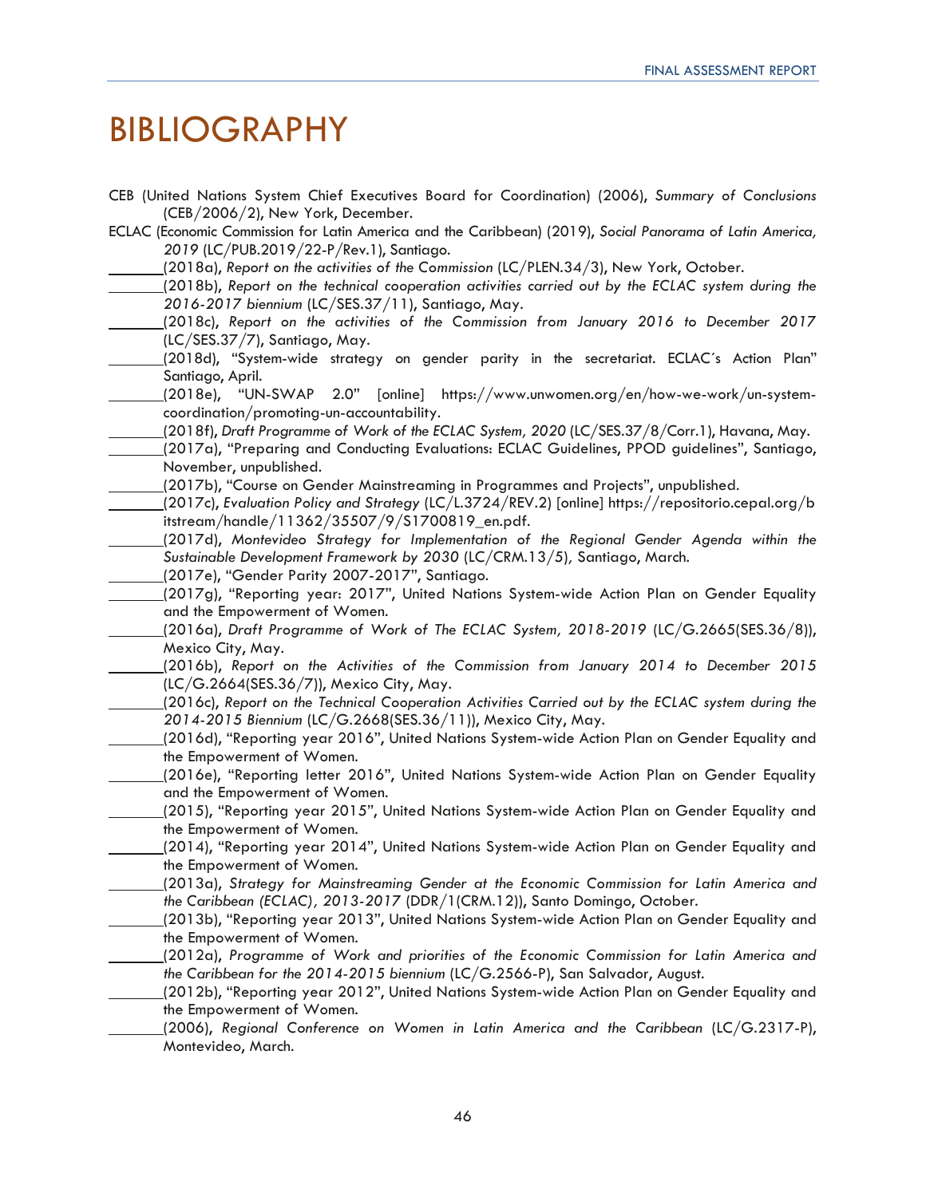# BIBLIOGRAPHY

CEB (United Nations System Chief Executives Board for Coordination) (2006), *Summary of Conclusions* (CEB/2006/2), New York, December.

ECLAC (Economic Commission for Latin America and the Caribbean) (2019), *Social Panorama of Latin America, 2019* (LC/PUB.2019/22-P/Rev.1), Santiago.

_______(2018a), *Report on the activities of the Commission* (LC/PLEN.34/3), New York, October.

_______(2018b), *Report on the technical cooperation activities carried out by the ECLAC system during the 2016-2017 biennium* (LC/SES.37/11), Santiago, May.

_______(2018c), *Report on the activities of the Commission from January 2016 to December 2017* (LC/SES.37/7), Santiago, May.

_______(2018d), "System-wide strategy on gender parity in the secretariat. ECLAC´s Action Plan" Santiago, April.

_______(2018e), "UN-SWAP 2.0" [online] https://www.unwomen.org/en/how-we-work/un-system-coordination/promoting-un-accountability.

_______(2018f), *Draft Programme of Work of the ECLAC System, 2020* (LC/SES.37/8/Corr.1), Havana, May.

_______(2017a), "Preparing and Conducting Evaluations: ECLAC Guidelines, PPOD guidelines", Santiago, November, unpublished.

_______(2017b), "Course on Gender Mainstreaming in Programmes and Projects", unpublished.

_______(2017c), *Evaluation Policy and Strategy* (LC/L.3724/REV.2) [online] https://repositorio.cepal.org/bitstream/handle/11362/35507/9/S1700819_en.pdf.

_______(2017d), *Montevideo Strategy for Implementation of the Regional Gender Agenda within the Sustainable Development Framework by 2030* (LC/CRM.13/5), Santiago, March.

_______(2017e), "Gender Parity 2007-2017", Santiago.

_______(2017g), "Reporting year: 2017", United Nations System-wide Action Plan on Gender Equality and the Empowerment of Women.

_______(2016a), *Draft Programme of Work of The ECLAC System, 2018-2019* (LC/G.2665(SES.36/8)), Mexico City, May.

_______(2016b), *Report on the Activities of the Commission from January 2014 to December 2015* (LC/G.2664(SES.36/7)), Mexico City, May.

_______(2016c), *Report on the Technical Cooperation Activities Carried out by the ECLAC system during the 2014-2015 Biennium* (LC/G.2668(SES.36/11)), Mexico City, May.

_______(2016d), "Reporting year 2016", United Nations System-wide Action Plan on Gender Equality and the Empowerment of Women.

_______(2016e), "Reporting letter 2016", United Nations System-wide Action Plan on Gender Equality and the Empowerment of Women.

_______(2015), "Reporting year 2015", United Nations System-wide Action Plan on Gender Equality and the Empowerment of Women.

_______(2014), "Reporting year 2014", United Nations System-wide Action Plan on Gender Equality and the Empowerment of Women.

_______(2013a), *Strategy for Mainstreaming Gender at the Economic Commission for Latin America and the Caribbean (ECLAC), 2013-2017* (DDR/1(CRM.12)), Santo Domingo, October.

_______(2013b), "Reporting year 2013", United Nations System-wide Action Plan on Gender Equality and the Empowerment of Women.

_______(2012a), *Programme of Work and priorities of the Economic Commission for Latin America and the Caribbean for the 2014-2015 biennium* (LC/G.2566-P), San Salvador, August.

_______(2012b), "Reporting year 2012", United Nations System-wide Action Plan on Gender Equality and the Empowerment of Women.

_______(2006), *Regional Conference on Women in Latin America and the Caribbean* (LC/G.2317-P), Montevideo, March.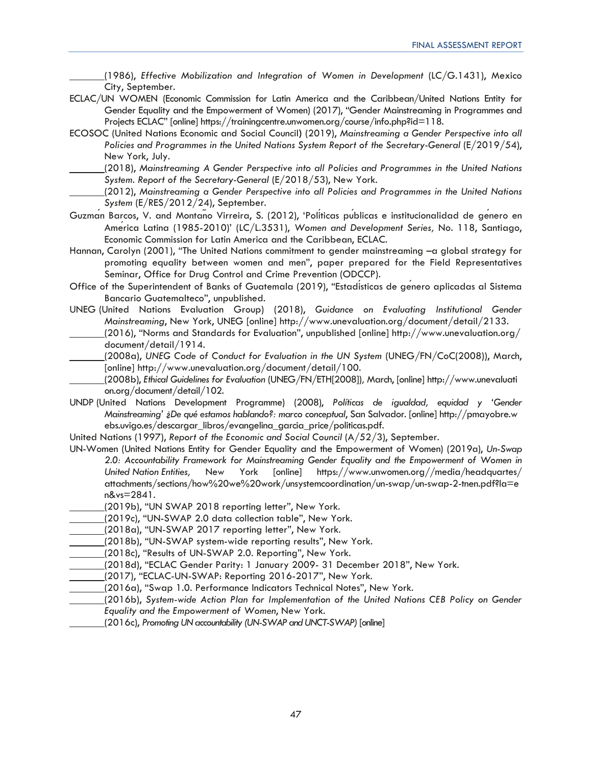_______(1986), *Effective Mobilization and Integration of Women in Development* (LC/G.1431), Mexico City, September.

ECLAC/UN WOMEN (Economic Commission for Latin America and the Caribbean/United Nations Entity for Gender Equality and the Empowerment of Women) (2017), "Gender Mainstreaming in Programmes and Projects ECLAC" [online] https://trainingcentre.unwomen.org/course/info.php?id=118.

ECOSOC (United Nations Economic and Social Council) (2019), *Mainstreaming a Gender Perspective into all Policies and Programmes in the United Nations System Report of the Secretary-General* (E/2019/54), New York, July.

_______(2018), *Mainstreaming A Gender Perspective into all Policies and Programmes in the United Nations System. Report of the Secretary-General* (E/2018/53), New York.

_______(2012), *Mainstreaming a Gender Perspective into all Policies and Programmes in the United Nations System* (E/RES/2012/24), September.

Guzmán Barcos, V. and Montaño Virreira, S. (2012), 'Políticas públicas e institucionalidad de género en América Latina (1985-2010)' (LC/L.3531), *Women and Development Series,* No. 118, Santiago, Economic Commission for Latin America and the Caribbean, ECLAC.

Hannan, Carolyn (2001), "The United Nations commitment to gender mainstreaming –a global strategy for promoting equality between women and men", paper prepared for the Field Representatives Seminar, Office for Drug Control and Crime Prevention (ODCCP).

Office of the Superintendent of Banks of Guatemala (2019), "Estadísticas de género aplicadas al Sistema Bancario Guatemalteco", unpublished.

UNEG (United Nations Evaluation Group) (2018), *Guidance on Evaluating Institutional Gender Mainstreaming*, New York, UNEG [online] http://www.unevaluation.org/document/detail/2133.

_______(2016), "Norms and Standards for Evaluation", unpublished [online] http://www.unevaluation.org/document/detail/1914.

_______(2008a), *UNEG Code of Conduct for Evaluation in the UN System* (UNEG/FN/CoC(2008)), March, [online] http://www.unevaluation.org/document/detail/100.

_______(2008b), *Ethical Guidelines for Evaluation* (UNEG/FN/ETH[2008]), March, [online] http://www.unevaluation.org/document/detail/102.

UNDP (United Nations Development Programme) (2008), *Políticas de igualdad, equidad y 'Gender Mainstreaming' ¿De qué estamos hablando?: marco conceptual*, San Salvador. [online] http://pmayobre.webs.uvigo.es/descargar_libros/evangelina_garcia_price/politicas.pdf.

United Nations (1997), *Report of the Economic and Social Council* (A/52/3), September.

UN-Women (United Nations Entity for Gender Equality and the Empowerment of Women) (2019a), *Un-Swap 2.0: Accountability Framework for Mainstreaming Gender Equality and the Empowerment of Women in United Nation Entities,* New York [online] https://www.unwomen.org//media/headquartes/attachments/sections/how%20we%20work/unsystemcoordination/un-swap/un-swap-2-tnen.pdf?la=en&vs=2841.

_______(2019b), "UN SWAP 2018 reporting letter", New York.

_______(2019c), "UN-SWAP 2.0 data collection table", New York.

_______(2018a), "UN-SWAP 2017 reporting letter", New York.

_______(2018b), "UN-SWAP system-wide reporting results", New York.

_______(2018c), "Results of UN-SWAP 2.0. Reporting", New York.

_______(2018d), "ECLAC Gender Parity: 1 January 2009- 31 December 2018", New York.

_______(2017), "ECLAC-UN-SWAP: Reporting 2016-2017", New York.

_______(2016a), "Swap 1.0. Performance Indicators Technical Notes", New York.

_______(2016b), *System-wide Action Plan for Implementation of the United Nations CEB Policy on Gender Equality and the Empowerment of Women*, New York.

_______(2016c), *Promoting UN accountability (UN-SWAP and UNCT-SWAP)* [online]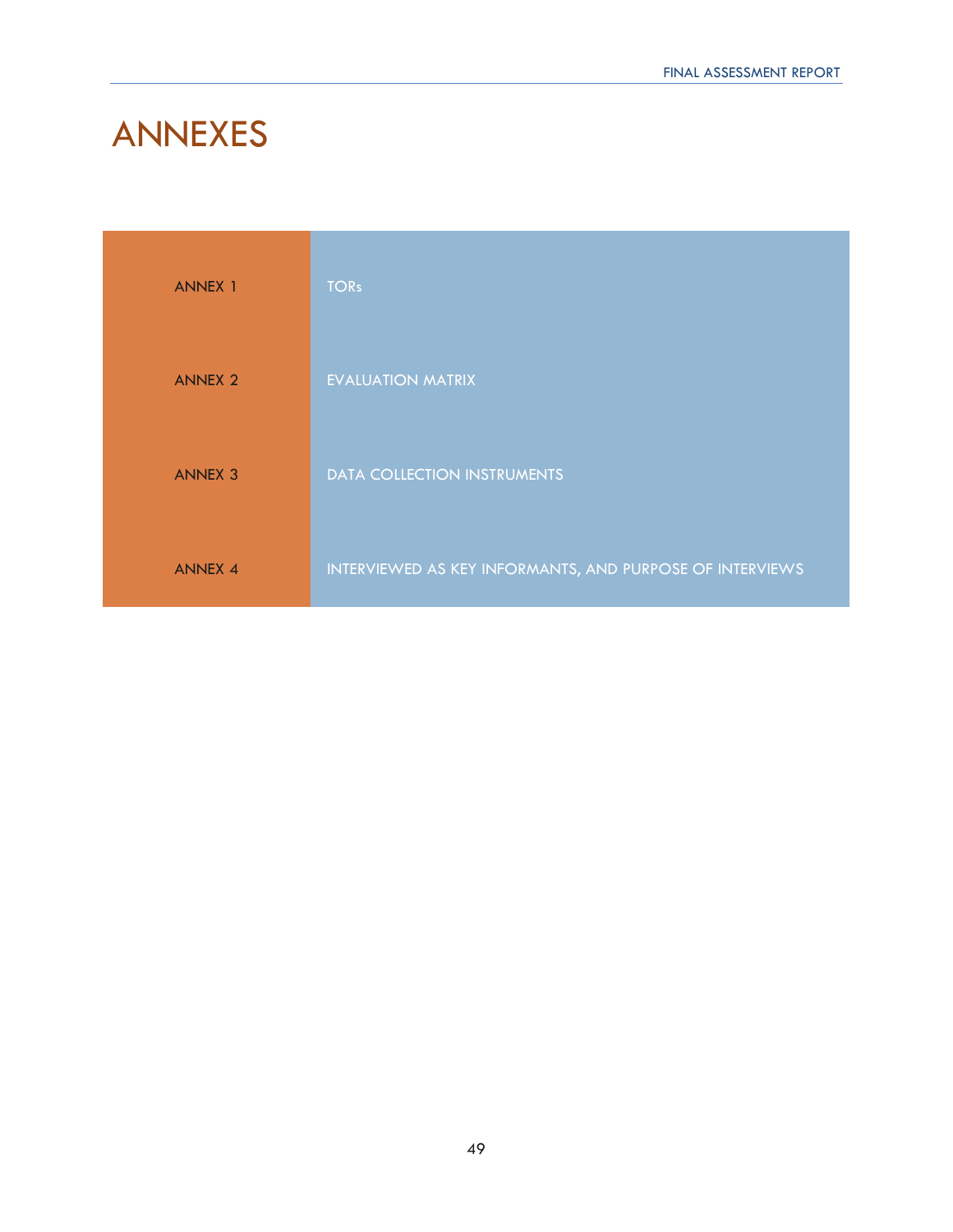# ANNEXES

| | |
|---|---|
| ANNEX 1 | TORs |
| ANNEX 2 | EVALUATION MATRIX |
| ANNEX 3 | DATA COLLECTION INSTRUMENTS |
| ANNEX 4 | INTERVIEWED AS KEY INFORMANTS, AND PURPOSE OF INTERVIEWS |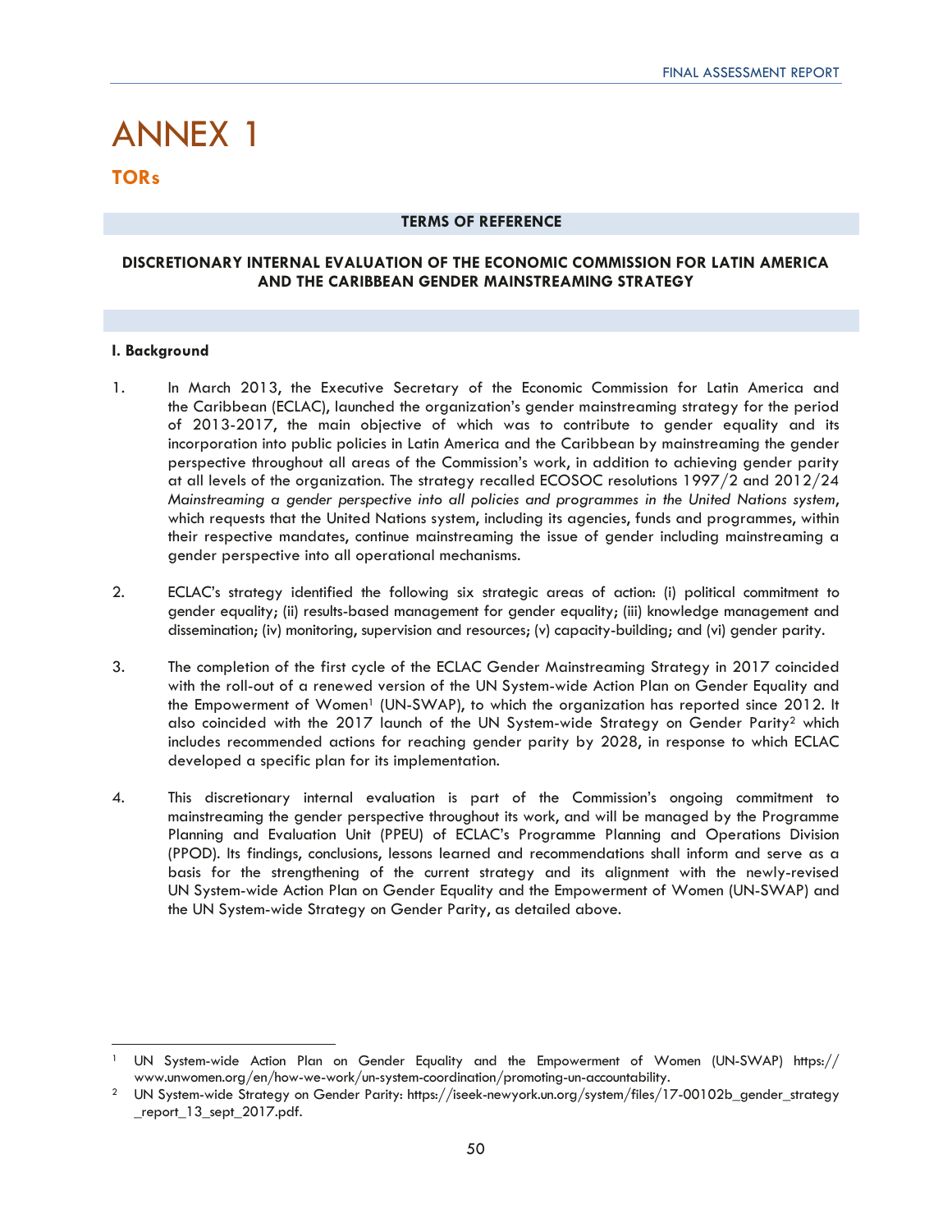# ANNEX 1

## TORs

**TERMS OF REFERENCE**

**DISCRETIONARY INTERNAL EVALUATION OF THE ECONOMIC COMMISSION FOR LATIN AMERICA AND THE CARIBBEAN GENDER MAINSTREAMING STRATEGY**

**I. Background**

1. In March 2013, the Executive Secretary of the Economic Commission for Latin America and the Caribbean (ECLAC), launched the organization's gender mainstreaming strategy for the period of 2013-2017, the main objective of which was to contribute to gender equality and its incorporation into public policies in Latin America and the Caribbean by mainstreaming the gender perspective throughout all areas of the Commission's work, in addition to achieving gender parity at all levels of the organization. The strategy recalled ECOSOC resolutions 1997/2 and 2012/24 *Mainstreaming a gender perspective into all policies and programmes in the United Nations system*, which requests that the United Nations system, including its agencies, funds and programmes, within their respective mandates, continue mainstreaming the issue of gender including mainstreaming a gender perspective into all operational mechanisms.

2. ECLAC's strategy identified the following six strategic areas of action: (i) political commitment to gender equality; (ii) results-based management for gender equality; (iii) knowledge management and dissemination; (iv) monitoring, supervision and resources; (v) capacity-building; and (vi) gender parity.

3. The completion of the first cycle of the ECLAC Gender Mainstreaming Strategy in 2017 coincided with the roll-out of a renewed version of the UN System-wide Action Plan on Gender Equality and the Empowerment of Women[1] (UN-SWAP), to which the organization has reported since 2012. It also coincided with the 2017 launch of the UN System-wide Strategy on Gender Parity[2] which includes recommended actions for reaching gender parity by 2028, in response to which ECLAC developed a specific plan for its implementation.

4. This discretionary internal evaluation is part of the Commission's ongoing commitment to mainstreaming the gender perspective throughout its work, and will be managed by the Programme Planning and Evaluation Unit (PPEU) of ECLAC's Programme Planning and Operations Division (PPOD). Its findings, conclusions, lessons learned and recommendations shall inform and serve as a basis for the strengthening of the current strategy and its alignment with the newly-revised UN System-wide Action Plan on Gender Equality and the Empowerment of Women (UN-SWAP) and the UN System-wide Strategy on Gender Parity, as detailed above.

---

[1] UN System-wide Action Plan on Gender Equality and the Empowerment of Women (UN-SWAP) https://www.unwomen.org/en/how-we-work/un-system-coordination/promoting-un-accountability.

[2] UN System-wide Strategy on Gender Parity: https://iseek-newyork.un.org/system/files/17-00102b_gender_strategy_report_13_sept_2017.pdf.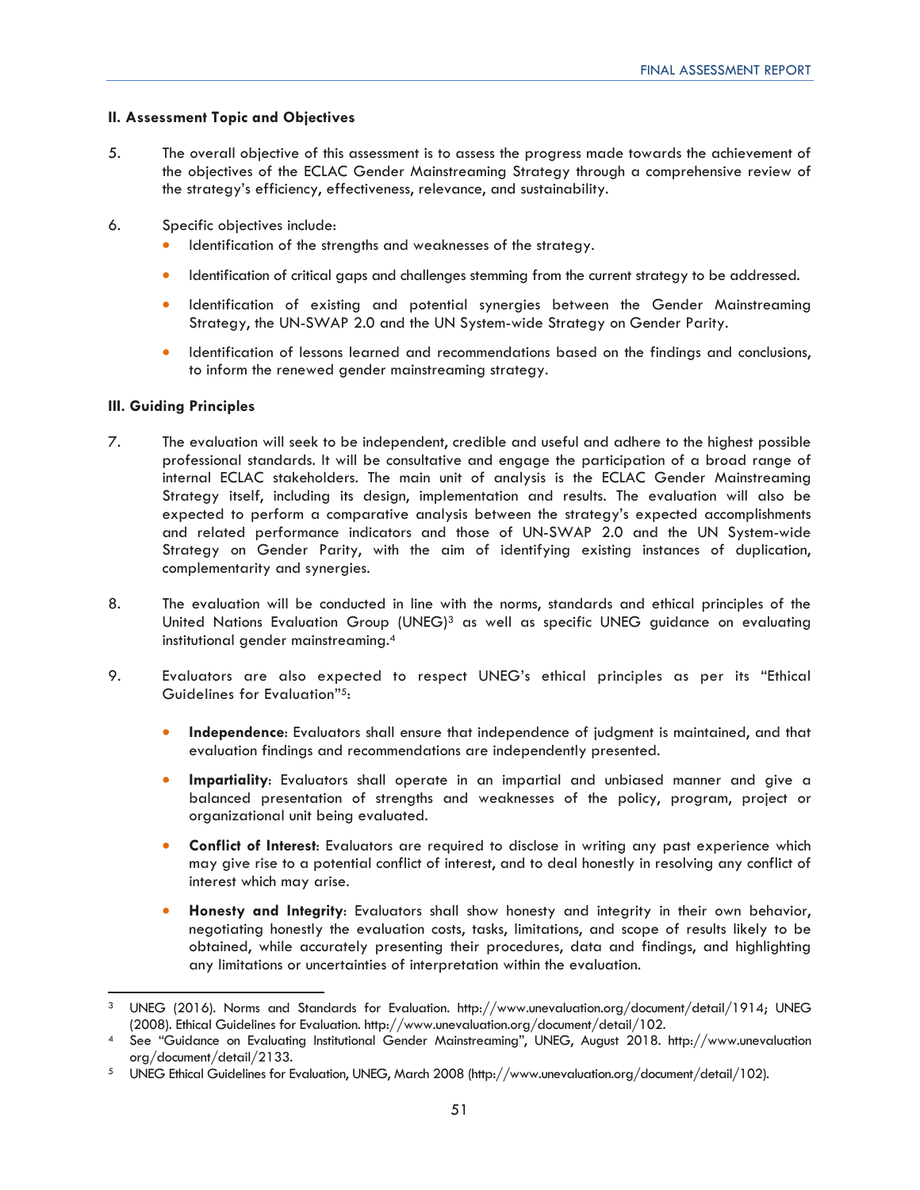## II. Assessment Topic and Objectives

5. The overall objective of this assessment is to assess the progress made towards the achievement of the objectives of the ECLAC Gender Mainstreaming Strategy through a comprehensive review of the strategy's efficiency, effectiveness, relevance, and sustainability.

6. Specific objectives include:
   - Identification of the strengths and weaknesses of the strategy.
   - Identification of critical gaps and challenges stemming from the current strategy to be addressed.
   - Identification of existing and potential synergies between the Gender Mainstreaming Strategy, the UN-SWAP 2.0 and the UN System-wide Strategy on Gender Parity.
   - Identification of lessons learned and recommendations based on the findings and conclusions, to inform the renewed gender mainstreaming strategy.

## III. Guiding Principles

7. The evaluation will seek to be independent, credible and useful and adhere to the highest possible professional standards. It will be consultative and engage the participation of a broad range of internal ECLAC stakeholders. The main unit of analysis is the ECLAC Gender Mainstreaming Strategy itself, including its design, implementation and results. The evaluation will also be expected to perform a comparative analysis between the strategy's expected accomplishments and related performance indicators and those of UN-SWAP 2.0 and the UN System-wide Strategy on Gender Parity, with the aim of identifying existing instances of duplication, complementarity and synergies.

8. The evaluation will be conducted in line with the norms, standards and ethical principles of the United Nations Evaluation Group (UNEG)[3] as well as specific UNEG guidance on evaluating institutional gender mainstreaming.[4]

9. Evaluators are also expected to respect UNEG's ethical principles as per its "Ethical Guidelines for Evaluation"[5]:
   - **Independence**: Evaluators shall ensure that independence of judgment is maintained, and that evaluation findings and recommendations are independently presented.
   - **Impartiality**: Evaluators shall operate in an impartial and unbiased manner and give a balanced presentation of strengths and weaknesses of the policy, program, project or organizational unit being evaluated.
   - **Conflict of Interest**: Evaluators are required to disclose in writing any past experience which may give rise to a potential conflict of interest, and to deal honestly in resolving any conflict of interest which may arise.
   - **Honesty and Integrity**: Evaluators shall show honesty and integrity in their own behavior, negotiating honestly the evaluation costs, tasks, limitations, and scope of results likely to be obtained, while accurately presenting their procedures, data and findings, and highlighting any limitations or uncertainties of interpretation within the evaluation.

---

[3] UNEG (2016). Norms and Standards for Evaluation. http://www.unevaluation.org/document/detail/1914; UNEG (2008). Ethical Guidelines for Evaluation. http://www.unevaluation.org/document/detail/102.

[4] See "Guidance on Evaluating Institutional Gender Mainstreaming", UNEG, August 2018. http://www.unevaluation org/document/detail/2133.

[5] UNEG Ethical Guidelines for Evaluation, UNEG, March 2008 (http://www.unevaluation.org/document/detail/102).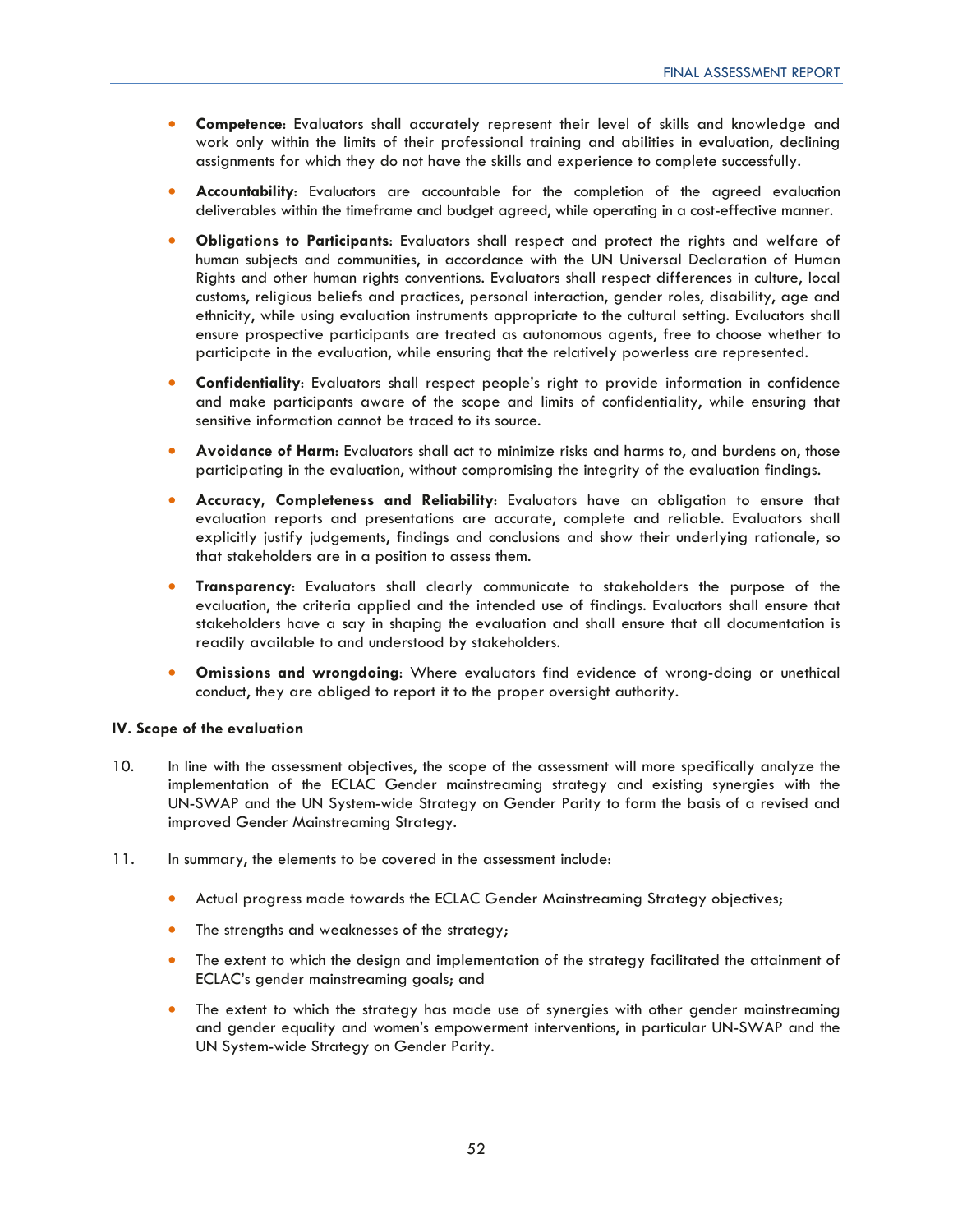- **Competence**: Evaluators shall accurately represent their level of skills and knowledge and work only within the limits of their professional training and abilities in evaluation, declining assignments for which they do not have the skills and experience to complete successfully.

- **Accountability**: Evaluators are accountable for the completion of the agreed evaluation deliverables within the timeframe and budget agreed, while operating in a cost-effective manner.

- **Obligations to Participants**: Evaluators shall respect and protect the rights and welfare of human subjects and communities, in accordance with the UN Universal Declaration of Human Rights and other human rights conventions. Evaluators shall respect differences in culture, local customs, religious beliefs and practices, personal interaction, gender roles, disability, age and ethnicity, while using evaluation instruments appropriate to the cultural setting. Evaluators shall ensure prospective participants are treated as autonomous agents, free to choose whether to participate in the evaluation, while ensuring that the relatively powerless are represented.

- **Confidentiality**: Evaluators shall respect people's right to provide information in confidence and make participants aware of the scope and limits of confidentiality, while ensuring that sensitive information cannot be traced to its source.

- **Avoidance of Harm**: Evaluators shall act to minimize risks and harms to, and burdens on, those participating in the evaluation, without compromising the integrity of the evaluation findings.

- **Accuracy, Completeness and Reliability**: Evaluators have an obligation to ensure that evaluation reports and presentations are accurate, complete and reliable. Evaluators shall explicitly justify judgements, findings and conclusions and show their underlying rationale, so that stakeholders are in a position to assess them.

- **Transparency**: Evaluators shall clearly communicate to stakeholders the purpose of the evaluation, the criteria applied and the intended use of findings. Evaluators shall ensure that stakeholders have a say in shaping the evaluation and shall ensure that all documentation is readily available to and understood by stakeholders.

- **Omissions and wrongdoing**: Where evaluators find evidence of wrong-doing or unethical conduct, they are obliged to report it to the proper oversight authority.

### IV. Scope of the evaluation

10. In line with the assessment objectives, the scope of the assessment will more specifically analyze the implementation of the ECLAC Gender mainstreaming strategy and existing synergies with the UN-SWAP and the UN System-wide Strategy on Gender Parity to form the basis of a revised and improved Gender Mainstreaming Strategy.

11. In summary, the elements to be covered in the assessment include:

- Actual progress made towards the ECLAC Gender Mainstreaming Strategy objectives;

- The strengths and weaknesses of the strategy;

- The extent to which the design and implementation of the strategy facilitated the attainment of ECLAC's gender mainstreaming goals; and

- The extent to which the strategy has made use of synergies with other gender mainstreaming and gender equality and women's empowerment interventions, in particular UN-SWAP and the UN System-wide Strategy on Gender Parity.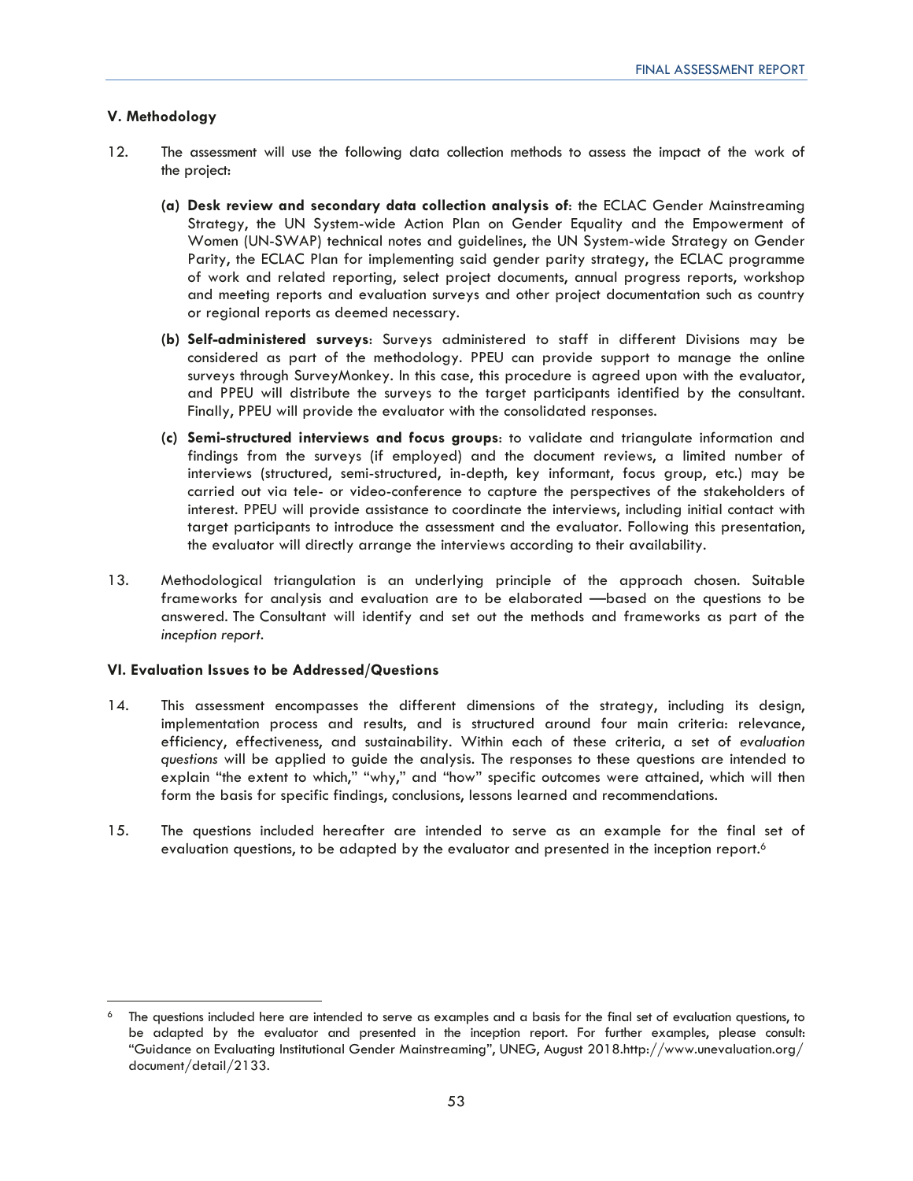### V. Methodology

12. The assessment will use the following data collection methods to assess the impact of the work of the project:

    **(a) Desk review and secondary data collection analysis of**: the ECLAC Gender Mainstreaming Strategy, the UN System-wide Action Plan on Gender Equality and the Empowerment of Women (UN-SWAP) technical notes and guidelines, the UN System-wide Strategy on Gender Parity, the ECLAC Plan for implementing said gender parity strategy, the ECLAC programme of work and related reporting, select project documents, annual progress reports, workshop and meeting reports and evaluation surveys and other project documentation such as country or regional reports as deemed necessary.

    **(b) Self-administered surveys**: Surveys administered to staff in different Divisions may be considered as part of the methodology. PPEU can provide support to manage the online surveys through SurveyMonkey. In this case, this procedure is agreed upon with the evaluator, and PPEU will distribute the surveys to the target participants identified by the consultant. Finally, PPEU will provide the evaluator with the consolidated responses.

    **(c) Semi-structured interviews and focus groups**: to validate and triangulate information and findings from the surveys (if employed) and the document reviews, a limited number of interviews (structured, semi-structured, in-depth, key informant, focus group, etc.) may be carried out via tele- or video-conference to capture the perspectives of the stakeholders of interest. PPEU will provide assistance to coordinate the interviews, including initial contact with target participants to introduce the assessment and the evaluator. Following this presentation, the evaluator will directly arrange the interviews according to their availability.

13. Methodological triangulation is an underlying principle of the approach chosen. Suitable frameworks for analysis and evaluation are to be elaborated —based on the questions to be answered. The Consultant will identify and set out the methods and frameworks as part of the *inception report*.

### VI. Evaluation Issues to be Addressed/Questions

14. This assessment encompasses the different dimensions of the strategy, including its design, implementation process and results, and is structured around four main criteria: relevance, efficiency, effectiveness, and sustainability. Within each of these criteria, a set of *evaluation questions* will be applied to guide the analysis. The responses to these questions are intended to explain "the extent to which," "why," and "how" specific outcomes were attained, which will then form the basis for specific findings, conclusions, lessons learned and recommendations.

15. The questions included hereafter are intended to serve as an example for the final set of evaluation questions, to be adapted by the evaluator and presented in the inception report.[6]

---

[6] The questions included here are intended to serve as examples and a basis for the final set of evaluation questions, to be adapted by the evaluator and presented in the inception report. For further examples, please consult: "Guidance on Evaluating Institutional Gender Mainstreaming", UNEG, August 2018.http://www.unevaluation.org/document/detail/2133.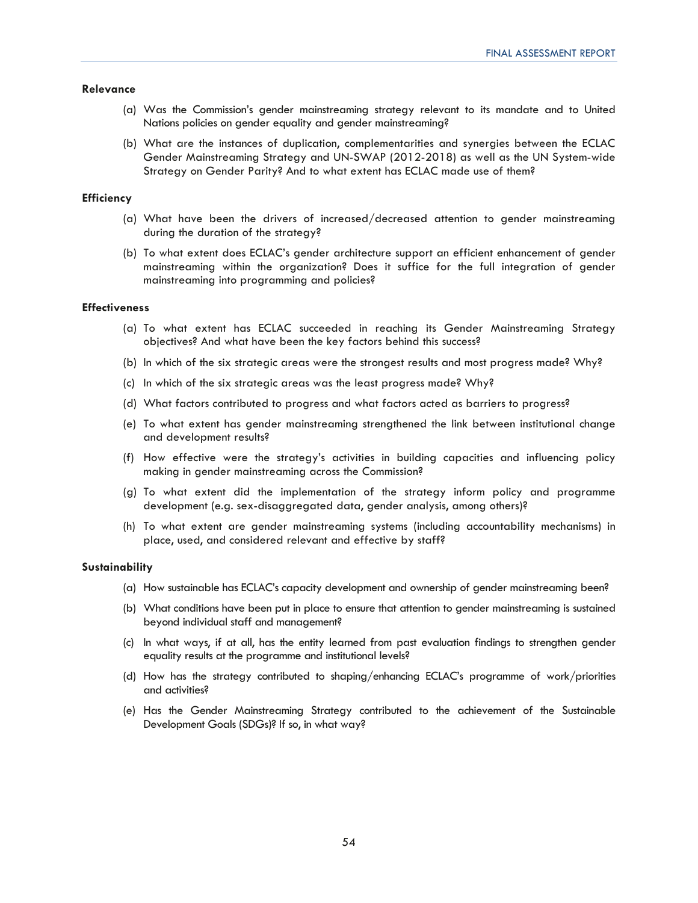**Relevance**

(a) Was the Commission's gender mainstreaming strategy relevant to its mandate and to United Nations policies on gender equality and gender mainstreaming?

(b) What are the instances of duplication, complementarities and synergies between the ECLAC Gender Mainstreaming Strategy and UN-SWAP (2012-2018) as well as the UN System-wide Strategy on Gender Parity? And to what extent has ECLAC made use of them?

**Efficiency**

(a) What have been the drivers of increased/decreased attention to gender mainstreaming during the duration of the strategy?

(b) To what extent does ECLAC's gender architecture support an efficient enhancement of gender mainstreaming within the organization? Does it suffice for the full integration of gender mainstreaming into programming and policies?

**Effectiveness**

(a) To what extent has ECLAC succeeded in reaching its Gender Mainstreaming Strategy objectives? And what have been the key factors behind this success?

(b) In which of the six strategic areas were the strongest results and most progress made? Why?

(c) In which of the six strategic areas was the least progress made? Why?

(d) What factors contributed to progress and what factors acted as barriers to progress?

(e) To what extent has gender mainstreaming strengthened the link between institutional change and development results?

(f) How effective were the strategy's activities in building capacities and influencing policy making in gender mainstreaming across the Commission?

(g) To what extent did the implementation of the strategy inform policy and programme development (e.g. sex-disaggregated data, gender analysis, among others)?

(h) To what extent are gender mainstreaming systems (including accountability mechanisms) in place, used, and considered relevant and effective by staff?

**Sustainability**

(a) How sustainable has ECLAC's capacity development and ownership of gender mainstreaming been?

(b) What conditions have been put in place to ensure that attention to gender mainstreaming is sustained beyond individual staff and management?

(c) In what ways, if at all, has the entity learned from past evaluation findings to strengthen gender equality results at the programme and institutional levels?

(d) How has the strategy contributed to shaping/enhancing ECLAC's programme of work/priorities and activities?

(e) Has the Gender Mainstreaming Strategy contributed to the achievement of the Sustainable Development Goals (SDGs)? If so, in what way?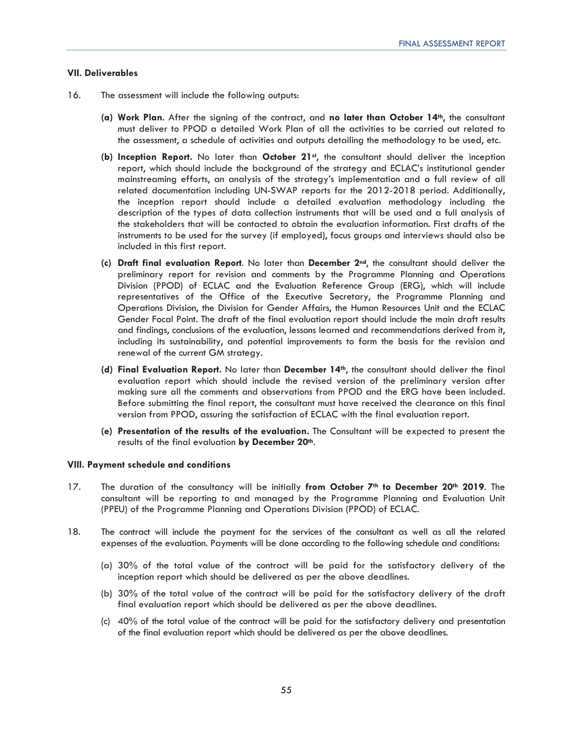### VII. Deliverables

16. The assessment will include the following outputs:

   **(a) Work Plan**. After the signing of the contract, and **no later than October 14th**, the consultant must deliver to PPOD a detailed Work Plan of all the activities to be carried out related to the assessment, a schedule of activities and outputs detailing the methodology to be used, etc.

   **(b) Inception Report.** No later than **October 21st**, the consultant should deliver the inception report, which should include the background of the strategy and ECLAC's institutional gender mainstreaming efforts, an analysis of the strategy's implementation and a full review of all related documentation including UN-SWAP reports for the 2012-2018 period. Additionally, the inception report should include a detailed evaluation methodology including the description of the types of data collection instruments that will be used and a full analysis of the stakeholders that will be contacted to obtain the evaluation information. First drafts of the instruments to be used for the survey (if employed), focus groups and interviews should also be included in this first report.

   **(c) Draft final evaluation Report**. No later than **December 2nd**, the consultant should deliver the preliminary report for revision and comments by the Programme Planning and Operations Division (PPOD) of ECLAC and the Evaluation Reference Group (ERG), which will include representatives of the Office of the Executive Secretary, the Programme Planning and Operations Division, the Division for Gender Affairs, the Human Resources Unit and the ECLAC Gender Focal Point. The draft of the final evaluation report should include the main draft results and findings, conclusions of the evaluation, lessons learned and recommendations derived from it, including its sustainability, and potential improvements to form the basis for the revision and renewal of the current GM strategy.

   **(d) Final Evaluation Report.** No later than **December 14th**, the consultant should deliver the final evaluation report which should include the revised version of the preliminary version after making sure all the comments and observations from PPOD and the ERG have been included. Before submitting the final report, the consultant must have received the clearance on this final version from PPOD, assuring the satisfaction of ECLAC with the final evaluation report.

   **(e) Presentation of the results of the evaluation.** The Consultant will be expected to present the results of the final evaluation **by December 20th**.

### VIII. Payment schedule and conditions

17. The duration of the consultancy will be initially **from October 7th to December 20th 2019**. The consultant will be reporting to and managed by the Programme Planning and Evaluation Unit (PPEU) of the Programme Planning and Operations Division (PPOD) of ECLAC.

18. The contract will include the payment for the services of the consultant as well as all the related expenses of the evaluation. Payments will be done according to the following schedule and conditions:

   (a) 30% of the total value of the contract will be paid for the satisfactory delivery of the inception report which should be delivered as per the above deadlines.

   (b) 30% of the total value of the contract will be paid for the satisfactory delivery of the draft final evaluation report which should be delivered as per the above deadlines.

   (c) 40% of the total value of the contract will be paid for the satisfactory delivery and presentation of the final evaluation report which should be delivered as per the above deadlines.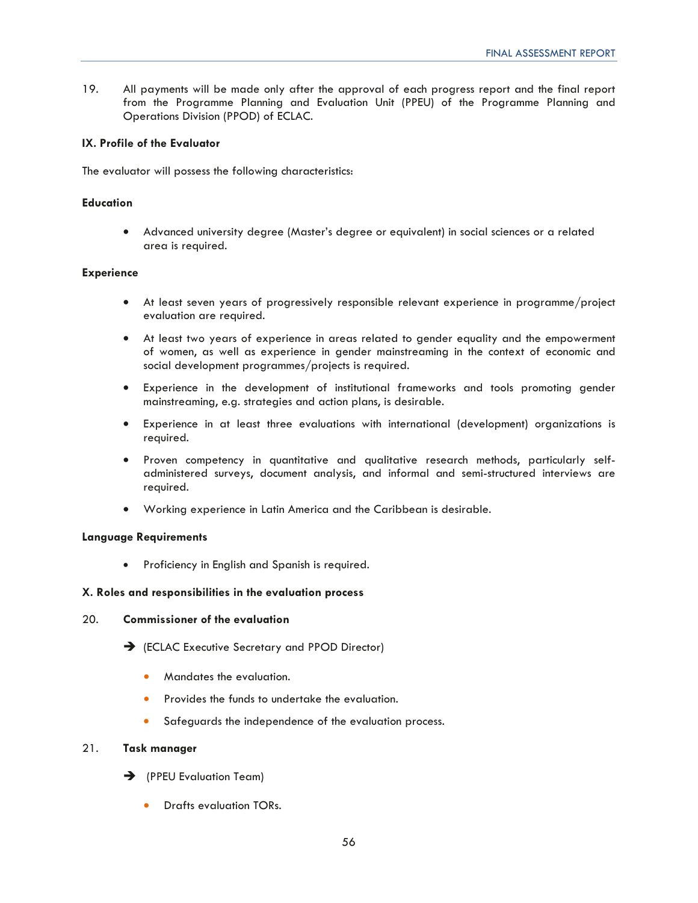19. All payments will be made only after the approval of each progress report and the final report from the Programme Planning and Evaluation Unit (PPEU) of the Programme Planning and Operations Division (PPOD) of ECLAC.

**IX. Profile of the Evaluator**

The evaluator will possess the following characteristics:

**Education**

- Advanced university degree (Master's degree or equivalent) in social sciences or a related area is required.

**Experience**

- At least seven years of progressively responsible relevant experience in programme/project evaluation are required.
- At least two years of experience in areas related to gender equality and the empowerment of women, as well as experience in gender mainstreaming in the context of economic and social development programmes/projects is required.
- Experience in the development of institutional frameworks and tools promoting gender mainstreaming, e.g. strategies and action plans, is desirable.
- Experience in at least three evaluations with international (development) organizations is required.
- Proven competency in quantitative and qualitative research methods, particularly self-administered surveys, document analysis, and informal and semi-structured interviews are required.
- Working experience in Latin America and the Caribbean is desirable.

**Language Requirements**

- Proficiency in English and Spanish is required.

**X. Roles and responsibilities in the evaluation process**

20. **Commissioner of the evaluation**

➔ (ECLAC Executive Secretary and PPOD Director)

- Mandates the evaluation.
- Provides the funds to undertake the evaluation.
- Safeguards the independence of the evaluation process.

21. **Task manager**

➔ (PPEU Evaluation Team)

- Drafts evaluation TORs.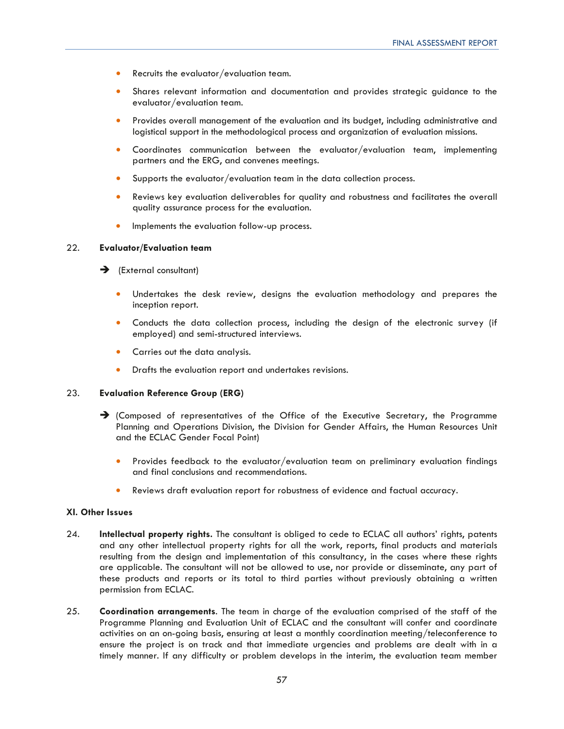- Recruits the evaluator/evaluation team.
- Shares relevant information and documentation and provides strategic guidance to the evaluator/evaluation team.
- Provides overall management of the evaluation and its budget, including administrative and logistical support in the methodological process and organization of evaluation missions.
- Coordinates communication between the evaluator/evaluation team, implementing partners and the ERG, and convenes meetings.
- Supports the evaluator/evaluation team in the data collection process.
- Reviews key evaluation deliverables for quality and robustness and facilitates the overall quality assurance process for the evaluation.
- Implements the evaluation follow-up process.

22. **Evaluator/Evaluation team**

➔ (External consultant)

- Undertakes the desk review, designs the evaluation methodology and prepares the inception report.
- Conducts the data collection process, including the design of the electronic survey (if employed) and semi-structured interviews.
- Carries out the data analysis.
- Drafts the evaluation report and undertakes revisions.

23. **Evaluation Reference Group (ERG)**

➔ (Composed of representatives of the Office of the Executive Secretary, the Programme Planning and Operations Division, the Division for Gender Affairs, the Human Resources Unit and the ECLAC Gender Focal Point)

- Provides feedback to the evaluator/evaluation team on preliminary evaluation findings and final conclusions and recommendations.
- Reviews draft evaluation report for robustness of evidence and factual accuracy.

**XI. Other Issues**

24. **Intellectual property rights.** The consultant is obliged to cede to ECLAC all authors' rights, patents and any other intellectual property rights for all the work, reports, final products and materials resulting from the design and implementation of this consultancy, in the cases where these rights are applicable. The consultant will not be allowed to use, nor provide or disseminate, any part of these products and reports or its total to third parties without previously obtaining a written permission from ECLAC.

25. **Coordination arrangements**. The team in charge of the evaluation comprised of the staff of the Programme Planning and Evaluation Unit of ECLAC and the consultant will confer and coordinate activities on an on-going basis, ensuring at least a monthly coordination meeting/teleconference to ensure the project is on track and that immediate urgencies and problems are dealt with in a timely manner. If any difficulty or problem develops in the interim, the evaluation team member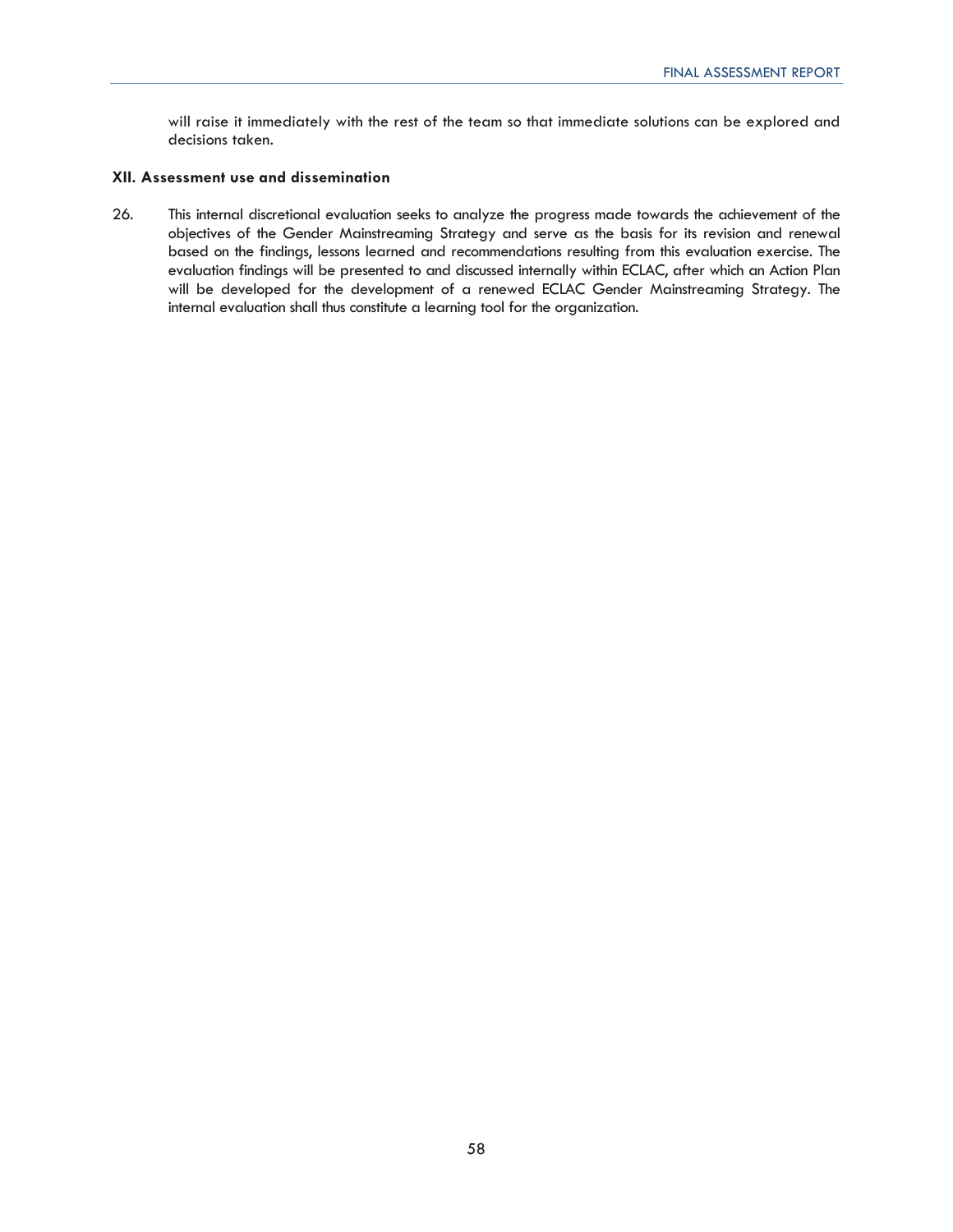will raise it immediately with the rest of the team so that immediate solutions can be explored and decisions taken.

### XII. Assessment use and dissemination

26. This internal discretional evaluation seeks to analyze the progress made towards the achievement of the objectives of the Gender Mainstreaming Strategy and serve as the basis for its revision and renewal based on the findings, lessons learned and recommendations resulting from this evaluation exercise. The evaluation findings will be presented to and discussed internally within ECLAC, after which an Action Plan will be developed for the development of a renewed ECLAC Gender Mainstreaming Strategy. The internal evaluation shall thus constitute a learning tool for the organization.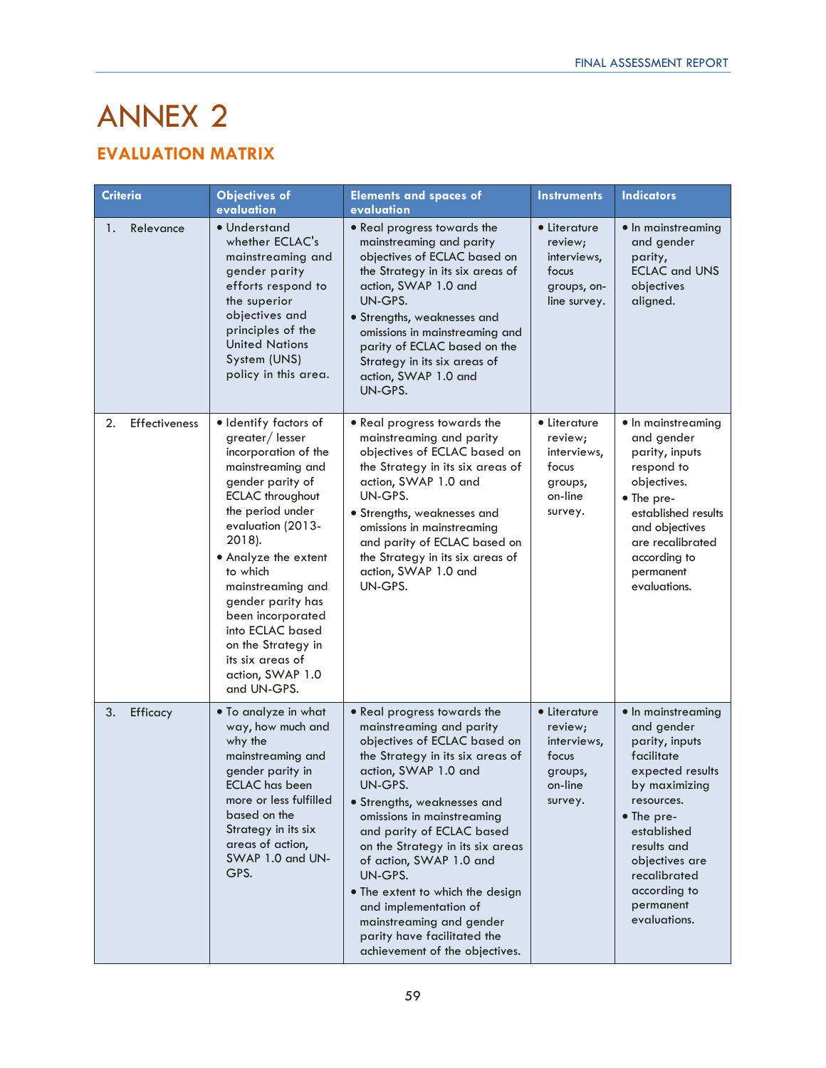# ANNEX 2

## EVALUATION MATRIX

| Criteria | Objectives of evaluation | Elements and spaces of evaluation | Instruments | Indicators |
|---|---|---|---|---|
| 1. Relevance | • Understand whether ECLAC's mainstreaming and gender parity efforts respond to the superior objectives and principles of the United Nations System (UNS) policy in this area. | • Real progress towards the mainstreaming and parity objectives of ECLAC based on the Strategy in its six areas of action, SWAP 1.0 and UN-GPS.<br>• Strengths, weaknesses and omissions in mainstreaming and parity of ECLAC based on the Strategy in its six areas of action, SWAP 1.0 and UN-GPS. | • Literature review; interviews, focus groups, on-line survey. | • In mainstreaming and gender parity, ECLAC and UNS objectives aligned. |
| 2. Effectiveness | • Identify factors of greater/ lesser incorporation of the mainstreaming and gender parity of ECLAC throughout the period under evaluation (2013-2018).<br>• Analyze the extent to which mainstreaming and gender parity has been incorporated into ECLAC based on the Strategy in its six areas of action, SWAP 1.0 and UN-GPS. | • Real progress towards the mainstreaming and parity objectives of ECLAC based on the Strategy in its six areas of action, SWAP 1.0 and UN-GPS.<br>• Strengths, weaknesses and omissions in mainstreaming and parity of ECLAC based on the Strategy in its six areas of action, SWAP 1.0 and UN-GPS. | • Literature review; interviews, focus groups, on-line survey. | • In mainstreaming and gender parity, inputs respond to objectives.<br>• The pre-established results and objectives are recalibrated according to permanent evaluations. |
| 3. Efficacy | • To analyze in what way, how much and why the mainstreaming and gender parity in ECLAC has been more or less fulfilled based on the Strategy in its six areas of action, SWAP 1.0 and UN-GPS. | • Real progress towards the mainstreaming and parity objectives of ECLAC based on the Strategy in its six areas of action, SWAP 1.0 and UN-GPS.<br>• Strengths, weaknesses and omissions in mainstreaming and parity of ECLAC based on the Strategy in its six areas of action, SWAP 1.0 and UN-GPS.<br>• The extent to which the design and implementation of mainstreaming and gender parity have facilitated the achievement of the objectives. | • Literature review; interviews, focus groups, on-line survey. | • In mainstreaming and gender parity, inputs facilitate expected results by maximizing resources.<br>• The pre-established results and objectives are recalibrated according to permanent evaluations. |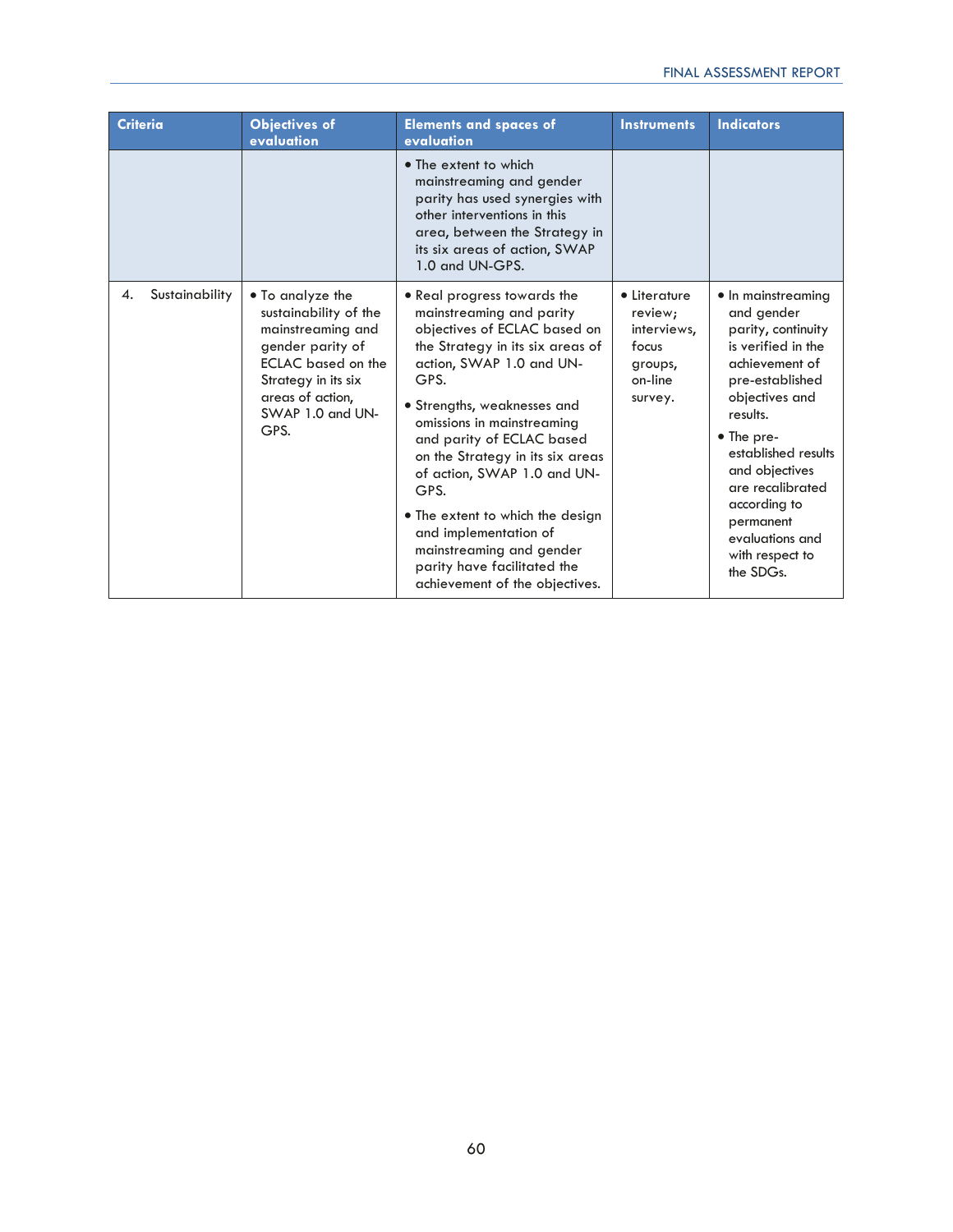| Criteria | Objectives of evaluation | Elements and spaces of evaluation | Instruments | Indicators |
|---|---|---|---|---|
| | | • The extent to which mainstreaming and gender parity has used synergies with other interventions in this area, between the Strategy in its six areas of action, SWAP 1.0 and UN-GPS. | | |
| 4. Sustainability | • To analyze the sustainability of the mainstreaming and gender parity of ECLAC based on the Strategy in its six areas of action, SWAP 1.0 and UN-GPS. | • Real progress towards the mainstreaming and parity objectives of ECLAC based on the Strategy in its six areas of action, SWAP 1.0 and UN-GPS.<br>• Strengths, weaknesses and omissions in mainstreaming and parity of ECLAC based on the Strategy in its six areas of action, SWAP 1.0 and UN-GPS.<br>• The extent to which the design and implementation of mainstreaming and gender parity have facilitated the achievement of the objectives. | • Literature review; interviews, focus groups, on-line survey. | • In mainstreaming and gender parity, continuity is verified in the achievement of pre-established objectives and results.<br>• The pre-established results and objectives are recalibrated according to permanent evaluations and with respect to the SDGs. |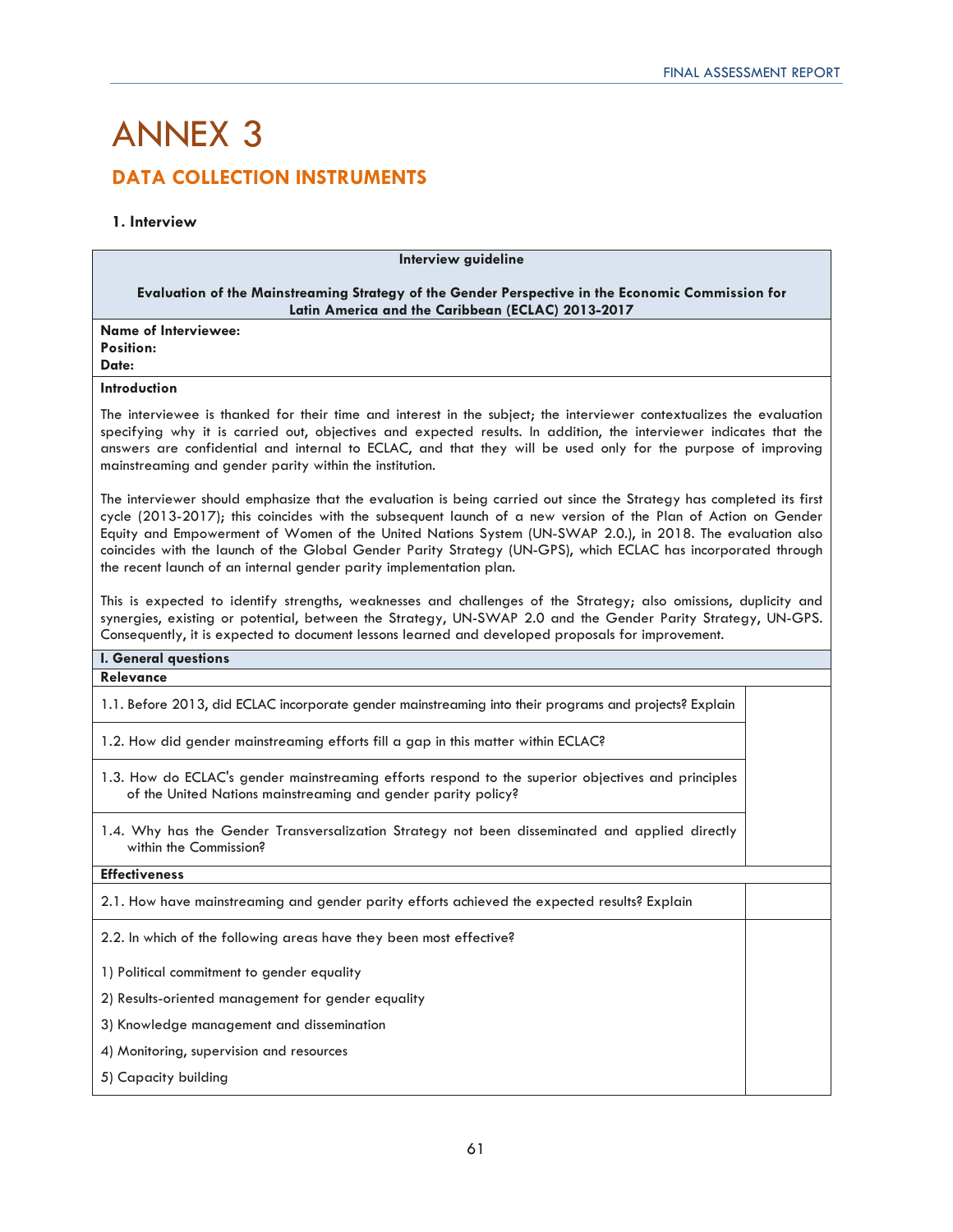# ANNEX 3

## DATA COLLECTION INSTRUMENTS

### 1. Interview

| Interview guideline | |
|---|---|
| **Evaluation of the Mainstreaming Strategy of the Gender Perspective in the Economic Commission for Latin America and the Caribbean (ECLAC) 2013-2017** | |
| **Name of Interviewee:**<br>**Position:**<br>**Date:** | |
| **Introduction** | |
| The interviewee is thanked for their time and interest in the subject; the interviewer contextualizes the evaluation specifying why it is carried out, objectives and expected results. In addition, the interviewer indicates that the answers are confidential and internal to ECLAC, and that they will be used only for the purpose of improving mainstreaming and gender parity within the institution.<br><br>The interviewer should emphasize that the evaluation is being carried out since the Strategy has completed its first cycle (2013-2017); this coincides with the subsequent launch of a new version of the Plan of Action on Gender Equity and Empowerment of Women of the United Nations System (UN-SWAP 2.0.), in 2018. The evaluation also coincides with the launch of the Global Gender Parity Strategy (UN-GPS), which ECLAC has incorporated through the recent launch of an internal gender parity implementation plan.<br><br>This is expected to identify strengths, weaknesses and challenges of the Strategy; also omissions, duplicity and synergies, existing or potential, between the Strategy, UN-SWAP 2.0 and the Gender Parity Strategy, UN-GPS. Consequently, it is expected to document lessons learned and developed proposals for improvement. | |
| **I. General questions** | |
| **Relevance** | |
| 1.1. Before 2013, did ECLAC incorporate gender mainstreaming into their programs and projects? Explain | |
| 1.2. How did gender mainstreaming efforts fill a gap in this matter within ECLAC? | |
| 1.3. How do ECLAC's gender mainstreaming efforts respond to the superior objectives and principles of the United Nations mainstreaming and gender parity policy? | |
| 1.4. Why has the Gender Transversalization Strategy not been disseminated and applied directly within the Commission? | |
| **Effectiveness** | |
| 2.1. How have mainstreaming and gender parity efforts achieved the expected results? Explain | |
| 2.2. In which of the following areas have they been most effective?<br><br>1) Political commitment to gender equality<br><br>2) Results-oriented management for gender equality<br><br>3) Knowledge management and dissemination<br><br>4) Monitoring, supervision and resources<br><br>5) Capacity building | |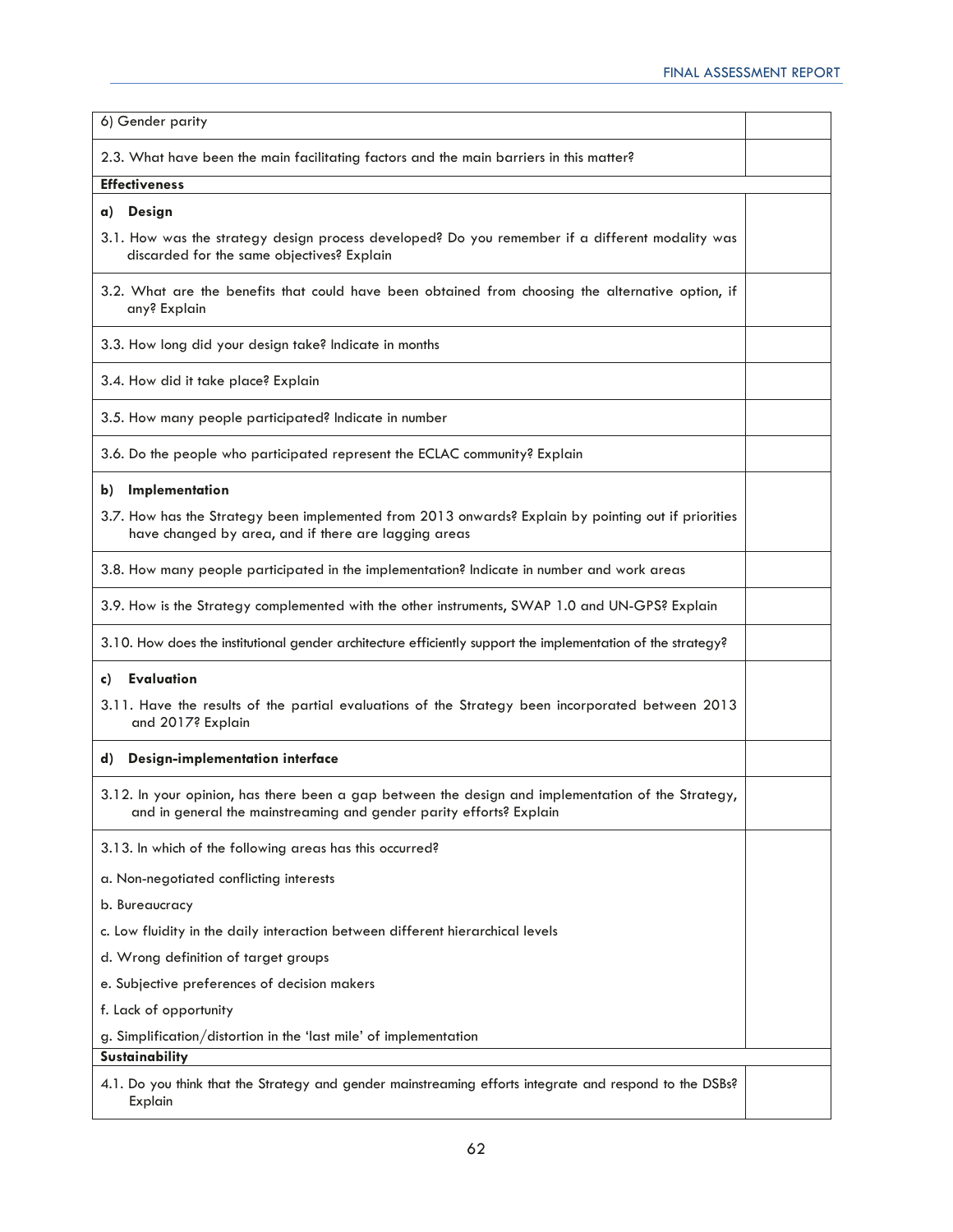| | |
|---|---|
| 6) Gender parity | |
| 2.3. What have been the main facilitating factors and the main barriers in this matter? | |
| **Effectiveness** | |
| **a) Design**<br>3.1. How was the strategy design process developed? Do you remember if a different modality was discarded for the same objectives? Explain | |
| 3.2. What are the benefits that could have been obtained from choosing the alternative option, if any? Explain | |
| 3.3. How long did your design take? Indicate in months | |
| 3.4. How did it take place? Explain | |
| 3.5. How many people participated? Indicate in number | |
| 3.6. Do the people who participated represent the ECLAC community? Explain | |
| **b) Implementation**<br>3.7. How has the Strategy been implemented from 2013 onwards? Explain by pointing out if priorities have changed by area, and if there are lagging areas | |
| 3.8. How many people participated in the implementation? Indicate in number and work areas | |
| 3.9. How is the Strategy complemented with the other instruments, SWAP 1.0 and UN-GPS? Explain | |
| 3.10. How does the institutional gender architecture efficiently support the implementation of the strategy? | |
| **c) Evaluation**<br>3.11. Have the results of the partial evaluations of the Strategy been incorporated between 2013 and 2017? Explain | |
| **d) Design-implementation interface** | |
| 3.12. In your opinion, has there been a gap between the design and implementation of the Strategy, and in general the mainstreaming and gender parity efforts? Explain | |
| 3.13. In which of the following areas has this occurred?<br>a. Non-negotiated conflicting interests<br>b. Bureaucracy<br>c. Low fluidity in the daily interaction between different hierarchical levels<br>d. Wrong definition of target groups<br>e. Subjective preferences of decision makers<br>f. Lack of opportunity<br>g. Simplification/distortion in the 'last mile' of implementation | |
| **Sustainability** | |
| 4.1. Do you think that the Strategy and gender mainstreaming efforts integrate and respond to the DSBs? Explain | |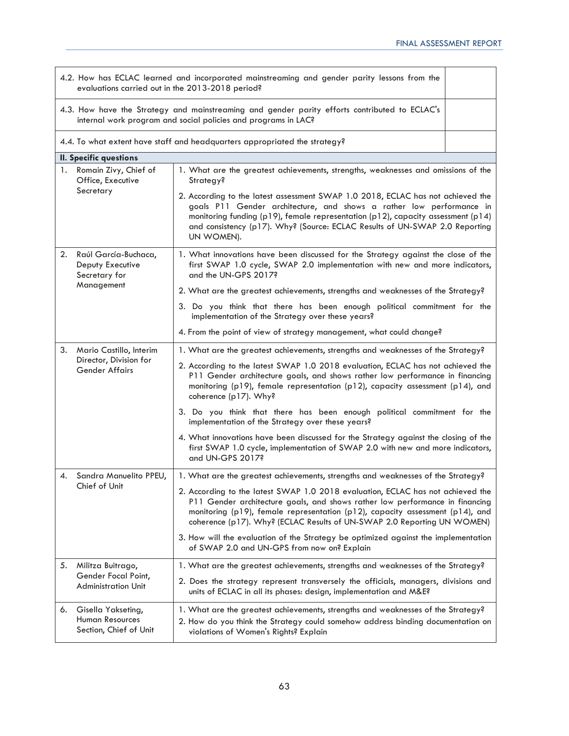| | |
|---|---|
| 4.2. How has ECLAC learned and incorporated mainstreaming and gender parity lessons from the evaluations carried out in the 2013-2018 period? | |
| 4.3. How have the Strategy and mainstreaming and gender parity efforts contributed to ECLAC's internal work program and social policies and programs in LAC? | |
| 4.4. To what extent have staff and headquarters appropriated the strategy? | |

| **II. Specific questions** | |
|---|---|
| 1. Romain Zivy, Chief of Office, Executive Secretary | 1. What are the greatest achievements, strengths, weaknesses and omissions of the Strategy?<br>2. According to the latest assessment SWAP 1.0 2018, ECLAC has not achieved the goals P11 Gender architecture, and shows a rather low performance in monitoring funding (p19), female representation (p12), capacity assessment (p14) and consistency (p17). Why? (Source: ECLAC Results of UN-SWAP 2.0 Reporting UN WOMEN). |
| 2. Raúl García-Buchaca, Deputy Executive Secretary for Management | 1. What innovations have been discussed for the Strategy against the close of the first SWAP 1.0 cycle, SWAP 2.0 implementation with new and more indicators, and the UN-GPS 2017?<br>2. What are the greatest achievements, strengths and weaknesses of the Strategy?<br>3. Do you think that there has been enough political commitment for the implementation of the Strategy over these years?<br>4. From the point of view of strategy management, what could change? |
| 3. Mario Castillo, Interim Director, Division for Gender Affairs | 1. What are the greatest achievements, strengths and weaknesses of the Strategy?<br>2. According to the latest SWAP 1.0 2018 evaluation, ECLAC has not achieved the P11 Gender architecture goals, and shows rather low performance in financing monitoring (p19), female representation (p12), capacity assessment (p14), and coherence (p17). Why?<br>3. Do you think that there has been enough political commitment for the implementation of the Strategy over these years?<br>4. What innovations have been discussed for the Strategy against the closing of the first SWAP 1.0 cycle, implementation of SWAP 2.0 with new and more indicators, and UN-GPS 2017? |
| 4. Sandra Manuelito PPEU, Chief of Unit | 1. What are the greatest achievements, strengths and weaknesses of the Strategy?<br>2. According to the latest SWAP 1.0 2018 evaluation, ECLAC has not achieved the P11 Gender architecture goals, and shows rather low performance in financing monitoring (p19), female representation (p12), capacity assessment (p14), and coherence (p17). Why? (ECLAC Results of UN-SWAP 2.0 Reporting UN WOMEN)<br>3. How will the evaluation of the Strategy be optimized against the implementation of SWAP 2.0 and UN-GPS from now on? Explain |
| 5. Militza Buitrago, Gender Focal Point, Administration Unit | 1. What are the greatest achievements, strengths and weaknesses of the Strategy?<br>2. Does the strategy represent transversely the officials, managers, divisions and units of ECLAC in all its phases: design, implementation and M&E? |
| 6. Gisella Yakseting, Human Resources Section, Chief of Unit | 1. What are the greatest achievements, strengths and weaknesses of the Strategy?<br>2. How do you think the Strategy could somehow address binding documentation on violations of Women's Rights? Explain |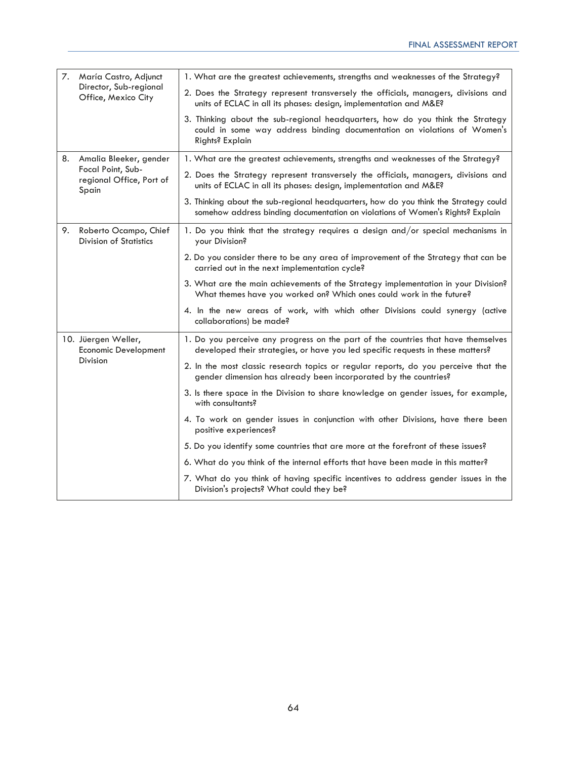| | |
|---|---|
| 7. María Castro, Adjunct Director, Sub-regional Office, Mexico City | 1. What are the greatest achievements, strengths and weaknesses of the Strategy?<br>2. Does the Strategy represent transversely the officials, managers, divisions and units of ECLAC in all its phases: design, implementation and M&E?<br>3. Thinking about the sub-regional headquarters, how do you think the Strategy could in some way address binding documentation on violations of Women's Rights? Explain |
| 8. Amalia Bleeker, gender Focal Point, Sub-regional Office, Port of Spain | 1. What are the greatest achievements, strengths and weaknesses of the Strategy?<br>2. Does the Strategy represent transversely the officials, managers, divisions and units of ECLAC in all its phases: design, implementation and M&E?<br>3. Thinking about the sub-regional headquarters, how do you think the Strategy could somehow address binding documentation on violations of Women's Rights? Explain |
| 9. Roberto Ocampo, Chief Division of Statistics | 1. Do you think that the strategy requires a design and/or special mechanisms in your Division?<br>2. Do you consider there to be any area of improvement of the Strategy that can be carried out in the next implementation cycle?<br>3. What are the main achievements of the Strategy implementation in your Division? What themes have you worked on? Which ones could work in the future?<br>4. In the new areas of work, with which other Divisions could synergy (active collaborations) be made? |
| 10. Jüergen Weller, Economic Development Division | 1. Do you perceive any progress on the part of the countries that have themselves developed their strategies, or have you led specific requests in these matters?<br>2. In the most classic research topics or regular reports, do you perceive that the gender dimension has already been incorporated by the countries?<br>3. Is there space in the Division to share knowledge on gender issues, for example, with consultants?<br>4. To work on gender issues in conjunction with other Divisions, have there been positive experiences?<br>5. Do you identify some countries that are more at the forefront of these issues?<br>6. What do you think of the internal efforts that have been made in this matter?<br>7. What do you think of having specific incentives to address gender issues in the Division's projects? What could they be? |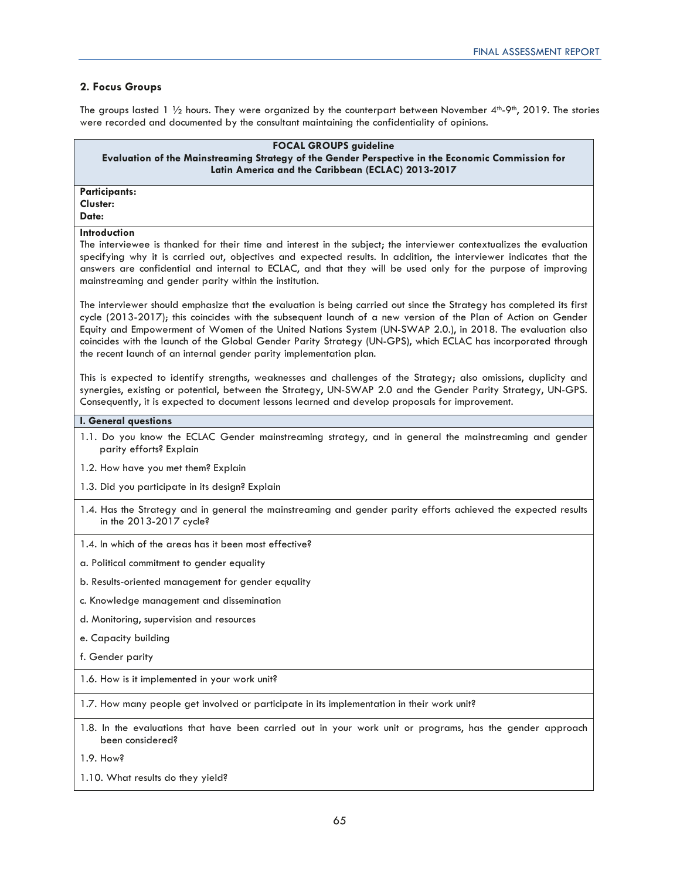## 2. Focus Groups

The groups lasted 1 ½ hours. They were organized by the counterpart between November 4th-9th, 2019. The stories were recorded and documented by the consultant maintaining the confidentiality of opinions.

**FOCAL GROUPS guideline**
**Evaluation of the Mainstreaming Strategy of the Gender Perspective in the Economic Commission for Latin America and the Caribbean (ECLAC) 2013-2017**

**Participants:**
**Cluster:**
**Date:**

**Introduction**
The interviewee is thanked for their time and interest in the subject; the interviewer contextualizes the evaluation specifying why it is carried out, objectives and expected results. In addition, the interviewer indicates that the answers are confidential and internal to ECLAC, and that they will be used only for the purpose of improving mainstreaming and gender parity within the institution.

The interviewer should emphasize that the evaluation is being carried out since the Strategy has completed its first cycle (2013-2017); this coincides with the subsequent launch of a new version of the Plan of Action on Gender Equity and Empowerment of Women of the United Nations System (UN-SWAP 2.0.), in 2018. The evaluation also coincides with the launch of the Global Gender Parity Strategy (UN-GPS), which ECLAC has incorporated through the recent launch of an internal gender parity implementation plan.

This is expected to identify strengths, weaknesses and challenges of the Strategy; also omissions, duplicity and synergies, existing or potential, between the Strategy, UN-SWAP 2.0 and the Gender Parity Strategy, UN-GPS. Consequently, it is expected to document lessons learned and develop proposals for improvement.

**I. General questions**

1.1. Do you know the ECLAC Gender mainstreaming strategy, and in general the mainstreaming and gender parity efforts? Explain

1.2. How have you met them? Explain

1.3. Did you participate in its design? Explain

1.4. Has the Strategy and in general the mainstreaming and gender parity efforts achieved the expected results in the 2013-2017 cycle?

1.4. In which of the areas has it been most effective?

a. Political commitment to gender equality

b. Results-oriented management for gender equality

c. Knowledge management and dissemination

d. Monitoring, supervision and resources

e. Capacity building

f. Gender parity

1.6. How is it implemented in your work unit?

1.7. How many people get involved or participate in its implementation in their work unit?

1.8. In the evaluations that have been carried out in your work unit or programs, has the gender approach been considered?

1.9. How?

1.10. What results do they yield?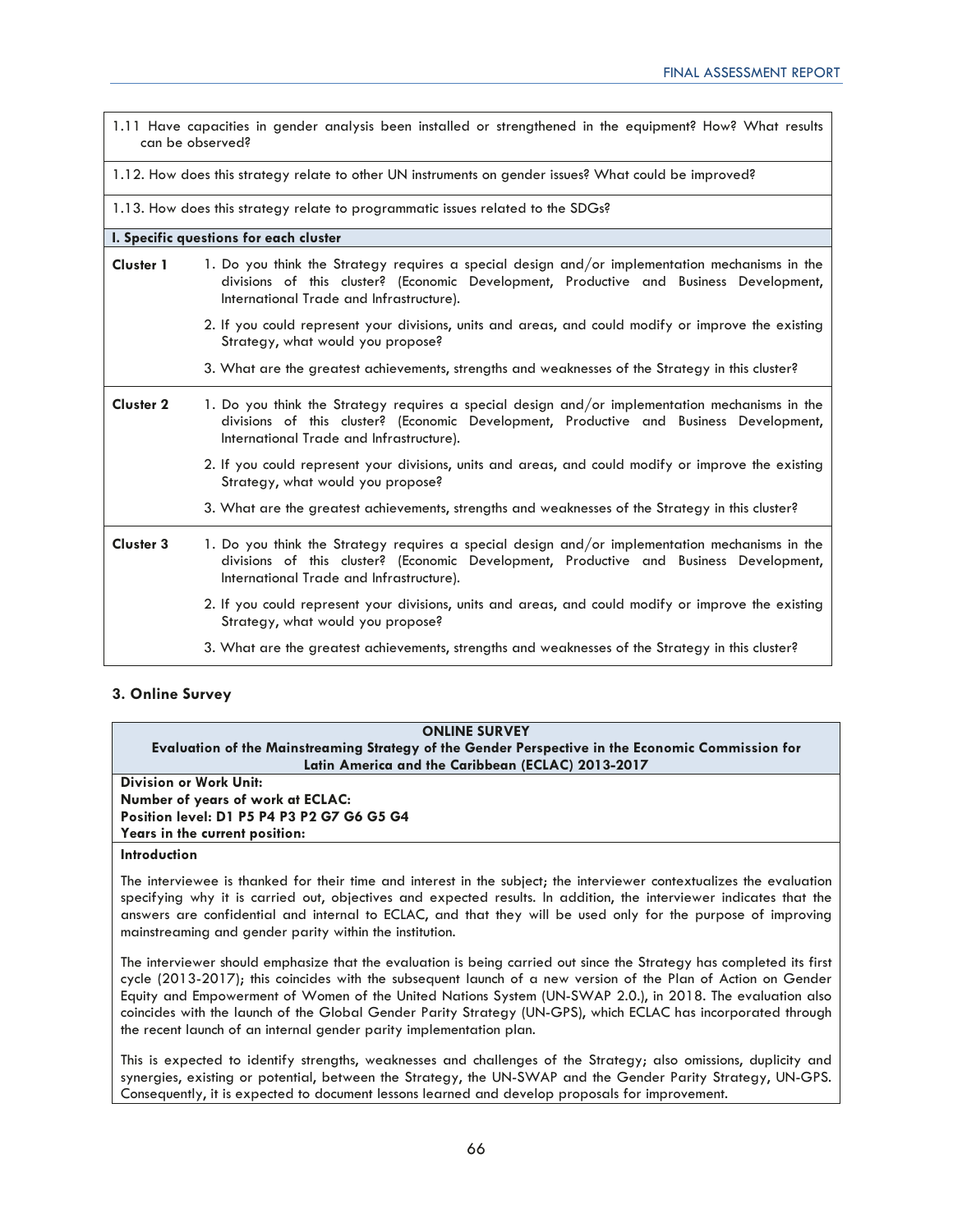| | |
|---|---|
| 1.11 Have capacities in gender analysis been installed or strengthened in the equipment? How? What results can be observed? | |
| 1.12. How does this strategy relate to other UN instruments on gender issues? What could be improved? | |
| 1.13. How does this strategy relate to programmatic issues related to the SDGs? | |
| **I. Specific questions for each cluster** | |
| **Cluster 1** | 1. Do you think the Strategy requires a special design and/or implementation mechanisms in the divisions of this cluster? (Economic Development, Productive and Business Development, International Trade and Infrastructure).<br>2. If you could represent your divisions, units and areas, and could modify or improve the existing Strategy, what would you propose?<br>3. What are the greatest achievements, strengths and weaknesses of the Strategy in this cluster? |
| **Cluster 2** | 1. Do you think the Strategy requires a special design and/or implementation mechanisms in the divisions of this cluster? (Economic Development, Productive and Business Development, International Trade and Infrastructure).<br>2. If you could represent your divisions, units and areas, and could modify or improve the existing Strategy, what would you propose?<br>3. What are the greatest achievements, strengths and weaknesses of the Strategy in this cluster? |
| **Cluster 3** | 1. Do you think the Strategy requires a special design and/or implementation mechanisms in the divisions of this cluster? (Economic Development, Productive and Business Development, International Trade and Infrastructure).<br>2. If you could represent your divisions, units and areas, and could modify or improve the existing Strategy, what would you propose?<br>3. What are the greatest achievements, strengths and weaknesses of the Strategy in this cluster? |

### 3. Online Survey

**ONLINE SURVEY**
**Evaluation of the Mainstreaming Strategy of the Gender Perspective in the Economic Commission for Latin America and the Caribbean (ECLAC) 2013-2017**

**Division or Work Unit:**
**Number of years of work at ECLAC:**
**Position level: D1 P5 P4 P3 P2 G7 G6 G5 G4**
**Years in the current position:**

**Introduction**

The interviewee is thanked for their time and interest in the subject; the interviewer contextualizes the evaluation specifying why it is carried out, objectives and expected results. In addition, the interviewer indicates that the answers are confidential and internal to ECLAC, and that they will be used only for the purpose of improving mainstreaming and gender parity within the institution.

The interviewer should emphasize that the evaluation is being carried out since the Strategy has completed its first cycle (2013-2017); this coincides with the subsequent launch of a new version of the Plan of Action on Gender Equity and Empowerment of Women of the United Nations System (UN-SWAP 2.0.), in 2018. The evaluation also coincides with the launch of the Global Gender Parity Strategy (UN-GPS), which ECLAC has incorporated through the recent launch of an internal gender parity implementation plan.

This is expected to identify strengths, weaknesses and challenges of the Strategy; also omissions, duplicity and synergies, existing or potential, between the Strategy, the UN-SWAP and the Gender Parity Strategy, UN-GPS. Consequently, it is expected to document lessons learned and develop proposals for improvement.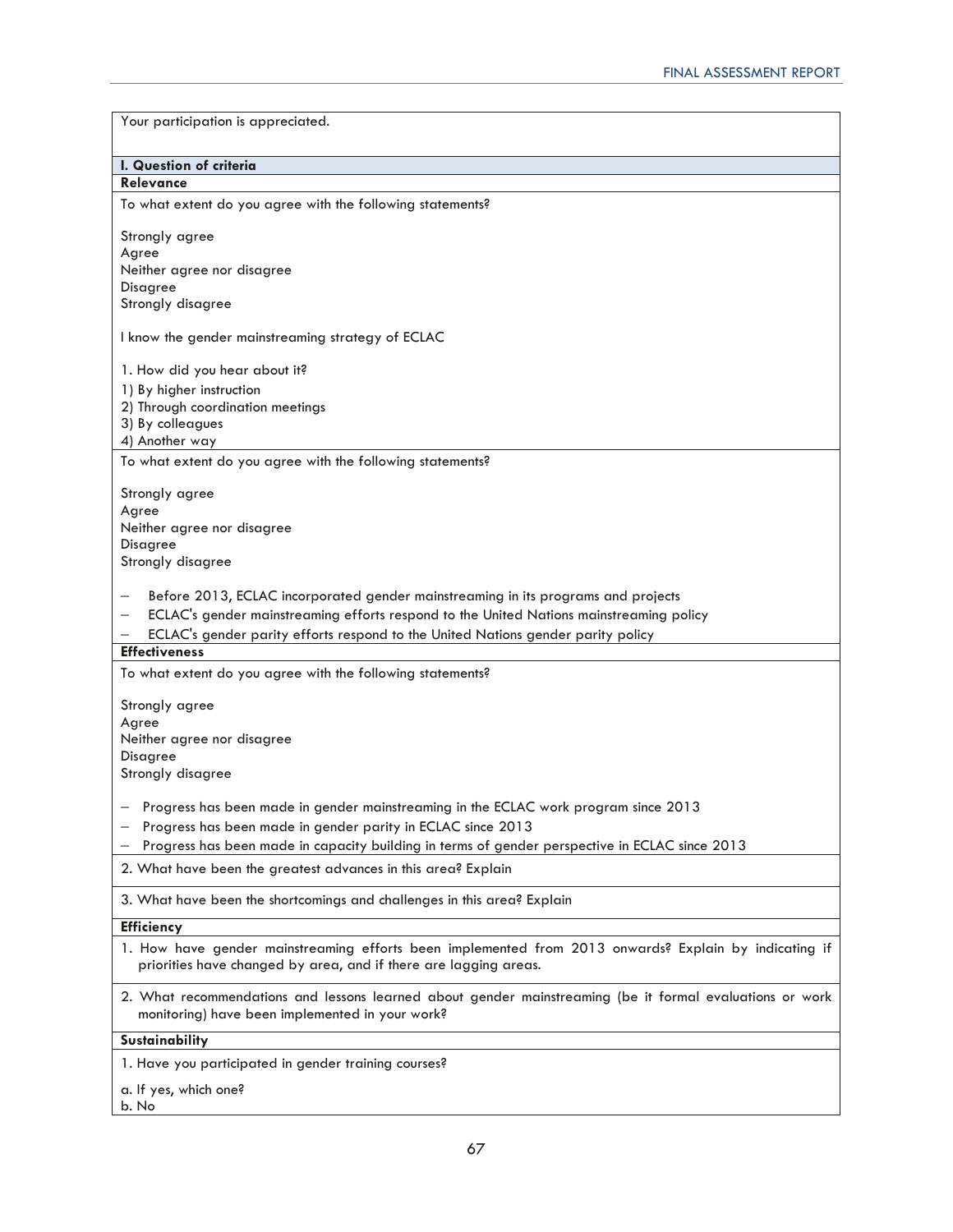Your participation is appreciated.

**I. Question of criteria**

**Relevance**

To what extent do you agree with the following statements?

Strongly agree
Agree
Neither agree nor disagree
Disagree
Strongly disagree

I know the gender mainstreaming strategy of ECLAC

1. How did you hear about it?

1) By higher instruction
2) Through coordination meetings
3) By colleagues
4) Another way

To what extent do you agree with the following statements?

Strongly agree
Agree
Neither agree nor disagree
Disagree
Strongly disagree

- Before 2013, ECLAC incorporated gender mainstreaming in its programs and projects
- ECLAC's gender mainstreaming efforts respond to the United Nations mainstreaming policy
- ECLAC's gender parity efforts respond to the United Nations gender parity policy

**Effectiveness**

To what extent do you agree with the following statements?

Strongly agree
Agree
Neither agree nor disagree
Disagree
Strongly disagree

- Progress has been made in gender mainstreaming in the ECLAC work program since 2013
- Progress has been made in gender parity in ECLAC since 2013
- Progress has been made in capacity building in terms of gender perspective in ECLAC since 2013

2. What have been the greatest advances in this area? Explain

3. What have been the shortcomings and challenges in this area? Explain

**Efficiency**

1. How have gender mainstreaming efforts been implemented from 2013 onwards? Explain by indicating if priorities have changed by area, and if there are lagging areas.

2. What recommendations and lessons learned about gender mainstreaming (be it formal evaluations or work monitoring) have been implemented in your work?

**Sustainability**

1. Have you participated in gender training courses?

a. If yes, which one?
b. No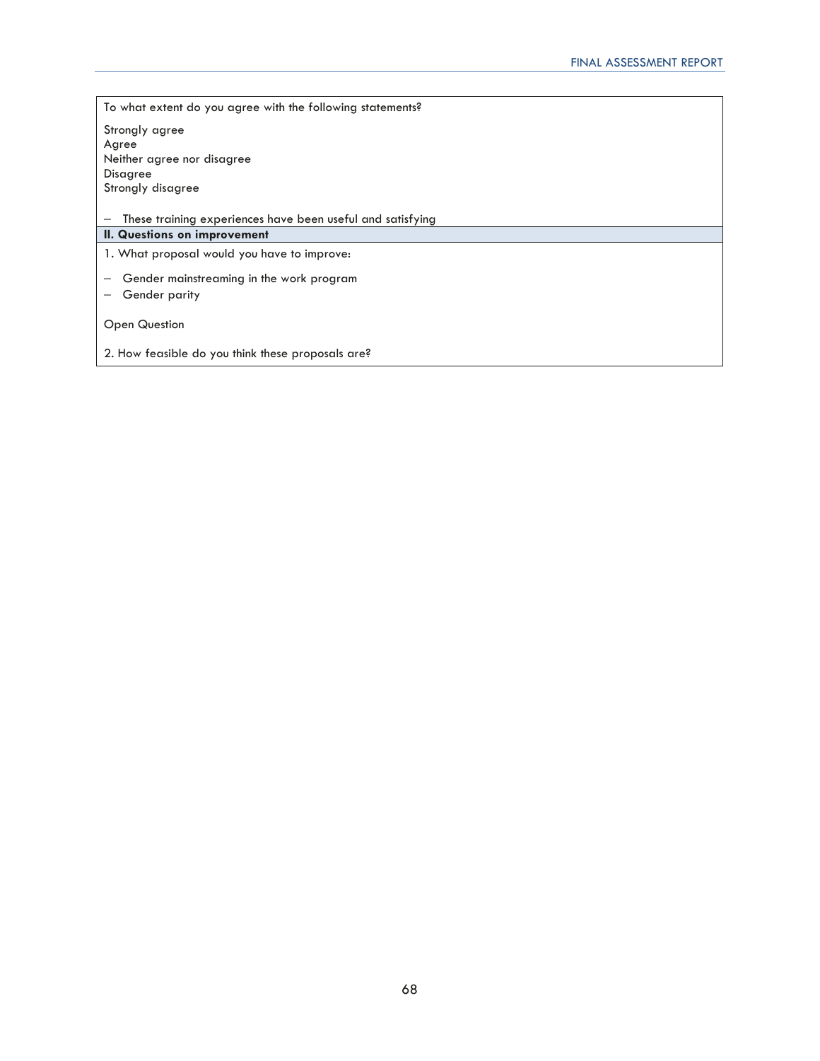| To what extent do you agree with the following statements?<br><br>Strongly agree<br>Agree<br>Neither agree nor disagree<br>Disagree<br>Strongly disagree<br><br>– These training experiences have been useful and satisfying |
|---|
| **II. Questions on improvement** |
| 1. What proposal would you have to improve:<br><br>– Gender mainstreaming in the work program<br>– Gender parity<br><br>Open Question<br><br>2. How feasible do you think these proposals are? |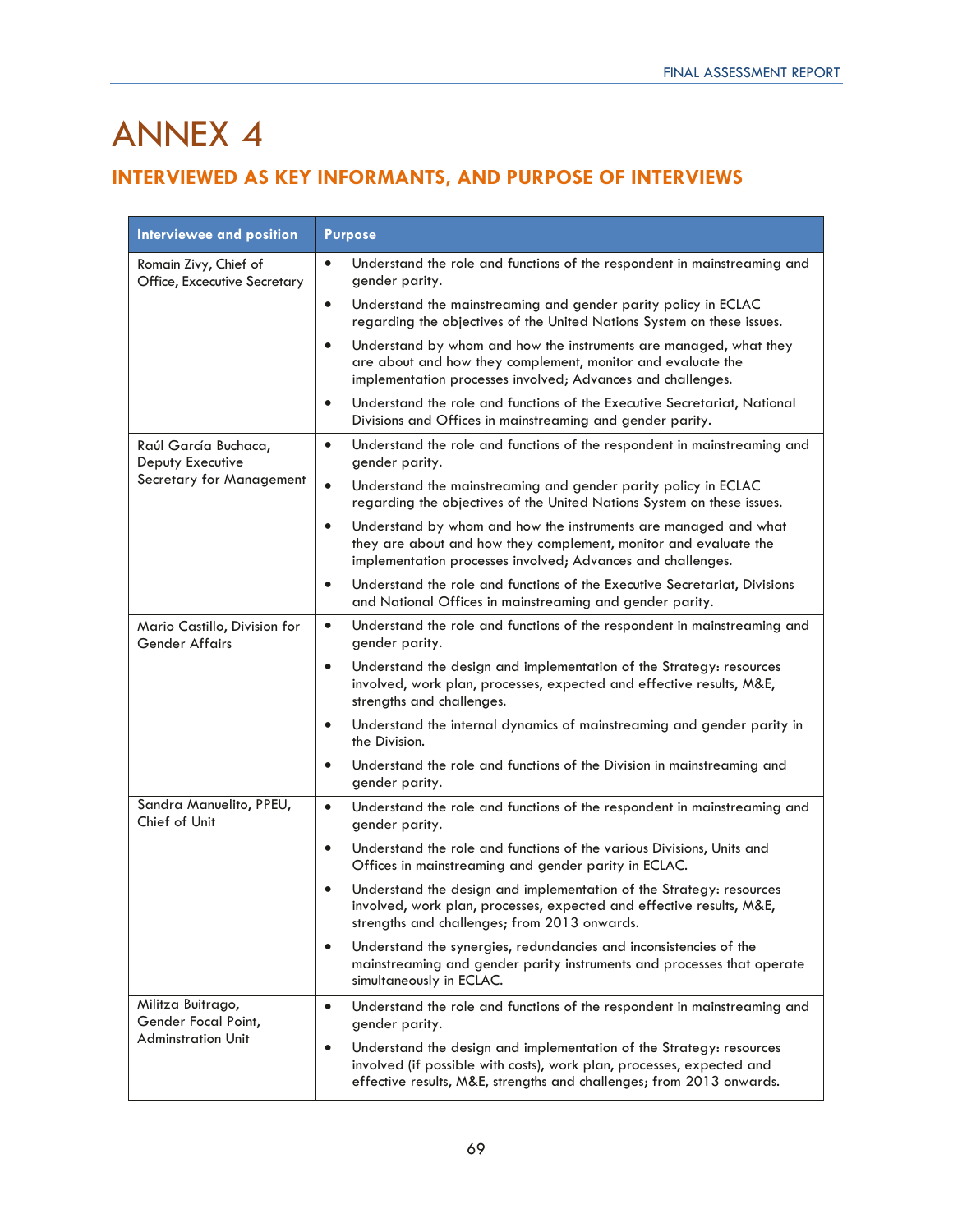# ANNEX 4

## INTERVIEWED AS KEY INFORMANTS, AND PURPOSE OF INTERVIEWS

| Interviewee and position | Purpose |
|---|---|
| Romain Zivy, Chief of Office, Excecutive Secretary | • Understand the role and functions of the respondent in mainstreaming and gender parity.<br>• Understand the mainstreaming and gender parity policy in ECLAC regarding the objectives of the United Nations System on these issues.<br>• Understand by whom and how the instruments are managed, what they are about and how they complement, monitor and evaluate the implementation processes involved; Advances and challenges.<br>• Understand the role and functions of the Executive Secretariat, National Divisions and Offices in mainstreaming and gender parity. |
| Raúl García Buchaca, Deputy Executive Secretary for Management | • Understand the role and functions of the respondent in mainstreaming and gender parity.<br>• Understand the mainstreaming and gender parity policy in ECLAC regarding the objectives of the United Nations System on these issues.<br>• Understand by whom and how the instruments are managed and what they are about and how they complement, monitor and evaluate the implementation processes involved; Advances and challenges.<br>• Understand the role and functions of the Executive Secretariat, Divisions and National Offices in mainstreaming and gender parity. |
| Mario Castillo, Division for Gender Affairs | • Understand the role and functions of the respondent in mainstreaming and gender parity.<br>• Understand the design and implementation of the Strategy: resources involved, work plan, processes, expected and effective results, M&E, strengths and challenges.<br>• Understand the internal dynamics of mainstreaming and gender parity in the Division.<br>• Understand the role and functions of the Division in mainstreaming and gender parity. |
| Sandra Manuelito, PPEU, Chief of Unit | • Understand the role and functions of the respondent in mainstreaming and gender parity.<br>• Understand the role and functions of the various Divisions, Units and Offices in mainstreaming and gender parity in ECLAC.<br>• Understand the design and implementation of the Strategy: resources involved, work plan, processes, expected and effective results, M&E, strengths and challenges; from 2013 onwards.<br>• Understand the synergies, redundancies and inconsistencies of the mainstreaming and gender parity instruments and processes that operate simultaneously in ECLAC. |
| Militza Buitrago, Gender Focal Point, Adminstration Unit | • Understand the role and functions of the respondent in mainstreaming and gender parity.<br>• Understand the design and implementation of the Strategy: resources involved (if possible with costs), work plan, processes, expected and effective results, M&E, strengths and challenges; from 2013 onwards. |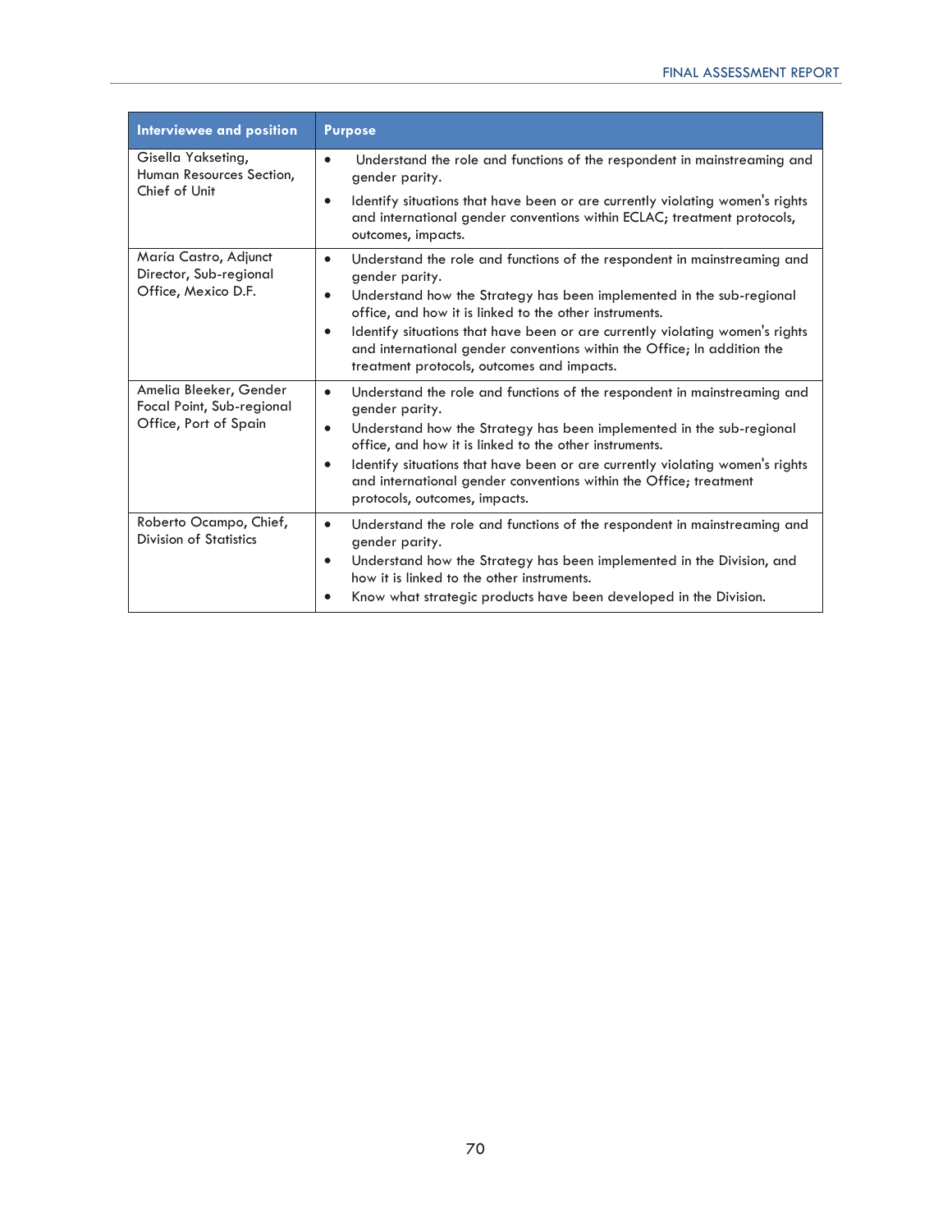| Interviewee and position | Purpose |
|---|---|
| Gisella Yakseting, Human Resources Section, Chief of Unit | • Understand the role and functions of the respondent in mainstreaming and gender parity.<br>• Identify situations that have been or are currently violating women's rights and international gender conventions within ECLAC; treatment protocols, outcomes, impacts. |
| María Castro, Adjunct Director, Sub-regional Office, Mexico D.F. | • Understand the role and functions of the respondent in mainstreaming and gender parity.<br>• Understand how the Strategy has been implemented in the sub-regional office, and how it is linked to the other instruments.<br>• Identify situations that have been or are currently violating women's rights and international gender conventions within the Office; In addition the treatment protocols, outcomes and impacts. |
| Amelia Bleeker, Gender Focal Point, Sub-regional Office, Port of Spain | • Understand the role and functions of the respondent in mainstreaming and gender parity.<br>• Understand how the Strategy has been implemented in the sub-regional office, and how it is linked to the other instruments.<br>• Identify situations that have been or are currently violating women's rights and international gender conventions within the Office; treatment protocols, outcomes, impacts. |
| Roberto Ocampo, Chief, Division of Statistics | • Understand the role and functions of the respondent in mainstreaming and gender parity.<br>• Understand how the Strategy has been implemented in the Division, and how it is linked to the other instruments.<br>• Know what strategic products have been developed in the Division. |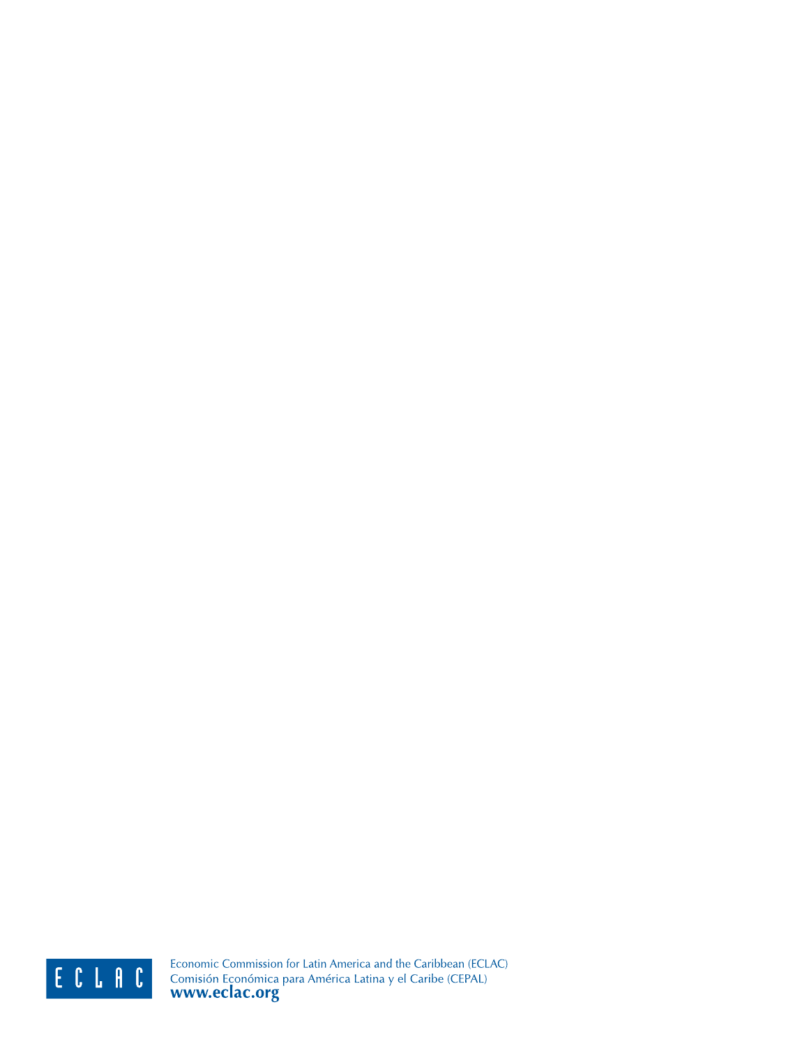ECLAC

Economic Commission for Latin America and the Caribbean (ECLAC)
Comisión Económica para América Latina y el Caribe (CEPAL)
**www.eclac.org**